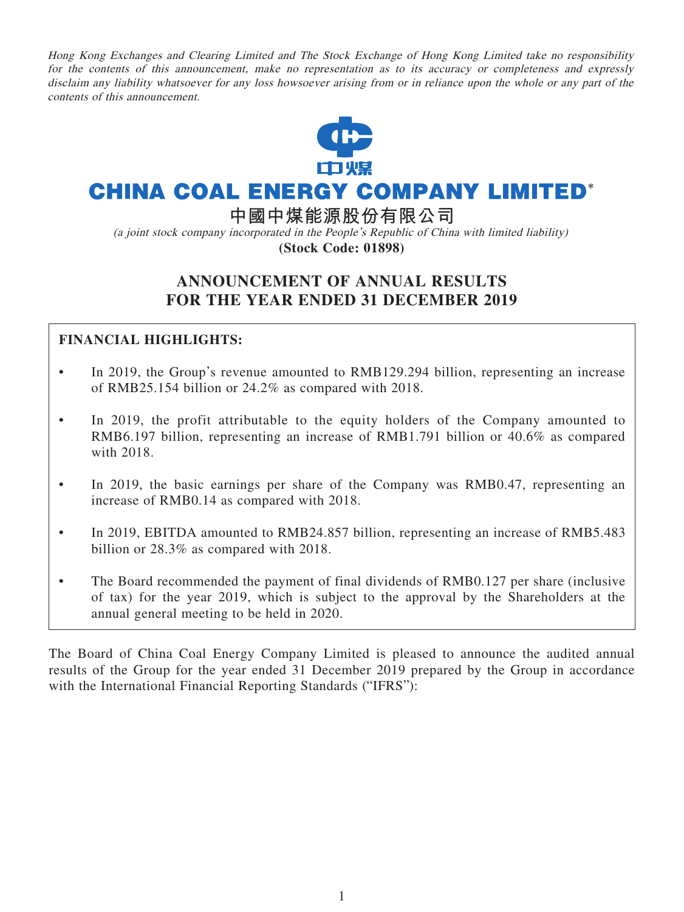*Hong Kong Exchanges and Clearing Limited and The Stock Exchange of Hong Kong Limited take no responsibility for the contents of this announcement, make no representation as to its accuracy or completeness and expressly disclaim any liability whatsoever for any loss howsoever arising from or in reliance upon the whole or any part of the contents of this announcement.*

中煤

# CHINA COAL ENERGY COMPANY LIMITED*

# 中國中煤能源股份有限公司

*(a joint stock company incorporated in the People's Republic of China with limited liability)*

**(Stock Code: 01898)**

## ANNOUNCEMENT OF ANNUAL RESULTS FOR THE YEAR ENDED 31 DECEMBER 2019

**FINANCIAL HIGHLIGHTS:**

- In 2019, the Group's revenue amounted to RMB129.294 billion, representing an increase of RMB25.154 billion or 24.2% as compared with 2018.
- In 2019, the profit attributable to the equity holders of the Company amounted to RMB6.197 billion, representing an increase of RMB1.791 billion or 40.6% as compared with 2018.
- In 2019, the basic earnings per share of the Company was RMB0.47, representing an increase of RMB0.14 as compared with 2018.
- In 2019, EBITDA amounted to RMB24.857 billion, representing an increase of RMB5.483 billion or 28.3% as compared with 2018.
- The Board recommended the payment of final dividends of RMB0.127 per share (inclusive of tax) for the year 2019, which is subject to the approval by the Shareholders at the annual general meeting to be held in 2020.

The Board of China Coal Energy Company Limited is pleased to announce the audited annual results of the Group for the year ended 31 December 2019 prepared by the Group in accordance with the International Financial Reporting Standards ("IFRS"):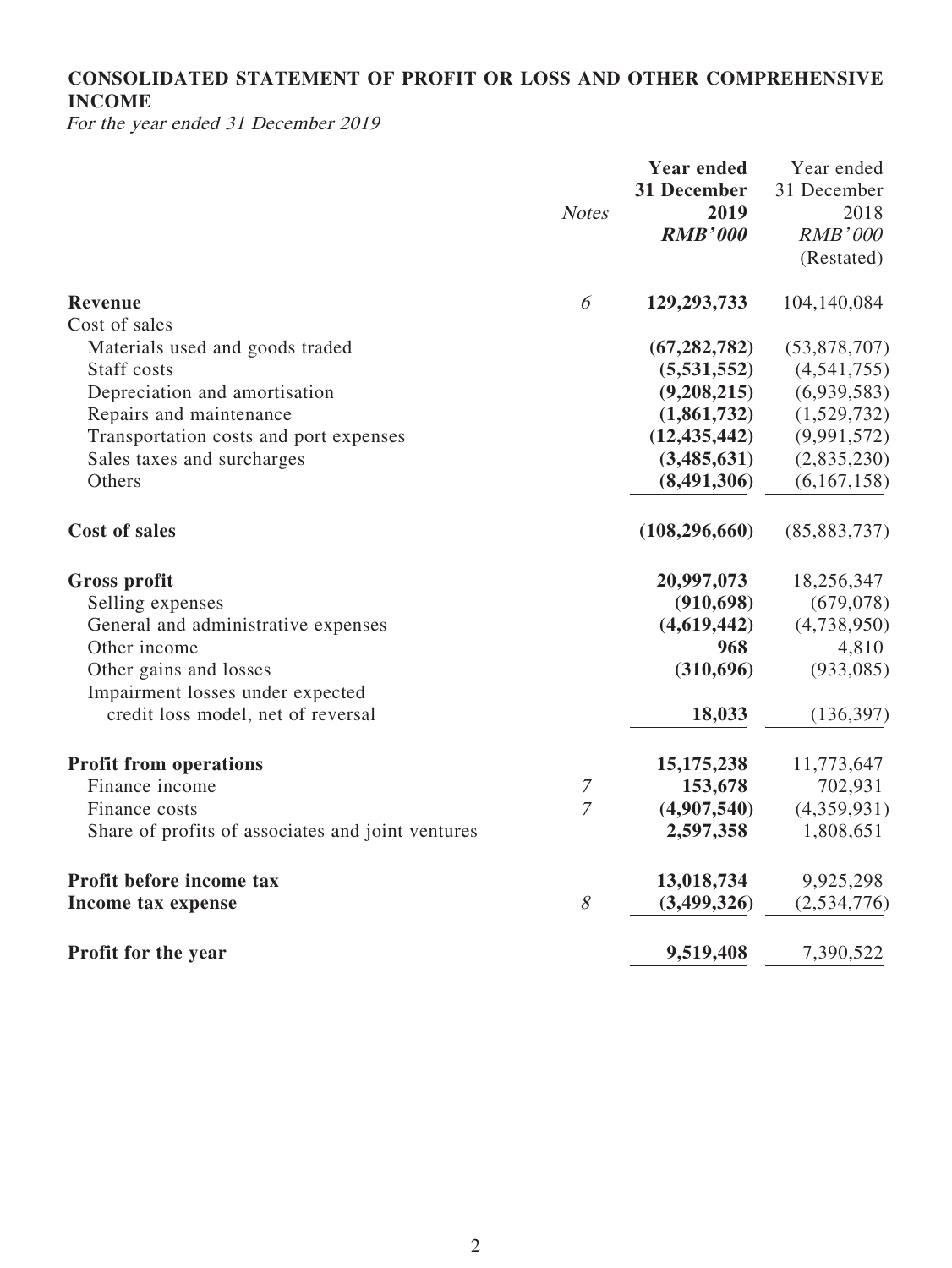## CONSOLIDATED STATEMENT OF PROFIT OR LOSS AND OTHER COMPREHENSIVE INCOME

*For the year ended 31 December 2019*

| | *Notes* | **Year ended 31 December 2019** ***RMB'000*** | Year ended 31 December 2018 *RMB'000* (Restated) |
|---|---|---|---|
| **Revenue** | *6* | **129,293,733** | 104,140,084 |
| Cost of sales | | | |
| Materials used and goods traded | | **(67,282,782)** | (53,878,707) |
| Staff costs | | **(5,531,552)** | (4,541,755) |
| Depreciation and amortisation | | **(9,208,215)** | (6,939,583) |
| Repairs and maintenance | | **(1,861,732)** | (1,529,732) |
| Transportation costs and port expenses | | **(12,435,442)** | (9,991,572) |
| Sales taxes and surcharges | | **(3,485,631)** | (2,835,230) |
| Others | | **(8,491,306)** | (6,167,158) |
| **Cost of sales** | | **(108,296,660)** | (85,883,737) |
| **Gross profit** | | **20,997,073** | 18,256,347 |
| Selling expenses | | **(910,698)** | (679,078) |
| General and administrative expenses | | **(4,619,442)** | (4,738,950) |
| Other income | | **968** | 4,810 |
| Other gains and losses | | **(310,696)** | (933,085) |
| Impairment losses under expected credit loss model, net of reversal | | **18,033** | (136,397) |
| **Profit from operations** | | **15,175,238** | 11,773,647 |
| Finance income | *7* | **153,678** | 702,931 |
| Finance costs | *7* | **(4,907,540)** | (4,359,931) |
| Share of profits of associates and joint ventures | | **2,597,358** | 1,808,651 |
| **Profit before income tax** | | **13,018,734** | 9,925,298 |
| **Income tax expense** | *8* | **(3,499,326)** | (2,534,776) |
| **Profit for the year** | | **9,519,408** | 7,390,522 |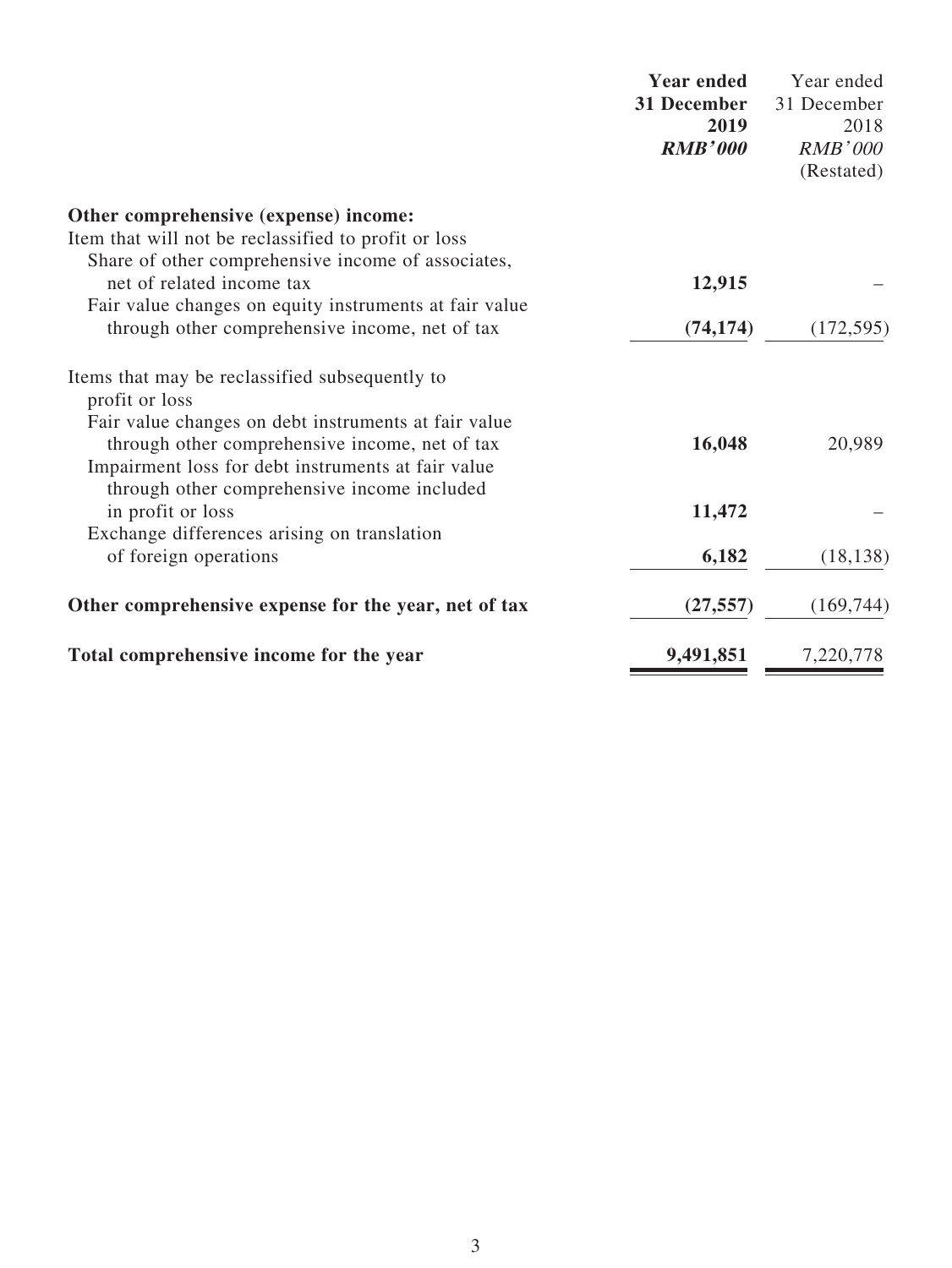| | Year ended 31 December 2019 RMB'000 | Year ended 31 December 2018 RMB'000 (Restated) |
|---|---|---|
| **Other comprehensive (expense) income:** | | |
| Item that will not be reclassified to profit or loss | | |
| Share of other comprehensive income of associates, net of related income tax | **12,915** | – |
| Fair value changes on equity instruments at fair value through other comprehensive income, net of tax | **(74,174)** | (172,595) |
| Items that may be reclassified subsequently to profit or loss | | |
| Fair value changes on debt instruments at fair value through other comprehensive income, net of tax | **16,048** | 20,989 |
| Impairment loss for debt instruments at fair value through other comprehensive income included in profit or loss | **11,472** | – |
| Exchange differences arising on translation of foreign operations | **6,182** | (18,138) |
| **Other comprehensive expense for the year, net of tax** | **(27,557)** | (169,744) |
| **Total comprehensive income for the year** | **9,491,851** | 7,220,778 |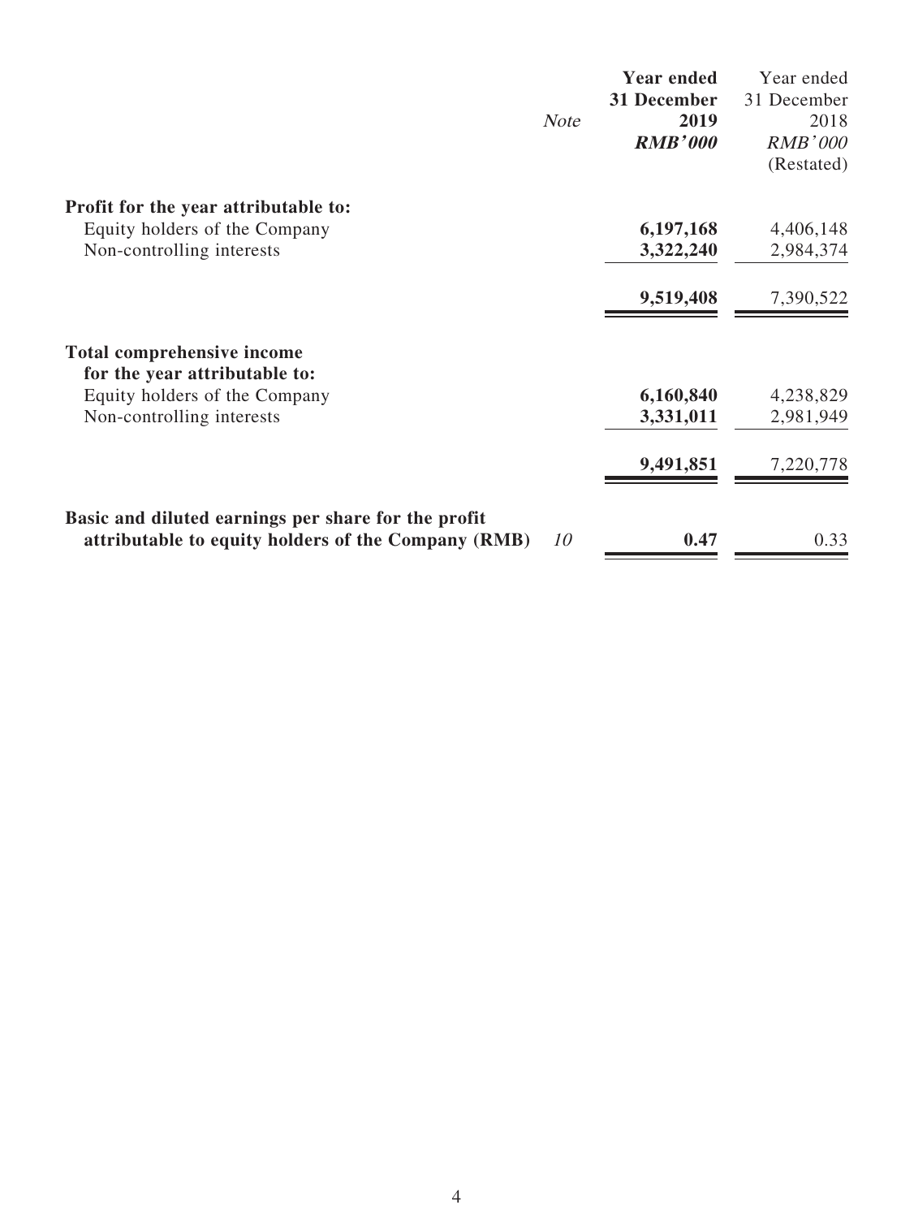| | Note | Year ended 31 December 2019 RMB'000 | Year ended 31 December 2018 RMB'000 (Restated) |
|---|---|---|---|
| **Profit for the year attributable to:** | | | |
| Equity holders of the Company | | **6,197,168** | 4,406,148 |
| Non-controlling interests | | **3,322,240** | 2,984,374 |
| | | **9,519,408** | 7,390,522 |
| **Total comprehensive income for the year attributable to:** | | | |
| Equity holders of the Company | | **6,160,840** | 4,238,829 |
| Non-controlling interests | | **3,331,011** | 2,981,949 |
| | | **9,491,851** | 7,220,778 |
| **Basic and diluted earnings per share for the profit attributable to equity holders of the Company (RMB)** | 10 | **0.47** | 0.33 |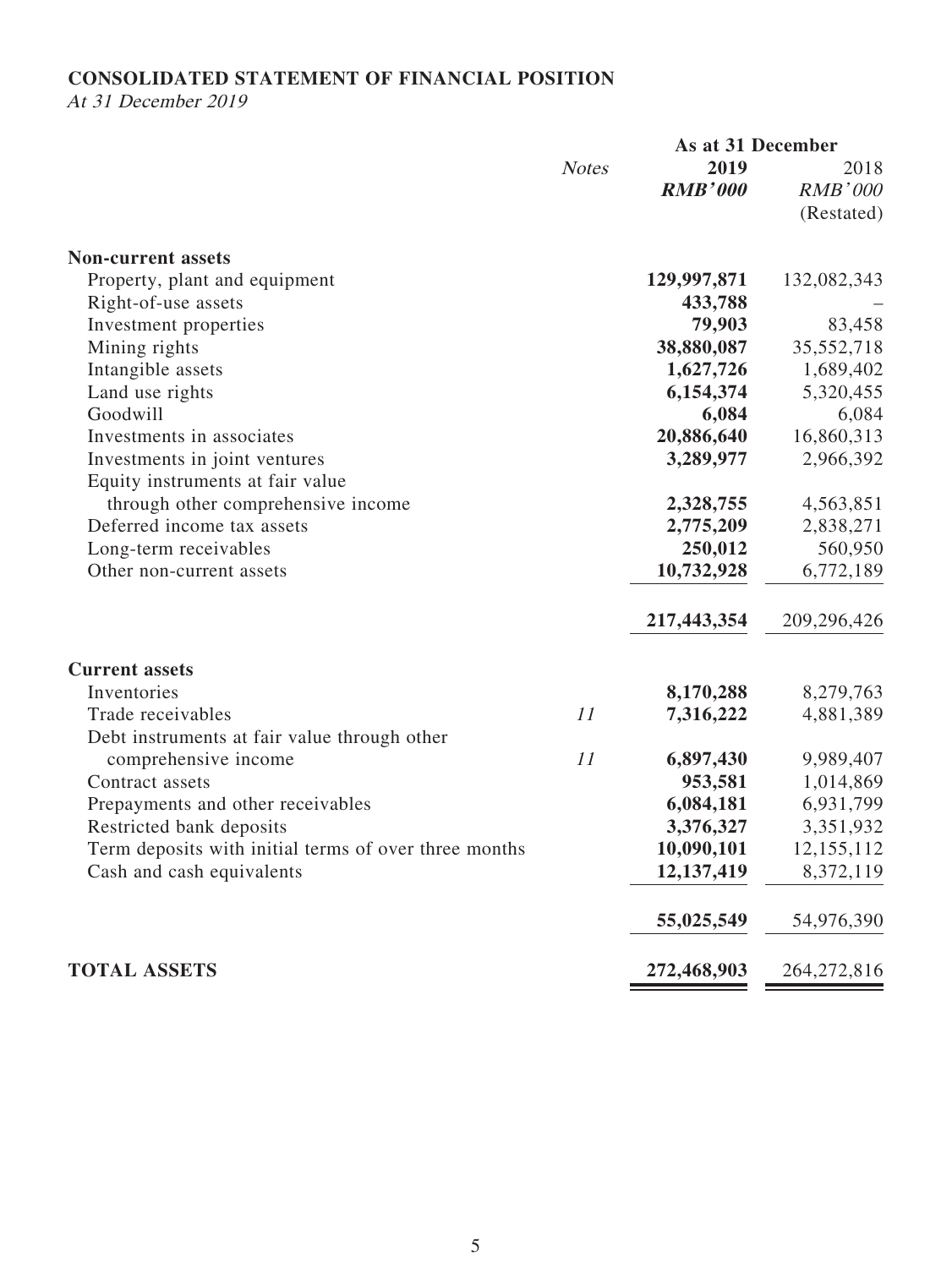**CONSOLIDATED STATEMENT OF FINANCIAL POSITION**

*At 31 December 2019*

| | *Notes* | **As at 31 December** | |
|---|---|---|---|
| | | **2019** | 2018 |
| | | ***RMB'000*** | *RMB'000* |
| | | | (Restated) |
| **Non-current assets** | | | |
| Property, plant and equipment | | **129,997,871** | 132,082,343 |
| Right-of-use assets | | **433,788** | – |
| Investment properties | | **79,903** | 83,458 |
| Mining rights | | **38,880,087** | 35,552,718 |
| Intangible assets | | **1,627,726** | 1,689,402 |
| Land use rights | | **6,154,374** | 5,320,455 |
| Goodwill | | **6,084** | 6,084 |
| Investments in associates | | **20,886,640** | 16,860,313 |
| Investments in joint ventures | | **3,289,977** | 2,966,392 |
| Equity instruments at fair value through other comprehensive income | | **2,328,755** | 4,563,851 |
| Deferred income tax assets | | **2,775,209** | 2,838,271 |
| Long-term receivables | | **250,012** | 560,950 |
| Other non-current assets | | **10,732,928** | 6,772,189 |
| | | **217,443,354** | 209,296,426 |
| **Current assets** | | | |
| Inventories | | **8,170,288** | 8,279,763 |
| Trade receivables | *11* | **7,316,222** | 4,881,389 |
| Debt instruments at fair value through other comprehensive income | *11* | **6,897,430** | 9,989,407 |
| Contract assets | | **953,581** | 1,014,869 |
| Prepayments and other receivables | | **6,084,181** | 6,931,799 |
| Restricted bank deposits | | **3,376,327** | 3,351,932 |
| Term deposits with initial terms of over three months | | **10,090,101** | 12,155,112 |
| Cash and cash equivalents | | **12,137,419** | 8,372,119 |
| | | **55,025,549** | 54,976,390 |
| **TOTAL ASSETS** | | **272,468,903** | 264,272,816 |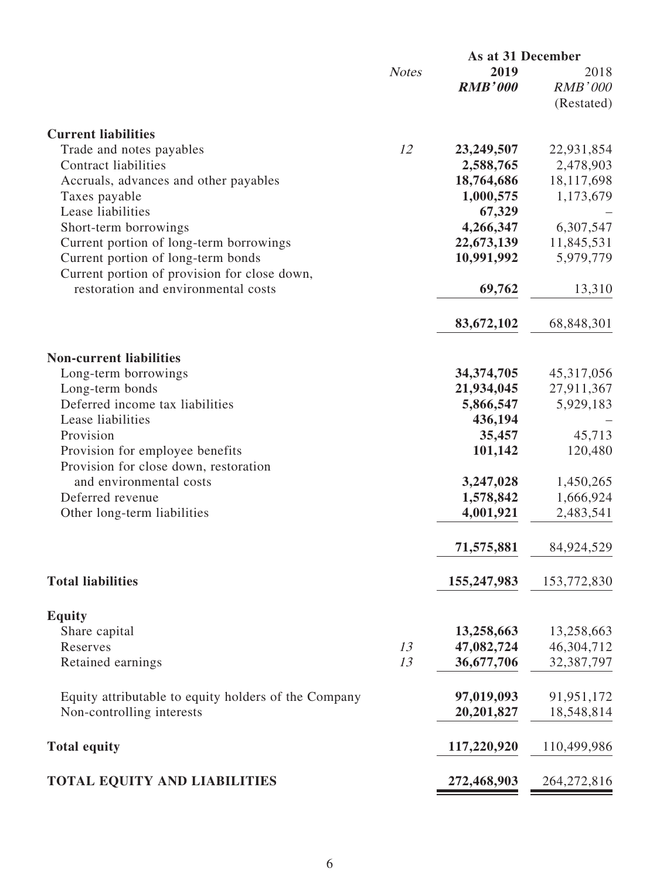| | Notes | As at 31 December 2019 RMB'000 | As at 31 December 2018 RMB'000 (Restated) |
|---|---|---|---|
| **Current liabilities** | | | |
| Trade and notes payables | 12 | **23,249,507** | 22,931,854 |
| Contract liabilities | | **2,588,765** | 2,478,903 |
| Accruals, advances and other payables | | **18,764,686** | 18,117,698 |
| Taxes payable | | **1,000,575** | 1,173,679 |
| Lease liabilities | | **67,329** | – |
| Short-term borrowings | | **4,266,347** | 6,307,547 |
| Current portion of long-term borrowings | | **22,673,139** | 11,845,531 |
| Current portion of long-term bonds | | **10,991,992** | 5,979,779 |
| Current portion of provision for close down, restoration and environmental costs | | **69,762** | 13,310 |
| | | **83,672,102** | 68,848,301 |
| **Non-current liabilities** | | | |
| Long-term borrowings | | **34,374,705** | 45,317,056 |
| Long-term bonds | | **21,934,045** | 27,911,367 |
| Deferred income tax liabilities | | **5,866,547** | 5,929,183 |
| Lease liabilities | | **436,194** | – |
| Provision | | **35,457** | 45,713 |
| Provision for employee benefits | | **101,142** | 120,480 |
| Provision for close down, restoration and environmental costs | | **3,247,028** | 1,450,265 |
| Deferred revenue | | **1,578,842** | 1,666,924 |
| Other long-term liabilities | | **4,001,921** | 2,483,541 |
| | | **71,575,881** | 84,924,529 |
| **Total liabilities** | | **155,247,983** | 153,772,830 |
| **Equity** | | | |
| Share capital | | **13,258,663** | 13,258,663 |
| Reserves | 13 | **47,082,724** | 46,304,712 |
| Retained earnings | 13 | **36,677,706** | 32,387,797 |
| Equity attributable to equity holders of the Company | | **97,019,093** | 91,951,172 |
| Non-controlling interests | | **20,201,827** | 18,548,814 |
| **Total equity** | | **117,220,920** | 110,499,986 |
| **TOTAL EQUITY AND LIABILITIES** | | **272,468,903** | 264,272,816 |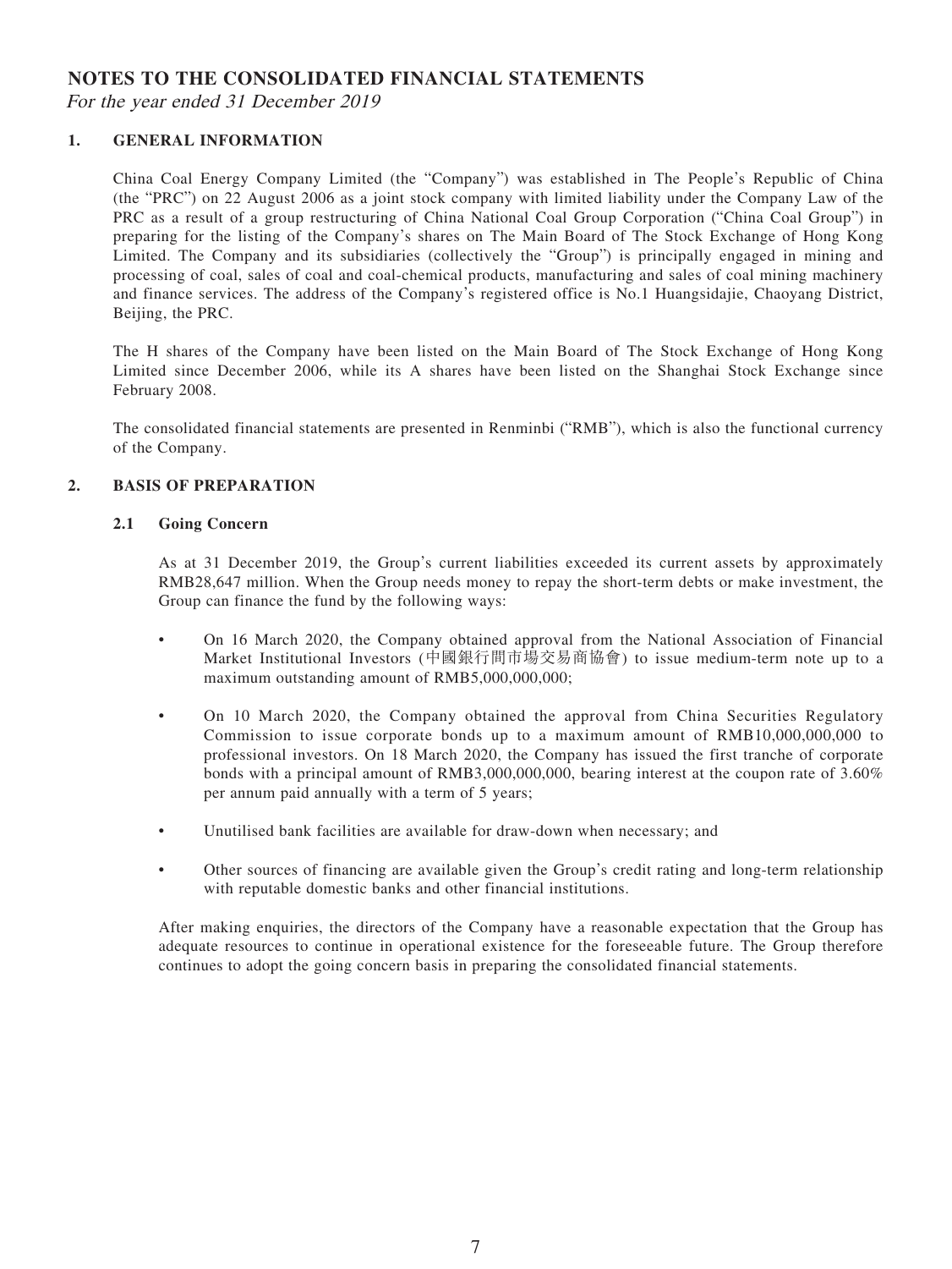# NOTES TO THE CONSOLIDATED FINANCIAL STATEMENTS

*For the year ended 31 December 2019*

## 1. GENERAL INFORMATION

China Coal Energy Company Limited (the "Company") was established in The People's Republic of China (the "PRC") on 22 August 2006 as a joint stock company with limited liability under the Company Law of the PRC as a result of a group restructuring of China National Coal Group Corporation ("China Coal Group") in preparing for the listing of the Company's shares on The Main Board of The Stock Exchange of Hong Kong Limited. The Company and its subsidiaries (collectively the "Group") is principally engaged in mining and processing of coal, sales of coal and coal-chemical products, manufacturing and sales of coal mining machinery and finance services. The address of the Company's registered office is No.1 Huangsidajie, Chaoyang District, Beijing, the PRC.

The H shares of the Company have been listed on the Main Board of The Stock Exchange of Hong Kong Limited since December 2006, while its A shares have been listed on the Shanghai Stock Exchange since February 2008.

The consolidated financial statements are presented in Renminbi ("RMB"), which is also the functional currency of the Company.

## 2. BASIS OF PREPARATION

### 2.1 Going Concern

As at 31 December 2019, the Group's current liabilities exceeded its current assets by approximately RMB28,647 million. When the Group needs money to repay the short-term debts or make investment, the Group can finance the fund by the following ways:

- On 16 March 2020, the Company obtained approval from the National Association of Financial Market Institutional Investors (中國銀行間市場交易商協會) to issue medium-term note up to a maximum outstanding amount of RMB5,000,000,000;
- On 10 March 2020, the Company obtained the approval from China Securities Regulatory Commission to issue corporate bonds up to a maximum amount of RMB10,000,000,000 to professional investors. On 18 March 2020, the Company has issued the first tranche of corporate bonds with a principal amount of RMB3,000,000,000, bearing interest at the coupon rate of 3.60% per annum paid annually with a term of 5 years;
- Unutilised bank facilities are available for draw-down when necessary; and
- Other sources of financing are available given the Group's credit rating and long-term relationship with reputable domestic banks and other financial institutions.

After making enquiries, the directors of the Company have a reasonable expectation that the Group has adequate resources to continue in operational existence for the foreseeable future. The Group therefore continues to adopt the going concern basis in preparing the consolidated financial statements.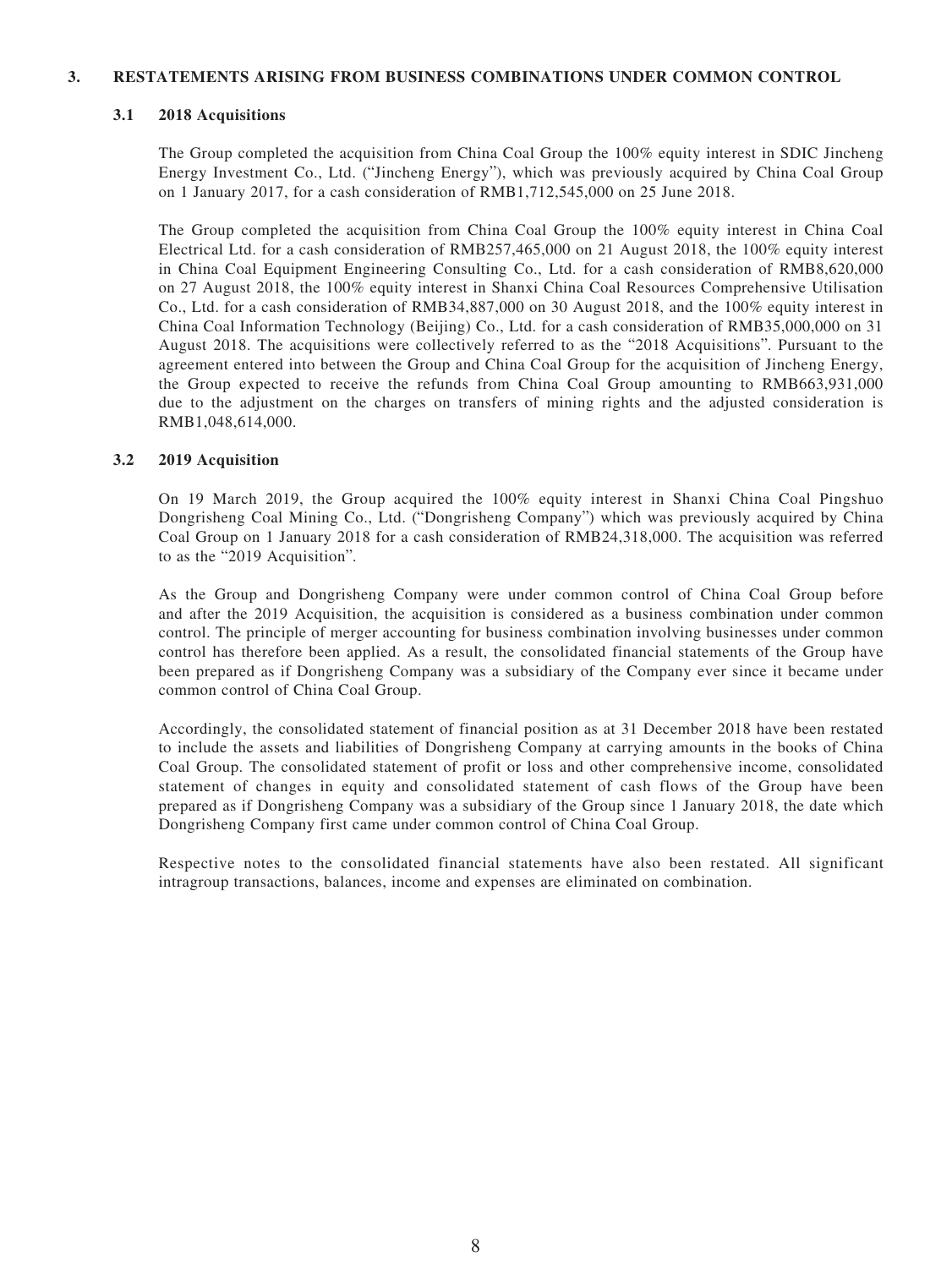## 3. RESTATEMENTS ARISING FROM BUSINESS COMBINATIONS UNDER COMMON CONTROL

### 3.1 2018 Acquisitions

The Group completed the acquisition from China Coal Group the 100% equity interest in SDIC Jincheng Energy Investment Co., Ltd. ("Jincheng Energy"), which was previously acquired by China Coal Group on 1 January 2017, for a cash consideration of RMB1,712,545,000 on 25 June 2018.

The Group completed the acquisition from China Coal Group the 100% equity interest in China Coal Electrical Ltd. for a cash consideration of RMB257,465,000 on 21 August 2018, the 100% equity interest in China Coal Equipment Engineering Consulting Co., Ltd. for a cash consideration of RMB8,620,000 on 27 August 2018, the 100% equity interest in Shanxi China Coal Resources Comprehensive Utilisation Co., Ltd. for a cash consideration of RMB34,887,000 on 30 August 2018, and the 100% equity interest in China Coal Information Technology (Beijing) Co., Ltd. for a cash consideration of RMB35,000,000 on 31 August 2018. The acquisitions were collectively referred to as the "2018 Acquisitions". Pursuant to the agreement entered into between the Group and China Coal Group for the acquisition of Jincheng Energy, the Group expected to receive the refunds from China Coal Group amounting to RMB663,931,000 due to the adjustment on the charges on transfers of mining rights and the adjusted consideration is RMB1,048,614,000.

### 3.2 2019 Acquisition

On 19 March 2019, the Group acquired the 100% equity interest in Shanxi China Coal Pingshuo Dongrisheng Coal Mining Co., Ltd. ("Dongrisheng Company") which was previously acquired by China Coal Group on 1 January 2018 for a cash consideration of RMB24,318,000. The acquisition was referred to as the "2019 Acquisition".

As the Group and Dongrisheng Company were under common control of China Coal Group before and after the 2019 Acquisition, the acquisition is considered as a business combination under common control. The principle of merger accounting for business combination involving businesses under common control has therefore been applied. As a result, the consolidated financial statements of the Group have been prepared as if Dongrisheng Company was a subsidiary of the Company ever since it became under common control of China Coal Group.

Accordingly, the consolidated statement of financial position as at 31 December 2018 have been restated to include the assets and liabilities of Dongrisheng Company at carrying amounts in the books of China Coal Group. The consolidated statement of profit or loss and other comprehensive income, consolidated statement of changes in equity and consolidated statement of cash flows of the Group have been prepared as if Dongrisheng Company was a subsidiary of the Group since 1 January 2018, the date which Dongrisheng Company first came under common control of China Coal Group.

Respective notes to the consolidated financial statements have also been restated. All significant intragroup transactions, balances, income and expenses are eliminated on combination.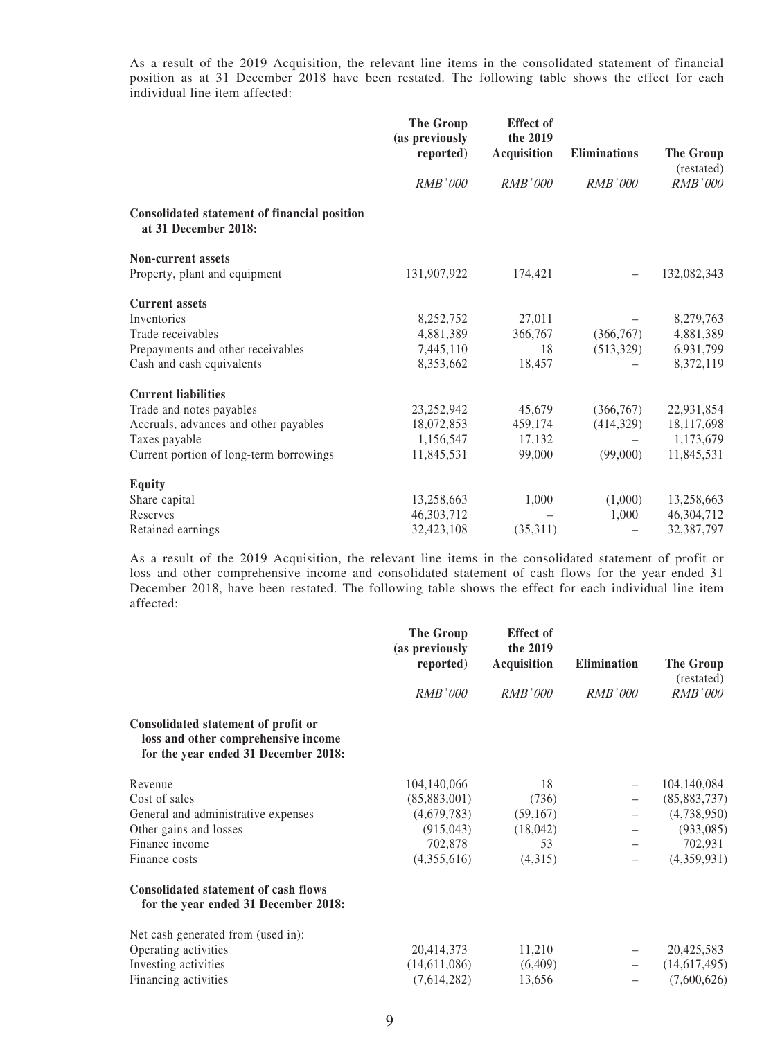As a result of the 2019 Acquisition, the relevant line items in the consolidated statement of financial position as at 31 December 2018 have been restated. The following table shows the effect for each individual line item affected:

| | The Group (as previously reported) | Effect of the 2019 Acquisition | Eliminations | The Group (restated) |
|---|---|---|---|---|
| | *RMB'000* | *RMB'000* | *RMB'000* | *RMB'000* |
| **Consolidated statement of financial position at 31 December 2018:** | | | | |
| **Non-current assets** | | | | |
| Property, plant and equipment | 131,907,922 | 174,421 | – | 132,082,343 |
| **Current assets** | | | | |
| Inventories | 8,252,752 | 27,011 | – | 8,279,763 |
| Trade receivables | 4,881,389 | 366,767 | (366,767) | 4,881,389 |
| Prepayments and other receivables | 7,445,110 | 18 | (513,329) | 6,931,799 |
| Cash and cash equivalents | 8,353,662 | 18,457 | – | 8,372,119 |
| **Current liabilities** | | | | |
| Trade and notes payables | 23,252,942 | 45,679 | (366,767) | 22,931,854 |
| Accruals, advances and other payables | 18,072,853 | 459,174 | (414,329) | 18,117,698 |
| Taxes payable | 1,156,547 | 17,132 | – | 1,173,679 |
| Current portion of long-term borrowings | 11,845,531 | 99,000 | (99,000) | 11,845,531 |
| **Equity** | | | | |
| Share capital | 13,258,663 | 1,000 | (1,000) | 13,258,663 |
| Reserves | 46,303,712 | – | 1,000 | 46,304,712 |
| Retained earnings | 32,423,108 | (35,311) | – | 32,387,797 |

As a result of the 2019 Acquisition, the relevant line items in the consolidated statement of profit or loss and other comprehensive income and consolidated statement of cash flows for the year ended 31 December 2018, have been restated. The following table shows the effect for each individual line item affected:

| | The Group (as previously reported) | Effect of the 2019 Acquisition | Elimination | The Group (restated) |
|---|---|---|---|---|
| | *RMB'000* | *RMB'000* | *RMB'000* | *RMB'000* |
| **Consolidated statement of profit or loss and other comprehensive income for the year ended 31 December 2018:** | | | | |
| Revenue | 104,140,066 | 18 | – | 104,140,084 |
| Cost of sales | (85,883,001) | (736) | – | (85,883,737) |
| General and administrative expenses | (4,679,783) | (59,167) | – | (4,738,950) |
| Other gains and losses | (915,043) | (18,042) | – | (933,085) |
| Finance income | 702,878 | 53 | – | 702,931 |
| Finance costs | (4,355,616) | (4,315) | – | (4,359,931) |
| **Consolidated statement of cash flows for the year ended 31 December 2018:** | | | | |
| Net cash generated from (used in): | | | | |
| Operating activities | 20,414,373 | 11,210 | – | 20,425,583 |
| Investing activities | (14,611,086) | (6,409) | – | (14,617,495) |
| Financing activities | (7,614,282) | 13,656 | – | (7,600,626) |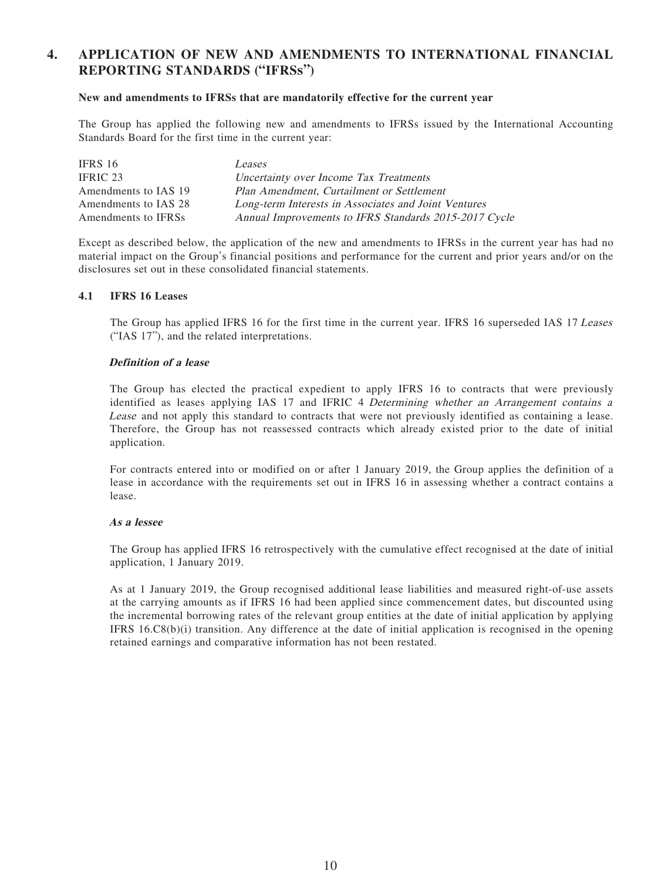## 4. APPLICATION OF NEW AND AMENDMENTS TO INTERNATIONAL FINANCIAL REPORTING STANDARDS ("IFRSs")

**New and amendments to IFRSs that are mandatorily effective for the current year**

The Group has applied the following new and amendments to IFRSs issued by the International Accounting Standards Board for the first time in the current year:

| | |
|---|---|
| IFRS 16 | *Leases* |
| IFRIC 23 | *Uncertainty over Income Tax Treatments* |
| Amendments to IAS 19 | *Plan Amendment, Curtailment or Settlement* |
| Amendments to IAS 28 | *Long-term Interests in Associates and Joint Ventures* |
| Amendments to IFRSs | *Annual Improvements to IFRS Standards 2015-2017 Cycle* |

Except as described below, the application of the new and amendments to IFRSs in the current year has had no material impact on the Group's financial positions and performance for the current and prior years and/or on the disclosures set out in these consolidated financial statements.

### 4.1 IFRS 16 Leases

The Group has applied IFRS 16 for the first time in the current year. IFRS 16 superseded IAS 17 *Leases* ("IAS 17"), and the related interpretations.

***Definition of a lease***

The Group has elected the practical expedient to apply IFRS 16 to contracts that were previously identified as leases applying IAS 17 and IFRIC 4 *Determining whether an Arrangement contains a Lease* and not apply this standard to contracts that were not previously identified as containing a lease. Therefore, the Group has not reassessed contracts which already existed prior to the date of initial application.

For contracts entered into or modified on or after 1 January 2019, the Group applies the definition of a lease in accordance with the requirements set out in IFRS 16 in assessing whether a contract contains a lease.

***As a lessee***

The Group has applied IFRS 16 retrospectively with the cumulative effect recognised at the date of initial application, 1 January 2019.

As at 1 January 2019, the Group recognised additional lease liabilities and measured right-of-use assets at the carrying amounts as if IFRS 16 had been applied since commencement dates, but discounted using the incremental borrowing rates of the relevant group entities at the date of initial application by applying IFRS 16.C8(b)(i) transition. Any difference at the date of initial application is recognised in the opening retained earnings and comparative information has not been restated.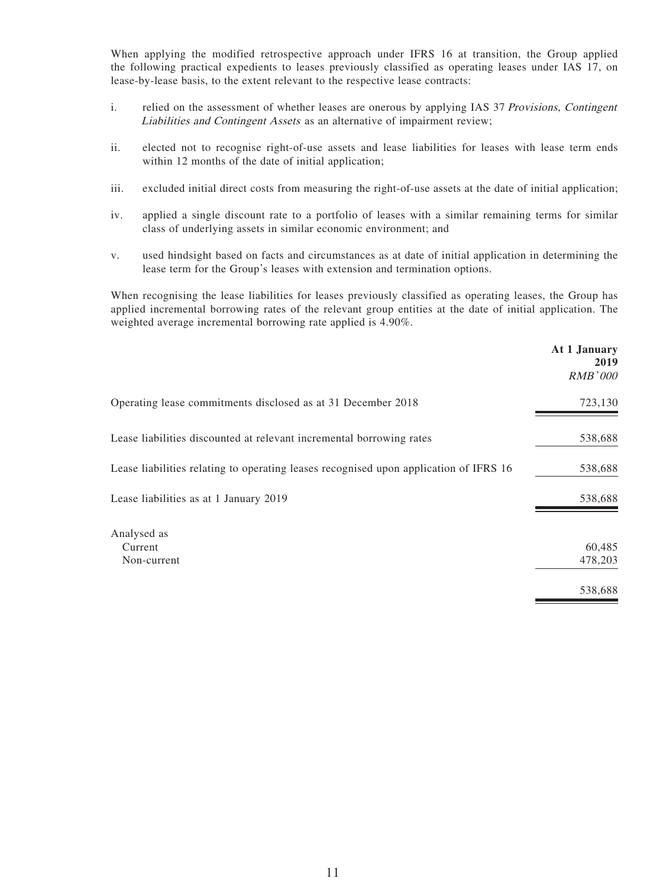When applying the modified retrospective approach under IFRS 16 at transition, the Group applied the following practical expedients to leases previously classified as operating leases under IAS 17, on lease-by-lease basis, to the extent relevant to the respective lease contracts:

i. relied on the assessment of whether leases are onerous by applying IAS 37 *Provisions, Contingent Liabilities and Contingent Assets* as an alternative of impairment review;

ii. elected not to recognise right-of-use assets and lease liabilities for leases with lease term ends within 12 months of the date of initial application;

iii. excluded initial direct costs from measuring the right-of-use assets at the date of initial application;

iv. applied a single discount rate to a portfolio of leases with a similar remaining terms for similar class of underlying assets in similar economic environment; and

v. used hindsight based on facts and circumstances as at date of initial application in determining the lease term for the Group's leases with extension and termination options.

When recognising the lease liabilities for leases previously classified as operating leases, the Group has applied incremental borrowing rates of the relevant group entities at the date of initial application. The weighted average incremental borrowing rate applied is 4.90%.

| | **At 1 January 2019** *RMB'000* |
|---|---|
| Operating lease commitments disclosed as at 31 December 2018 | 723,130 |
| Lease liabilities discounted at relevant incremental borrowing rates | 538,688 |
| Lease liabilities relating to operating leases recognised upon application of IFRS 16 | 538,688 |
| Lease liabilities as at 1 January 2019 | 538,688 |
| Analysed as | |
| Current | 60,485 |
| Non-current | 478,203 |
| | 538,688 |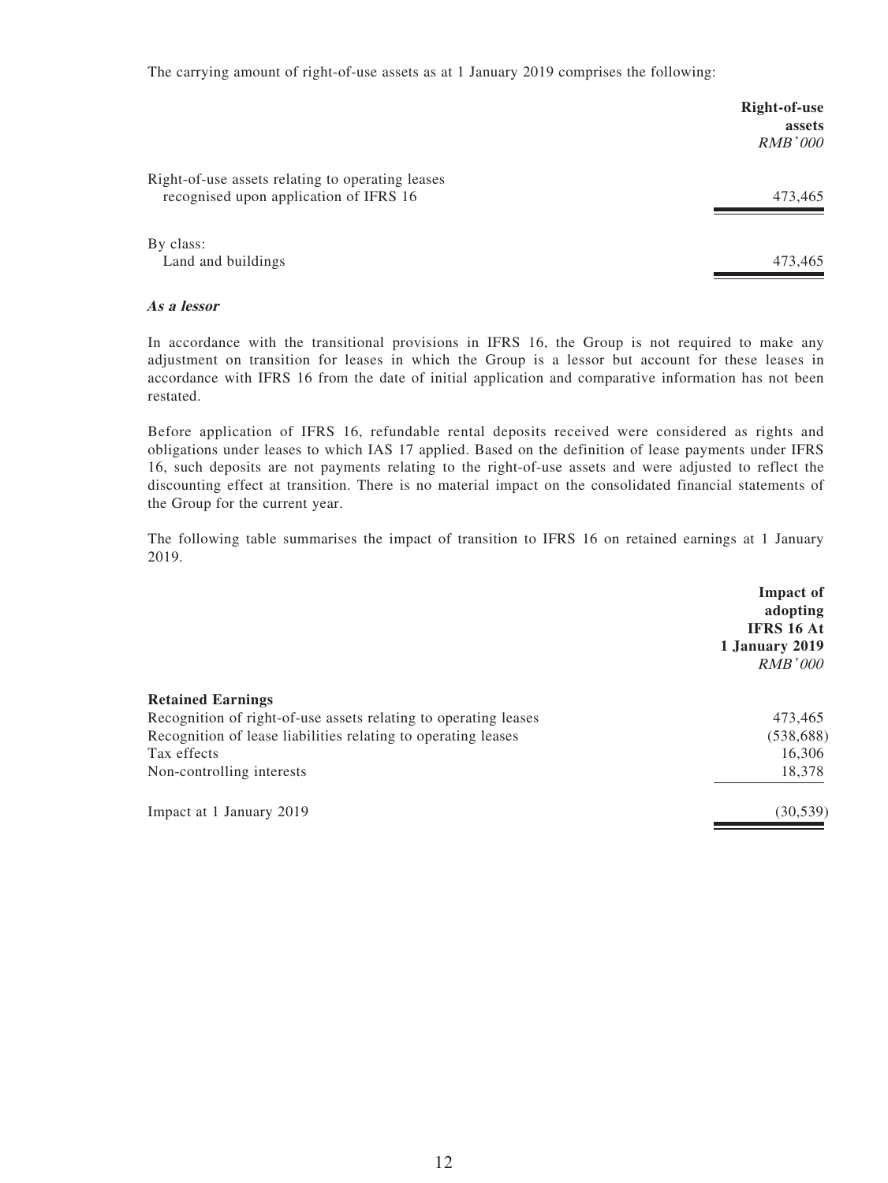The carrying amount of right-of-use assets as at 1 January 2019 comprises the following:

| | Right-of-use assets |
|---|---|
| | *RMB'000* |
| Right-of-use assets relating to operating leases recognised upon application of IFRS 16 | 473,465 |
| By class: | |
| Land and buildings | 473,465 |

***As a lessor***

In accordance with the transitional provisions in IFRS 16, the Group is not required to make any adjustment on transition for leases in which the Group is a lessor but account for these leases in accordance with IFRS 16 from the date of initial application and comparative information has not been restated.

Before application of IFRS 16, refundable rental deposits received were considered as rights and obligations under leases to which IAS 17 applied. Based on the definition of lease payments under IFRS 16, such deposits are not payments relating to the right-of-use assets and were adjusted to reflect the discounting effect at transition. There is no material impact on the consolidated financial statements of the Group for the current year.

The following table summarises the impact of transition to IFRS 16 on retained earnings at 1 January 2019.

| | Impact of adopting IFRS 16 At 1 January 2019 |
|---|---|
| | *RMB'000* |
| **Retained Earnings** | |
| Recognition of right-of-use assets relating to operating leases | 473,465 |
| Recognition of lease liabilities relating to operating leases | (538,688) |
| Tax effects | 16,306 |
| Non-controlling interests | 18,378 |
| Impact at 1 January 2019 | (30,539) |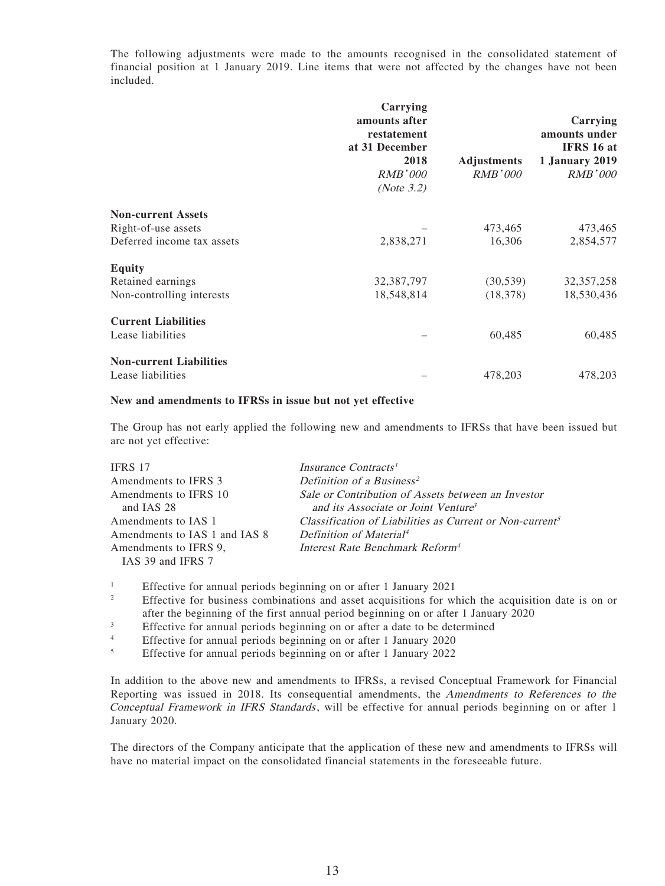The following adjustments were made to the amounts recognised in the consolidated statement of financial position at 1 January 2019. Line items that were not affected by the changes have not been included.

| | Carrying amounts after restatement at 31 December 2018 *RMB'000* *(Note 3.2)* | Adjustments *RMB'000* | Carrying amounts under IFRS 16 at 1 January 2019 *RMB'000* |
|---|---|---|---|
| **Non-current Assets** | | | |
| Right-of-use assets | – | 473,465 | 473,465 |
| Deferred income tax assets | 2,838,271 | 16,306 | 2,854,577 |
| **Equity** | | | |
| Retained earnings | 32,387,797 | (30,539) | 32,357,258 |
| Non-controlling interests | 18,548,814 | (18,378) | 18,530,436 |
| **Current Liabilities** | | | |
| Lease liabilities | – | 60,485 | 60,485 |
| **Non-current Liabilities** | | | |
| Lease liabilities | – | 478,203 | 478,203 |

**New and amendments to IFRSs in issue but not yet effective**

The Group has not early applied the following new and amendments to IFRSs that have been issued but are not yet effective:

| | |
|---|---|
| IFRS 17 | *Insurance Contracts*[1] |
| Amendments to IFRS 3 | *Definition of a Business*[2] |
| Amendments to IFRS 10 and IAS 28 | *Sale or Contribution of Assets between an Investor and its Associate or Joint Venture*[3] |
| Amendments to IAS 1 | *Classification of Liabilities as Current or Non-current*[5] |
| Amendments to IAS 1 and IAS 8 | *Definition of Material*[4] |
| Amendments to IFRS 9, IAS 39 and IFRS 7 | *Interest Rate Benchmark Reform*[4] |

[1] Effective for annual periods beginning on or after 1 January 2021

[2] Effective for business combinations and asset acquisitions for which the acquisition date is on or after the beginning of the first annual period beginning on or after 1 January 2020

[3] Effective for annual periods beginning on or after a date to be determined

[4] Effective for annual periods beginning on or after 1 January 2020

[5] Effective for annual periods beginning on or after 1 January 2022

In addition to the above new and amendments to IFRSs, a revised Conceptual Framework for Financial Reporting was issued in 2018. Its consequential amendments, the *Amendments to References to the Conceptual Framework in IFRS Standards*, will be effective for annual periods beginning on or after 1 January 2020.

The directors of the Company anticipate that the application of these new and amendments to IFRSs will have no material impact on the consolidated financial statements in the foreseeable future.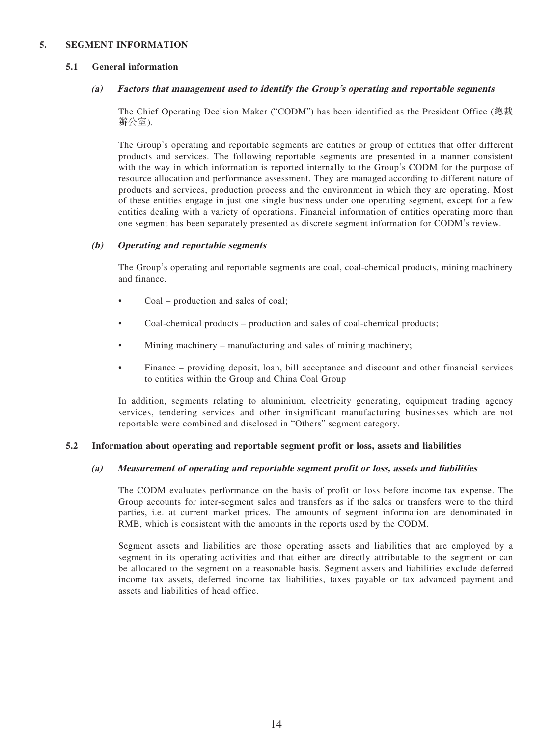## 5. SEGMENT INFORMATION

### 5.1 General information

#### *(a) Factors that management used to identify the Group's operating and reportable segments*

The Chief Operating Decision Maker ("CODM") has been identified as the President Office (總裁辦公室).

The Group's operating and reportable segments are entities or group of entities that offer different products and services. The following reportable segments are presented in a manner consistent with the way in which information is reported internally to the Group's CODM for the purpose of resource allocation and performance assessment. They are managed according to different nature of products and services, production process and the environment in which they are operating. Most of these entities engage in just one single business under one operating segment, except for a few entities dealing with a variety of operations. Financial information of entities operating more than one segment has been separately presented as discrete segment information for CODM's review.

#### *(b) Operating and reportable segments*

The Group's operating and reportable segments are coal, coal-chemical products, mining machinery and finance.

- Coal – production and sales of coal;
- Coal-chemical products – production and sales of coal-chemical products;
- Mining machinery – manufacturing and sales of mining machinery;
- Finance – providing deposit, loan, bill acceptance and discount and other financial services to entities within the Group and China Coal Group

In addition, segments relating to aluminium, electricity generating, equipment trading agency services, tendering services and other insignificant manufacturing businesses which are not reportable were combined and disclosed in "Others" segment category.

### 5.2 Information about operating and reportable segment profit or loss, assets and liabilities

#### *(a) Measurement of operating and reportable segment profit or loss, assets and liabilities*

The CODM evaluates performance on the basis of profit or loss before income tax expense. The Group accounts for inter-segment sales and transfers as if the sales or transfers were to the third parties, i.e. at current market prices. The amounts of segment information are denominated in RMB, which is consistent with the amounts in the reports used by the CODM.

Segment assets and liabilities are those operating assets and liabilities that are employed by a segment in its operating activities and that either are directly attributable to the segment or can be allocated to the segment on a reasonable basis. Segment assets and liabilities exclude deferred income tax assets, deferred income tax liabilities, taxes payable or tax advanced payment and assets and liabilities of head office.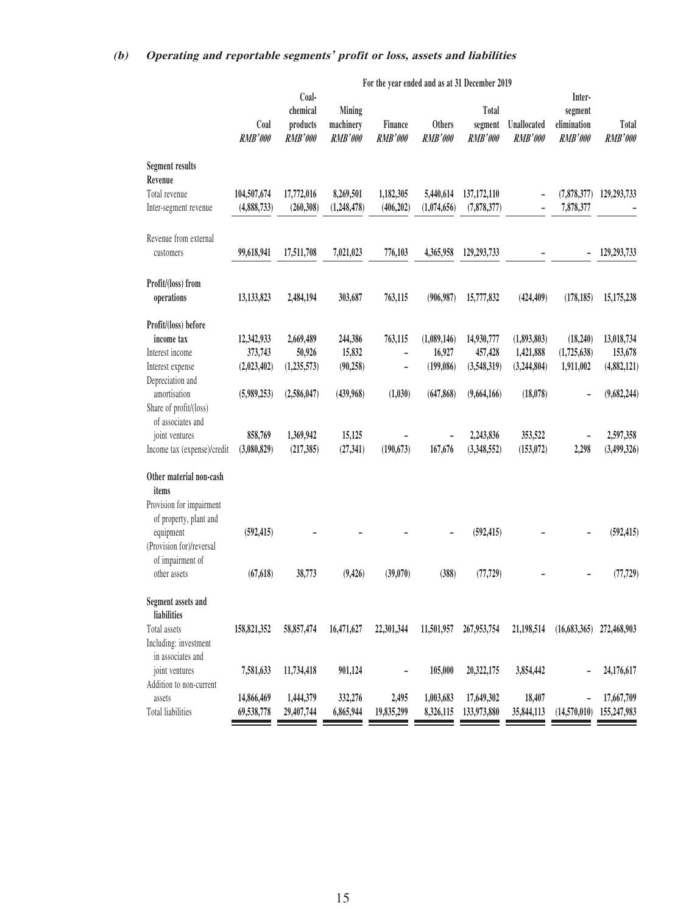### (b) *Operating and reportable segments' profit or loss, assets and liabilities*

| | For the year ended and as at 31 December 2019 | | | | | | | | |
|---|---|---|---|---|---|---|---|---|---|
| | Coal *RMB'000* | Coal-chemical products *RMB'000* | Mining machinery *RMB'000* | Finance *RMB'000* | Others *RMB'000* | Total segment *RMB'000* | Unallocated *RMB'000* | Inter-segment elimination *RMB'000* | Total *RMB'000* |
| **Segment results** | | | | | | | | | |
| **Revenue** | | | | | | | | | |
| Total revenue | 104,507,674 | 17,772,016 | 8,269,501 | 1,182,305 | 5,440,614 | 137,172,110 | – | (7,878,377) | 129,293,733 |
| Inter-segment revenue | (4,888,733) | (260,308) | (1,248,478) | (406,202) | (1,074,656) | (7,878,377) | – | 7,878,377 | – |
| Revenue from external customers | 99,618,941 | 17,511,708 | 7,021,023 | 776,103 | 4,365,958 | 129,293,733 | – | – | 129,293,733 |
| **Profit/(loss) from operations** | 13,133,823 | 2,484,194 | 303,687 | 763,115 | (906,987) | 15,777,832 | (424,409) | (178,185) | 15,175,238 |
| **Profit/(loss) before income tax** | 12,342,933 | 2,669,489 | 244,386 | 763,115 | (1,089,146) | 14,930,777 | (1,893,803) | (18,240) | 13,018,734 |
| Interest income | 373,743 | 50,926 | 15,832 | – | 16,927 | 457,428 | 1,421,888 | (1,725,638) | 153,678 |
| Interest expense | (2,023,402) | (1,235,573) | (90,258) | – | (199,086) | (3,548,319) | (3,244,804) | 1,911,002 | (4,882,121) |
| Depreciation and amortisation | (5,989,253) | (2,586,047) | (439,968) | (1,030) | (647,868) | (9,664,166) | (18,078) | – | (9,682,244) |
| Share of profit/(loss) of associates and joint ventures | 858,769 | 1,369,942 | 15,125 | – | – | 2,243,836 | 353,522 | – | 2,597,358 |
| Income tax (expense)/credit | (3,080,829) | (217,385) | (27,341) | (190,673) | 167,676 | (3,348,552) | (153,072) | 2,298 | (3,499,326) |
| **Other material non-cash items** | | | | | | | | | |
| Provision for impairment of property, plant and equipment | (592,415) | – | – | – | – | (592,415) | – | – | (592,415) |
| (Provision for)/reversal of impairment of other assets | (67,618) | 38,773 | (9,426) | (39,070) | (388) | (77,729) | – | – | (77,729) |
| **Segment assets and liabilities** | | | | | | | | | |
| Total assets | 158,821,352 | 58,857,474 | 16,471,627 | 22,301,344 | 11,501,957 | 267,953,754 | 21,198,514 | (16,683,365) | 272,468,903 |
| Including: investment in associates and joint ventures | 7,581,633 | 11,734,418 | 901,124 | – | 105,000 | 20,322,175 | 3,854,442 | – | 24,176,617 |
| Addition to non-current assets | 14,866,469 | 1,444,379 | 332,276 | 2,495 | 1,003,683 | 17,649,302 | 18,407 | – | 17,667,709 |
| Total liabilities | 69,538,778 | 29,407,744 | 6,865,944 | 19,835,299 | 8,326,115 | 133,973,880 | 35,844,113 | (14,570,010) | 155,247,983 |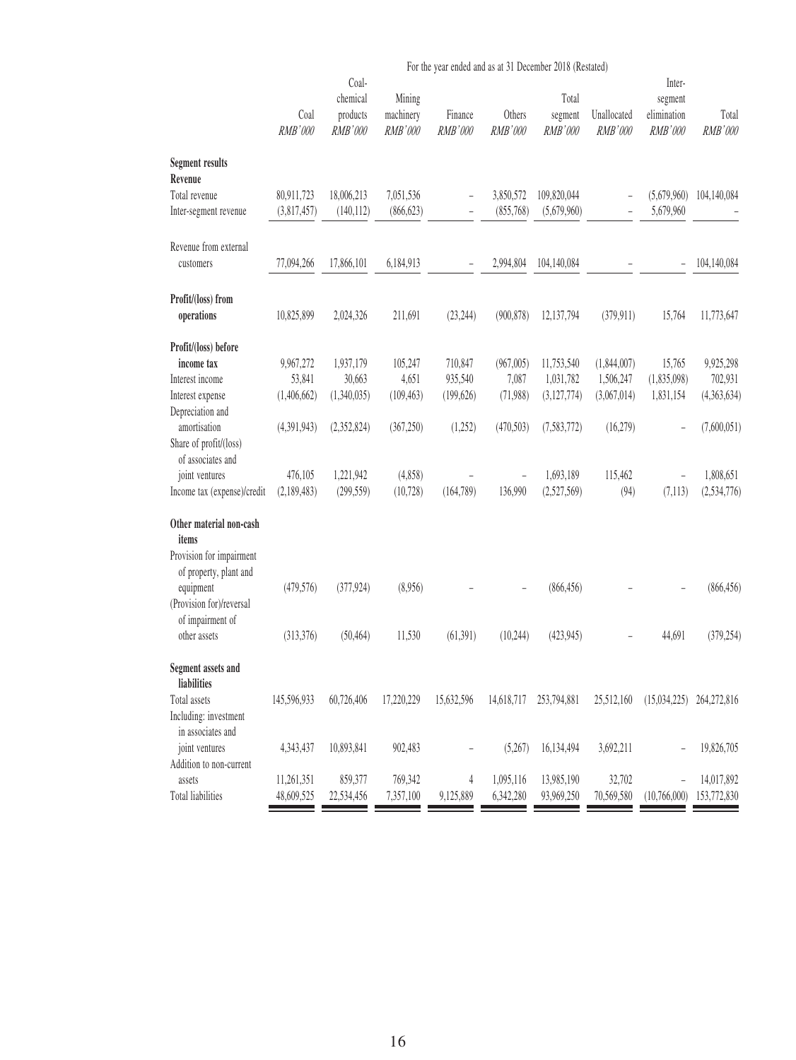For the year ended and as at 31 December 2018 (Restated)

| | Coal *RMB'000* | Coal-chemical products *RMB'000* | Mining machinery *RMB'000* | Finance *RMB'000* | Others *RMB'000* | Total segment *RMB'000* | Unallocated *RMB'000* | Inter-segment elimination *RMB'000* | Total *RMB'000* |
|---|---|---|---|---|---|---|---|---|---|
| **Segment results** | | | | | | | | | |
| **Revenue** | | | | | | | | | |
| Total revenue | 80,911,723 | 18,006,213 | 7,051,536 | – | 3,850,572 | 109,820,044 | – | (5,679,960) | 104,140,084 |
| Inter-segment revenue | (3,817,457) | (140,112) | (866,623) | – | (855,768) | (5,679,960) | – | 5,679,960 | – |
| Revenue from external customers | 77,094,266 | 17,866,101 | 6,184,913 | – | 2,994,804 | 104,140,084 | – | – | 104,140,084 |
| **Profit/(loss) from operations** | 10,825,899 | 2,024,326 | 211,691 | (23,244) | (900,878) | 12,137,794 | (379,911) | 15,764 | 11,773,647 |
| **Profit/(loss) before income tax** | 9,967,272 | 1,937,179 | 105,247 | 710,847 | (967,005) | 11,753,540 | (1,844,007) | 15,765 | 9,925,298 |
| Interest income | 53,841 | 30,663 | 4,651 | 935,540 | 7,087 | 1,031,782 | 1,506,247 | (1,835,098) | 702,931 |
| Interest expense | (1,406,662) | (1,340,035) | (109,463) | (199,626) | (71,988) | (3,127,774) | (3,067,014) | 1,831,154 | (4,363,634) |
| Depreciation and amortisation | (4,391,943) | (2,352,824) | (367,250) | (1,252) | (470,503) | (7,583,772) | (16,279) | – | (7,600,051) |
| Share of profit/(loss) of associates and joint ventures | 476,105 | 1,221,942 | (4,858) | – | – | 1,693,189 | 115,462 | – | 1,808,651 |
| Income tax (expense)/credit | (2,189,483) | (299,559) | (10,728) | (164,789) | 136,990 | (2,527,569) | (94) | (7,113) | (2,534,776) |
| **Other material non-cash items** | | | | | | | | | |
| Provision for impairment of property, plant and equipment | (479,576) | (377,924) | (8,956) | – | – | (866,456) | – | – | (866,456) |
| (Provision for)/reversal of impairment of other assets | (313,376) | (50,464) | 11,530 | (61,391) | (10,244) | (423,945) | – | 44,691 | (379,254) |
| **Segment assets and liabilities** | | | | | | | | | |
| Total assets | 145,596,933 | 60,726,406 | 17,220,229 | 15,632,596 | 14,618,717 | 253,794,881 | 25,512,160 | (15,034,225) | 264,272,816 |
| Including: investment in associates and joint ventures | 4,343,437 | 10,893,841 | 902,483 | – | (5,267) | 16,134,494 | 3,692,211 | – | 19,826,705 |
| Addition to non-current assets | 11,261,351 | 859,377 | 769,342 | 4 | 1,095,116 | 13,985,190 | 32,702 | – | 14,017,892 |
| Total liabilities | 48,609,525 | 22,534,456 | 7,357,100 | 9,125,889 | 6,342,280 | 93,969,250 | 70,569,580 | (10,766,000) | 153,772,830 |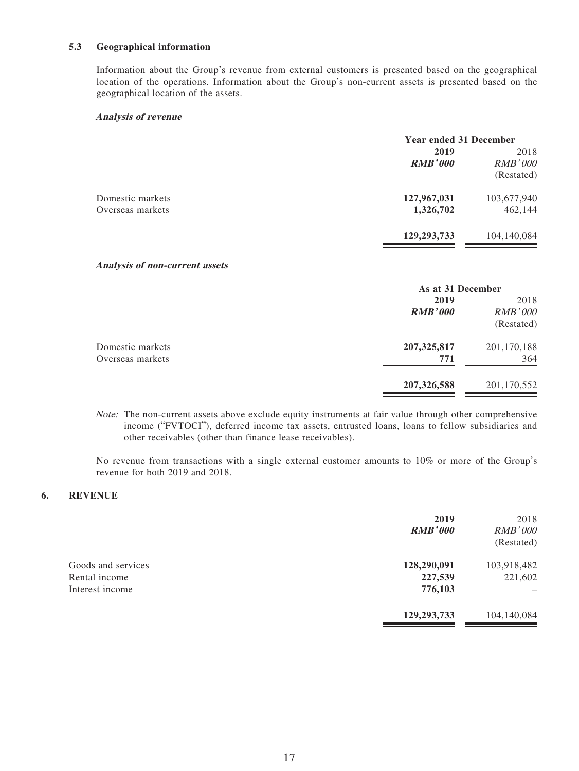### 5.3 Geographical information

Information about the Group's revenue from external customers is presented based on the geographical location of the operations. Information about the Group's non-current assets is presented based on the geographical location of the assets.

***Analysis of revenue***

| | Year ended 31 December | |
|---|---|---|
| | **2019** | 2018 |
| | ***RMB'000*** | *RMB'000* |
| | | (Restated) |
| Domestic markets | **127,967,031** | 103,677,940 |
| Overseas markets | **1,326,702** | 462,144 |
| | **129,293,733** | 104,140,084 |

***Analysis of non-current assets***

| | As at 31 December | |
|---|---|---|
| | **2019** | 2018 |
| | ***RMB'000*** | *RMB'000* |
| | | (Restated) |
| Domestic markets | **207,325,817** | 201,170,188 |
| Overseas markets | **771** | 364 |
| | **207,326,588** | 201,170,552 |

*Note:* The non-current assets above exclude equity instruments at fair value through other comprehensive income ("FVTOCI"), deferred income tax assets, entrusted loans, loans to fellow subsidiaries and other receivables (other than finance lease receivables).

No revenue from transactions with a single external customer amounts to 10% or more of the Group's revenue for both 2019 and 2018.

## 6. REVENUE

| | **2019** | 2018 |
|---|---|---|
| | ***RMB'000*** | *RMB'000* |
| | | (Restated) |
| Goods and services | **128,290,091** | 103,918,482 |
| Rental income | **227,539** | 221,602 |
| Interest income | **776,103** | – |
| | **129,293,733** | 104,140,084 |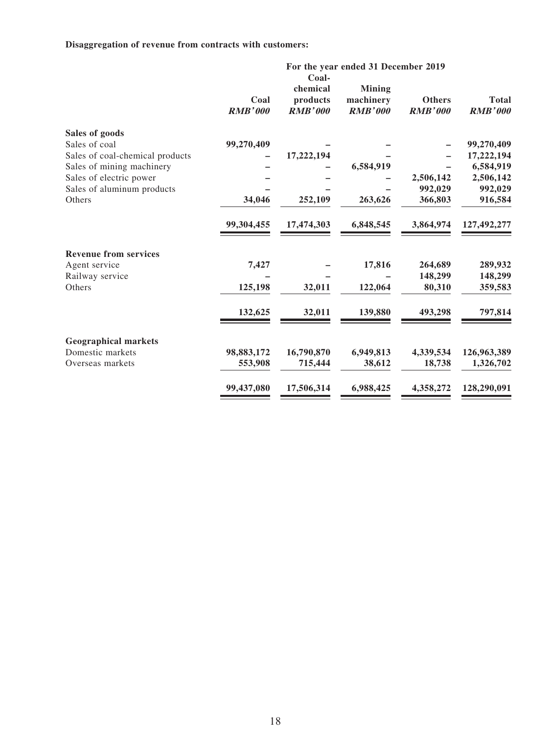**Disaggregation of revenue from contracts with customers:**

| | For the year ended 31 December 2019 | | | | |
|---|---|---|---|---|---|
| | Coal *RMB'000* | Coal-chemical products *RMB'000* | Mining machinery *RMB'000* | Others *RMB'000* | Total *RMB'000* |
| **Sales of goods** | | | | | |
| Sales of coal | 99,270,409 | – | – | – | 99,270,409 |
| Sales of coal-chemical products | – | 17,222,194 | – | – | 17,222,194 |
| Sales of mining machinery | – | – | 6,584,919 | – | 6,584,919 |
| Sales of electric power | – | – | – | 2,506,142 | 2,506,142 |
| Sales of aluminum products | – | – | – | 992,029 | 992,029 |
| Others | 34,046 | 252,109 | 263,626 | 366,803 | 916,584 |
| | 99,304,455 | 17,474,303 | 6,848,545 | 3,864,974 | 127,492,277 |
| **Revenue from services** | | | | | |
| Agent service | 7,427 | – | 17,816 | 264,689 | 289,932 |
| Railway service | – | – | – | 148,299 | 148,299 |
| Others | 125,198 | 32,011 | 122,064 | 80,310 | 359,583 |
| | 132,625 | 32,011 | 139,880 | 493,298 | 797,814 |
| **Geographical markets** | | | | | |
| Domestic markets | 98,883,172 | 16,790,870 | 6,949,813 | 4,339,534 | 126,963,389 |
| Overseas markets | 553,908 | 715,444 | 38,612 | 18,738 | 1,326,702 |
| | 99,437,080 | 17,506,314 | 6,988,425 | 4,358,272 | 128,290,091 |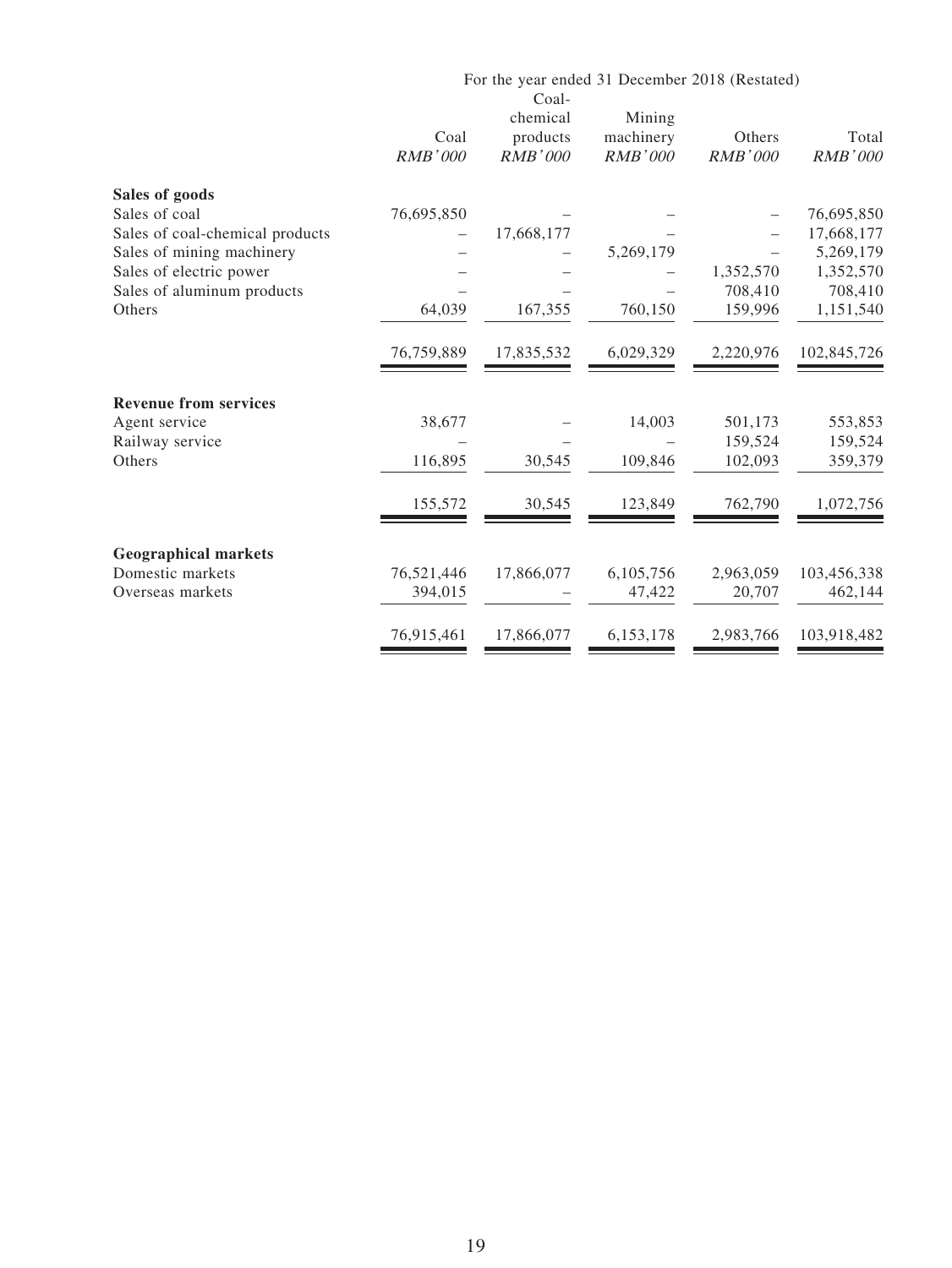| | For the year ended 31 December 2018 (Restated) | | | | |
|---|---|---|---|---|---|
| | Coal<br>*RMB'000* | Coal-chemical products<br>*RMB'000* | Mining machinery<br>*RMB'000* | Others<br>*RMB'000* | Total<br>*RMB'000* |
| **Sales of goods** | | | | | |
| Sales of coal | 76,695,850 | – | – | – | 76,695,850 |
| Sales of coal-chemical products | – | 17,668,177 | – | – | 17,668,177 |
| Sales of mining machinery | – | – | 5,269,179 | – | 5,269,179 |
| Sales of electric power | – | – | – | 1,352,570 | 1,352,570 |
| Sales of aluminum products | – | – | – | 708,410 | 708,410 |
| Others | 64,039 | 167,355 | 760,150 | 159,996 | 1,151,540 |
| | 76,759,889 | 17,835,532 | 6,029,329 | 2,220,976 | 102,845,726 |
| **Revenue from services** | | | | | |
| Agent service | 38,677 | – | 14,003 | 501,173 | 553,853 |
| Railway service | – | – | – | 159,524 | 159,524 |
| Others | 116,895 | 30,545 | 109,846 | 102,093 | 359,379 |
| | 155,572 | 30,545 | 123,849 | 762,790 | 1,072,756 |
| **Geographical markets** | | | | | |
| Domestic markets | 76,521,446 | 17,866,077 | 6,105,756 | 2,963,059 | 103,456,338 |
| Overseas markets | 394,015 | – | 47,422 | 20,707 | 462,144 |
| | 76,915,461 | 17,866,077 | 6,153,178 | 2,983,766 | 103,918,482 |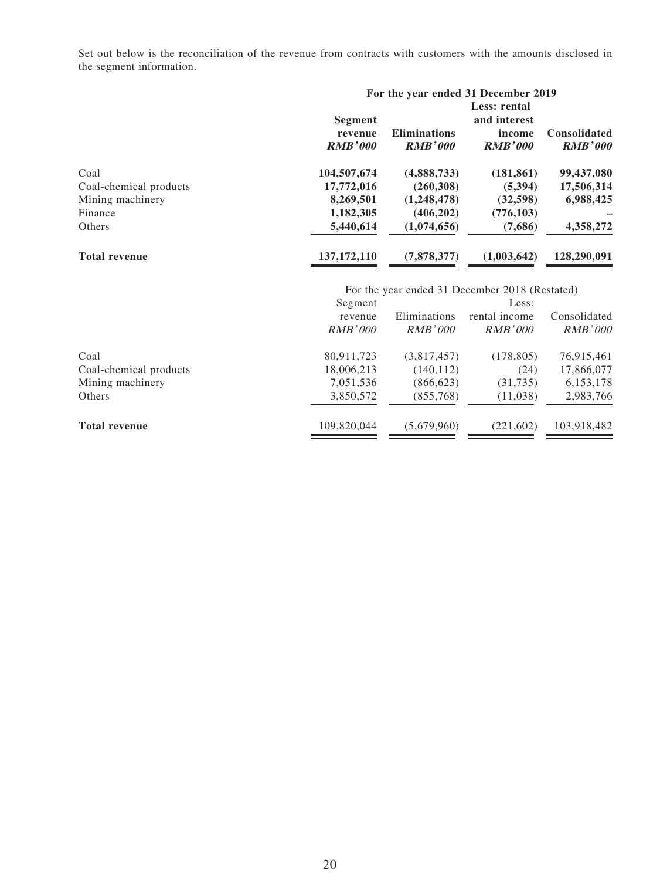Set out below is the reconciliation of the revenue from contracts with customers with the amounts disclosed in the segment information.

| | For the year ended 31 December 2019 | | | |
|---|---|---|---|---|
| | **Segment revenue** | **Eliminations** | **Less: rental and interest income** | **Consolidated** |
| | ***RMB'000*** | ***RMB'000*** | ***RMB'000*** | ***RMB'000*** |
| Coal | **104,507,674** | **(4,888,733)** | **(181,861)** | **99,437,080** |
| Coal-chemical products | **17,772,016** | **(260,308)** | **(5,394)** | **17,506,314** |
| Mining machinery | **8,269,501** | **(1,248,478)** | **(32,598)** | **6,988,425** |
| Finance | **1,182,305** | **(406,202)** | **(776,103)** | **–** |
| Others | **5,440,614** | **(1,074,656)** | **(7,686)** | **4,358,272** |
| **Total revenue** | **137,172,110** | **(7,878,377)** | **(1,003,642)** | **128,290,091** |

| | For the year ended 31 December 2018 (Restated) | | | |
|---|---|---|---|---|
| | Segment revenue | Eliminations | Less: rental income | Consolidated |
| | *RMB'000* | *RMB'000* | *RMB'000* | *RMB'000* |
| Coal | 80,911,723 | (3,817,457) | (178,805) | 76,915,461 |
| Coal-chemical products | 18,006,213 | (140,112) | (24) | 17,866,077 |
| Mining machinery | 7,051,536 | (866,623) | (31,735) | 6,153,178 |
| Others | 3,850,572 | (855,768) | (11,038) | 2,983,766 |
| **Total revenue** | 109,820,044 | (5,679,960) | (221,602) | 103,918,482 |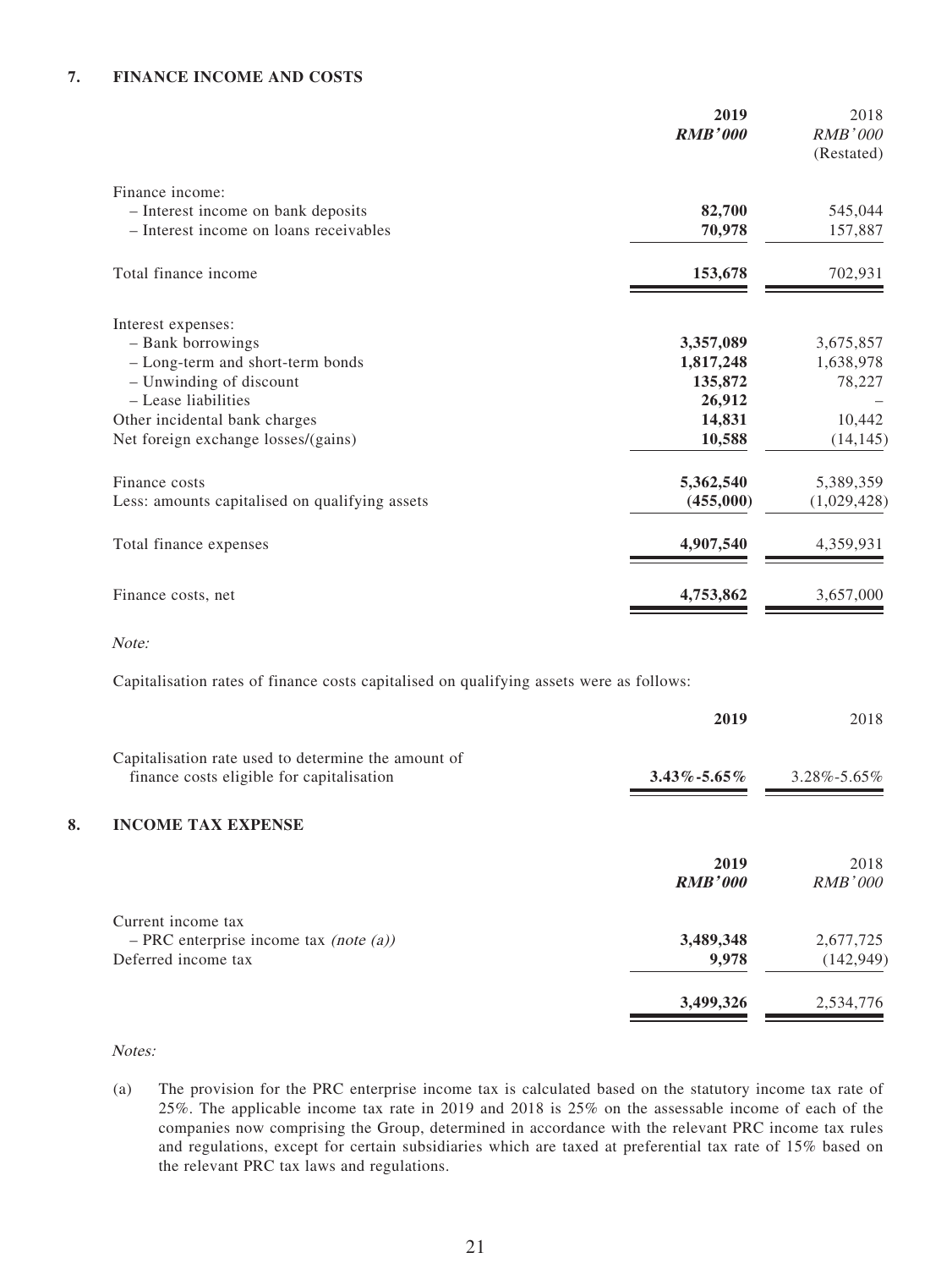## 7. FINANCE INCOME AND COSTS

| | 2019 RMB'000 | 2018 RMB'000 (Restated) |
|---|---|---|
| Finance income: | | |
| – Interest income on bank deposits | **82,700** | 545,044 |
| – Interest income on loans receivables | **70,978** | 157,887 |
| Total finance income | **153,678** | 702,931 |
| Interest expenses: | | |
| – Bank borrowings | **3,357,089** | 3,675,857 |
| – Long-term and short-term bonds | **1,817,248** | 1,638,978 |
| – Unwinding of discount | **135,872** | 78,227 |
| – Lease liabilities | **26,912** | – |
| Other incidental bank charges | **14,831** | 10,442 |
| Net foreign exchange losses/(gains) | **10,588** | (14,145) |
| Finance costs | **5,362,540** | 5,389,359 |
| Less: amounts capitalised on qualifying assets | **(455,000)** | (1,029,428) |
| Total finance expenses | **4,907,540** | 4,359,931 |
| Finance costs, net | **4,753,862** | 3,657,000 |

*Note:*

Capitalisation rates of finance costs capitalised on qualifying assets were as follows:

| | 2019 | 2018 |
|---|---|---|
| Capitalisation rate used to determine the amount of finance costs eligible for capitalisation | **3.43%-5.65%** | 3.28%-5.65% |

## 8. INCOME TAX EXPENSE

| | 2019 RMB'000 | 2018 RMB'000 |
|---|---|---|
| Current income tax | | |
| – PRC enterprise income tax *(note (a))* | **3,489,348** | 2,677,725 |
| Deferred income tax | **9,978** | (142,949) |
| | **3,499,326** | 2,534,776 |

*Notes:*

(a) The provision for the PRC enterprise income tax is calculated based on the statutory income tax rate of 25%. The applicable income tax rate in 2019 and 2018 is 25% on the assessable income of each of the companies now comprising the Group, determined in accordance with the relevant PRC income tax rules and regulations, except for certain subsidiaries which are taxed at preferential tax rate of 15% based on the relevant PRC tax laws and regulations.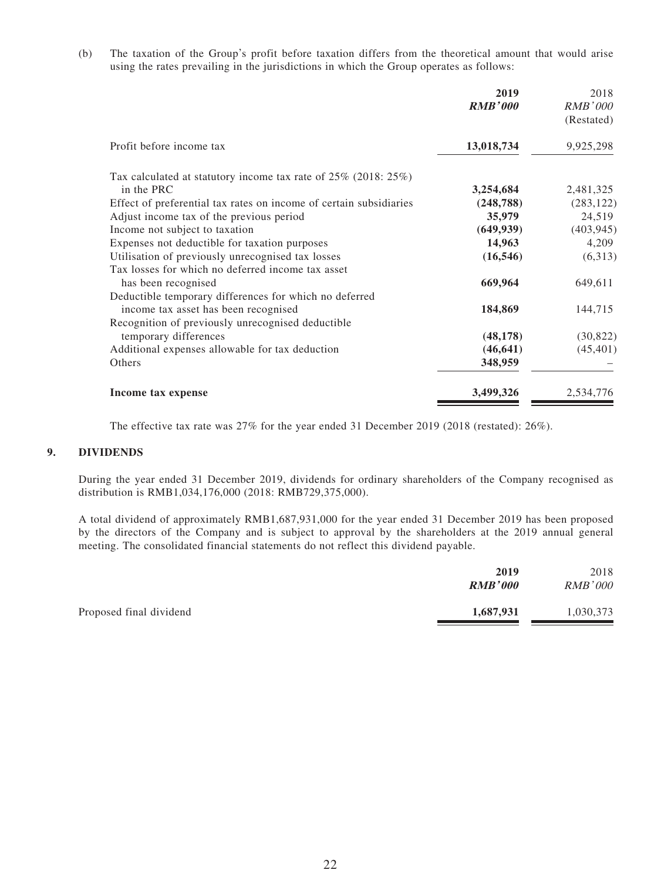(b) The taxation of the Group's profit before taxation differs from the theoretical amount that would arise using the rates prevailing in the jurisdictions in which the Group operates as follows:

| | **2019** | 2018 |
|---|---|---|
| | ***RMB'000*** | *RMB'000* |
| | | (Restated) |
| Profit before income tax | **13,018,734** | 9,925,298 |
| Tax calculated at statutory income tax rate of 25% (2018: 25%) in the PRC | **3,254,684** | 2,481,325 |
| Effect of preferential tax rates on income of certain subsidiaries | **(248,788)** | (283,122) |
| Adjust income tax of the previous period | **35,979** | 24,519 |
| Income not subject to taxation | **(649,939)** | (403,945) |
| Expenses not deductible for taxation purposes | **14,963** | 4,209 |
| Utilisation of previously unrecognised tax losses | **(16,546)** | (6,313) |
| Tax losses for which no deferred income tax asset has been recognised | **669,964** | 649,611 |
| Deductible temporary differences for which no deferred income tax asset has been recognised | **184,869** | 144,715 |
| Recognition of previously unrecognised deductible temporary differences | **(48,178)** | (30,822) |
| Additional expenses allowable for tax deduction | **(46,641)** | (45,401) |
| Others | **348,959** | – |
| **Income tax expense** | **3,499,326** | 2,534,776 |

The effective tax rate was 27% for the year ended 31 December 2019 (2018 (restated): 26%).

## 9. DIVIDENDS

During the year ended 31 December 2019, dividends for ordinary shareholders of the Company recognised as distribution is RMB1,034,176,000 (2018: RMB729,375,000).

A total dividend of approximately RMB1,687,931,000 for the year ended 31 December 2019 has been proposed by the directors of the Company and is subject to approval by the shareholders at the 2019 annual general meeting. The consolidated financial statements do not reflect this dividend payable.

| | **2019** | 2018 |
|---|---|---|
| | ***RMB'000*** | *RMB'000* |
| Proposed final dividend | **1,687,931** | 1,030,373 |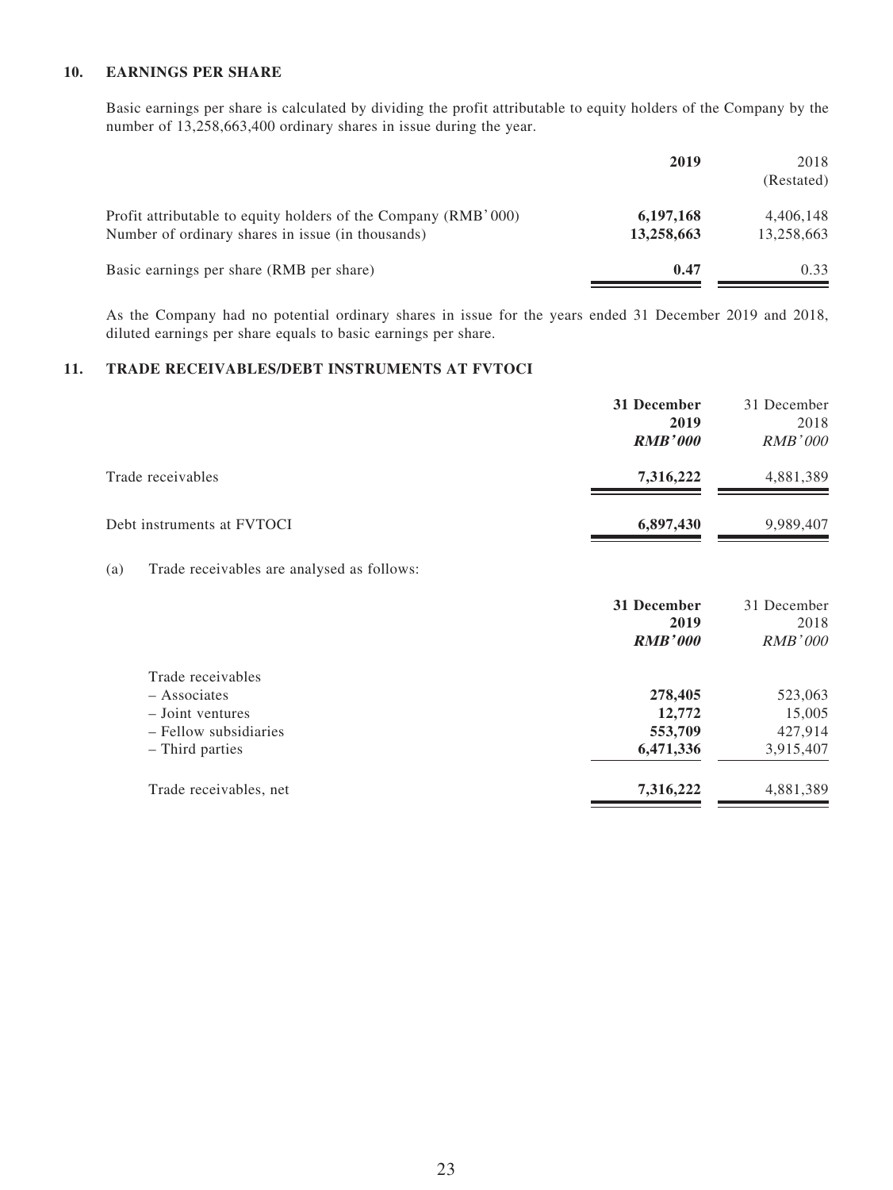## 10. EARNINGS PER SHARE

Basic earnings per share is calculated by dividing the profit attributable to equity holders of the Company by the number of 13,258,663,400 ordinary shares in issue during the year.

| | **2019** | 2018 (Restated) |
|---|---|---|
| Profit attributable to equity holders of the Company (RMB'000) | **6,197,168** | 4,406,148 |
| Number of ordinary shares in issue (in thousands) | **13,258,663** | 13,258,663 |
| Basic earnings per share (RMB per share) | **0.47** | 0.33 |

As the Company had no potential ordinary shares in issue for the years ended 31 December 2019 and 2018, diluted earnings per share equals to basic earnings per share.

## 11. TRADE RECEIVABLES/DEBT INSTRUMENTS AT FVTOCI

| | **31 December 2019** ***RMB'000*** | 31 December 2018 *RMB'000* |
|---|---|---|
| Trade receivables | **7,316,222** | 4,881,389 |
| Debt instruments at FVTOCI | **6,897,430** | 9,989,407 |

(a) Trade receivables are analysed as follows:

| | **31 December 2019** ***RMB'000*** | 31 December 2018 *RMB'000* |
|---|---|---|
| Trade receivables | | |
| – Associates | **278,405** | 523,063 |
| – Joint ventures | **12,772** | 15,005 |
| – Fellow subsidiaries | **553,709** | 427,914 |
| – Third parties | **6,471,336** | 3,915,407 |
| Trade receivables, net | **7,316,222** | 4,881,389 |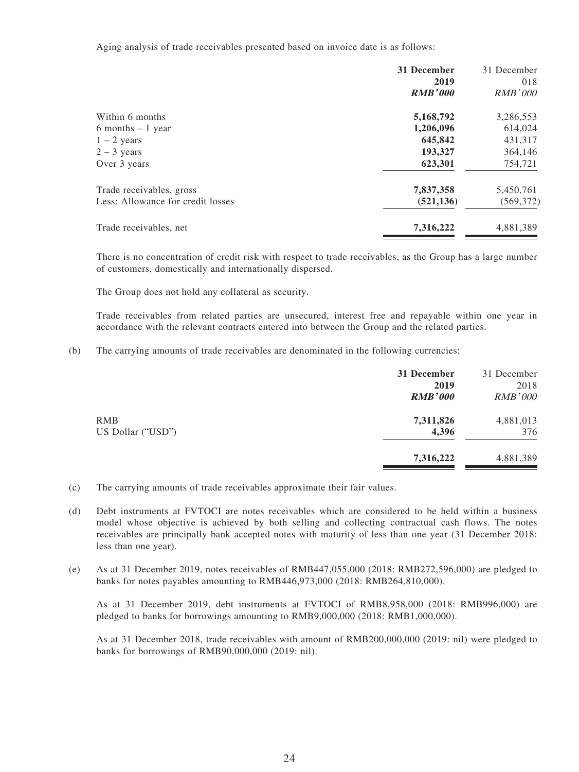Aging analysis of trade receivables presented based on invoice date is as follows:

| | 31 December 2019 *RMB'000* | 31 December 018 *RMB'000* |
|---|---|---|
| Within 6 months | **5,168,792** | 3,286,553 |
| 6 months – 1 year | **1,206,096** | 614,024 |
| 1 – 2 years | **645,842** | 431,317 |
| 2 – 3 years | **193,327** | 364,146 |
| Over 3 years | **623,301** | 754,721 |
| Trade receivables, gross | **7,837,358** | 5,450,761 |
| Less: Allowance for credit losses | **(521,136)** | (569,372) |
| Trade receivables, net | **7,316,222** | 4,881,389 |

There is no concentration of credit risk with respect to trade receivables, as the Group has a large number of customers, domestically and internationally dispersed.

The Group does not hold any collateral as security.

Trade receivables from related parties are unsecured, interest free and repayable within one year in accordance with the relevant contracts entered into between the Group and the related parties.

(b) The carrying amounts of trade receivables are denominated in the following currencies:

| | 31 December 2019 *RMB'000* | 31 December 2018 *RMB'000* |
|---|---|---|
| RMB | **7,311,826** | 4,881,013 |
| US Dollar ("USD") | **4,396** | 376 |
| | **7,316,222** | 4,881,389 |

(c) The carrying amounts of trade receivables approximate their fair values.

(d) Debt instruments at FVTOCI are notes receivables which are considered to be held within a business model whose objective is achieved by both selling and collecting contractual cash flows. The notes receivables are principally bank accepted notes with maturity of less than one year (31 December 2018: less than one year).

(e) As at 31 December 2019, notes receivables of RMB447,055,000 (2018: RMB272,596,000) are pledged to banks for notes payables amounting to RMB446,973,000 (2018: RMB264,810,000).

As at 31 December 2019, debt instruments at FVTOCI of RMB8,958,000 (2018: RMB996,000) are pledged to banks for borrowings amounting to RMB9,000,000 (2018: RMB1,000,000).

As at 31 December 2018, trade receivables with amount of RMB200,000,000 (2019: nil) were pledged to banks for borrowings of RMB90,000,000 (2019: nil).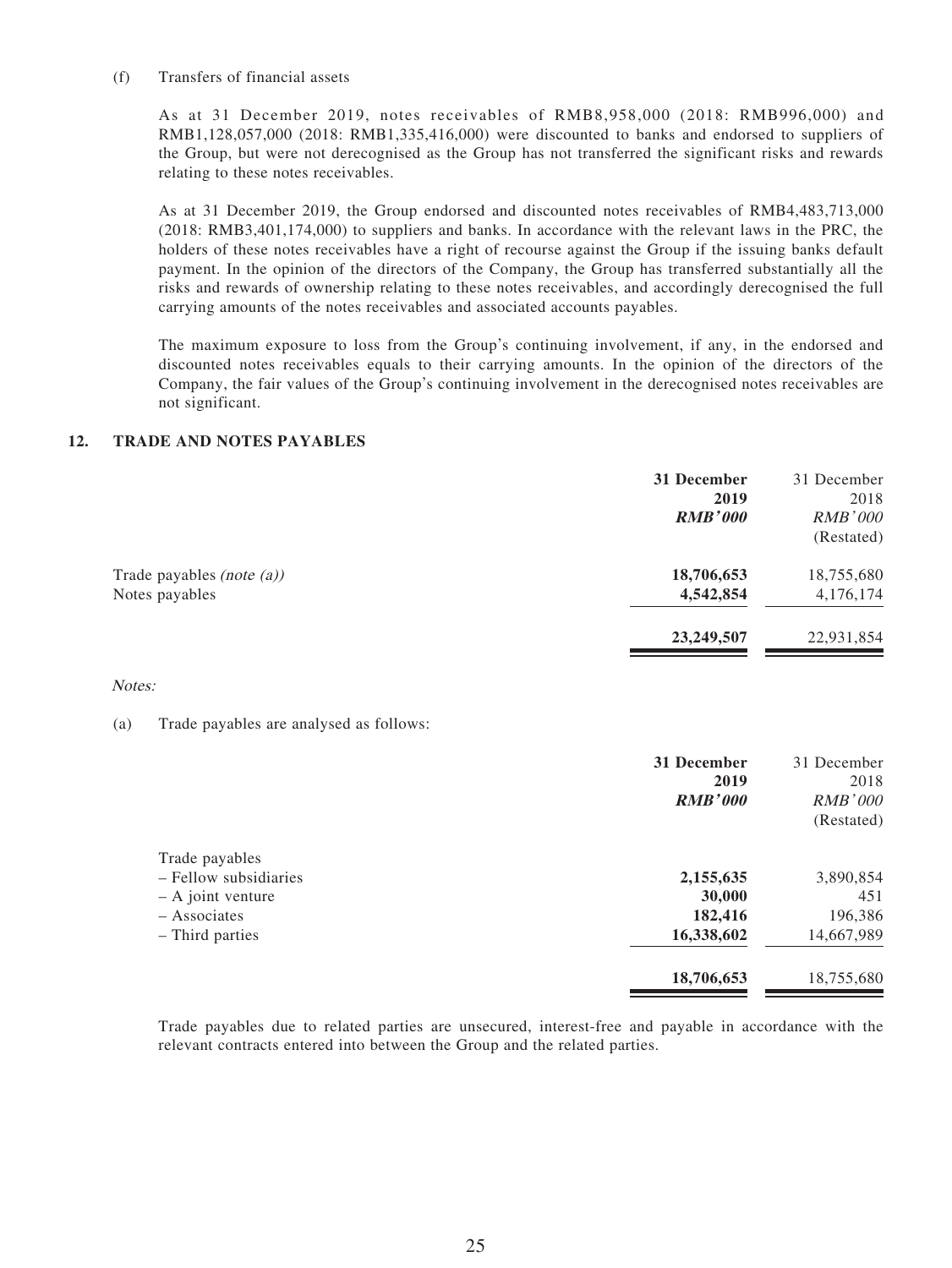(f) Transfers of financial assets

As at 31 December 2019, notes receivables of RMB8,958,000 (2018: RMB996,000) and RMB1,128,057,000 (2018: RMB1,335,416,000) were discounted to banks and endorsed to suppliers of the Group, but were not derecognised as the Group has not transferred the significant risks and rewards relating to these notes receivables.

As at 31 December 2019, the Group endorsed and discounted notes receivables of RMB4,483,713,000 (2018: RMB3,401,174,000) to suppliers and banks. In accordance with the relevant laws in the PRC, the holders of these notes receivables have a right of recourse against the Group if the issuing banks default payment. In the opinion of the directors of the Company, the Group has transferred substantially all the risks and rewards of ownership relating to these notes receivables, and accordingly derecognised the full carrying amounts of the notes receivables and associated accounts payables.

The maximum exposure to loss from the Group's continuing involvement, if any, in the endorsed and discounted notes receivables equals to their carrying amounts. In the opinion of the directors of the Company, the fair values of the Group's continuing involvement in the derecognised notes receivables are not significant.

## 12. TRADE AND NOTES PAYABLES

| | **31 December 2019** ***RMB'000*** | 31 December 2018 *RMB'000* (Restated) |
|---|---|---|
| Trade payables *(note (a))* | **18,706,653** | 18,755,680 |
| Notes payables | **4,542,854** | 4,176,174 |
| | **23,249,507** | 22,931,854 |

*Notes:*

(a) Trade payables are analysed as follows:

| | **31 December 2019** ***RMB'000*** | 31 December 2018 *RMB'000* (Restated) |
|---|---|---|
| Trade payables | | |
| – Fellow subsidiaries | **2,155,635** | 3,890,854 |
| – A joint venture | **30,000** | 451 |
| – Associates | **182,416** | 196,386 |
| – Third parties | **16,338,602** | 14,667,989 |
| | **18,706,653** | 18,755,680 |

Trade payables due to related parties are unsecured, interest-free and payable in accordance with the relevant contracts entered into between the Group and the related parties.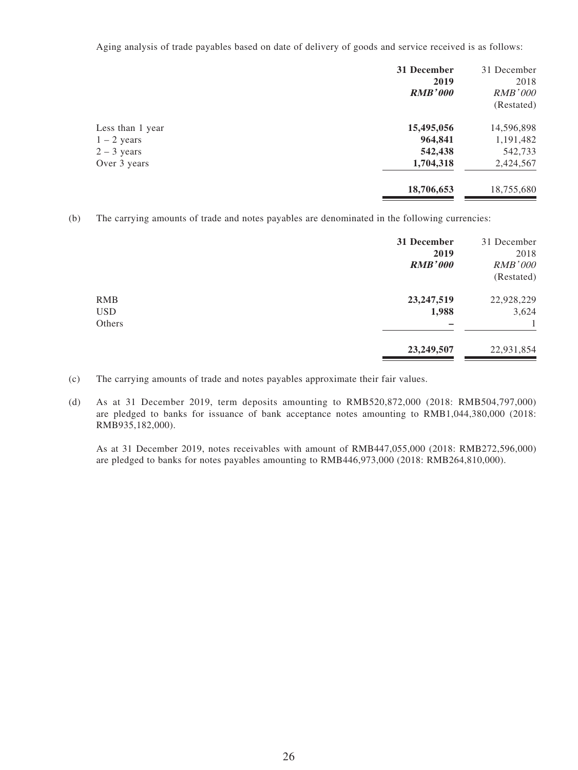Aging analysis of trade payables based on date of delivery of goods and service received is as follows:

| | **31 December 2019** | 31 December 2018 |
|---|---|---|
| | ***RMB'000*** | *RMB'000* |
| | | (Restated) |
| Less than 1 year | **15,495,056** | 14,596,898 |
| 1 – 2 years | **964,841** | 1,191,482 |
| 2 – 3 years | **542,438** | 542,733 |
| Over 3 years | **1,704,318** | 2,424,567 |
| | **18,706,653** | 18,755,680 |

(b) The carrying amounts of trade and notes payables are denominated in the following currencies:

| | **31 December 2019** | 31 December 2018 |
|---|---|---|
| | ***RMB'000*** | *RMB'000* |
| | | (Restated) |
| RMB | **23,247,519** | 22,928,229 |
| USD | **1,988** | 3,624 |
| Others | **–** | 1 |
| | **23,249,507** | 22,931,854 |

(c) The carrying amounts of trade and notes payables approximate their fair values.

(d) As at 31 December 2019, term deposits amounting to RMB520,872,000 (2018: RMB504,797,000) are pledged to banks for issuance of bank acceptance notes amounting to RMB1,044,380,000 (2018: RMB935,182,000).

As at 31 December 2019, notes receivables with amount of RMB447,055,000 (2018: RMB272,596,000) are pledged to banks for notes payables amounting to RMB446,973,000 (2018: RMB264,810,000).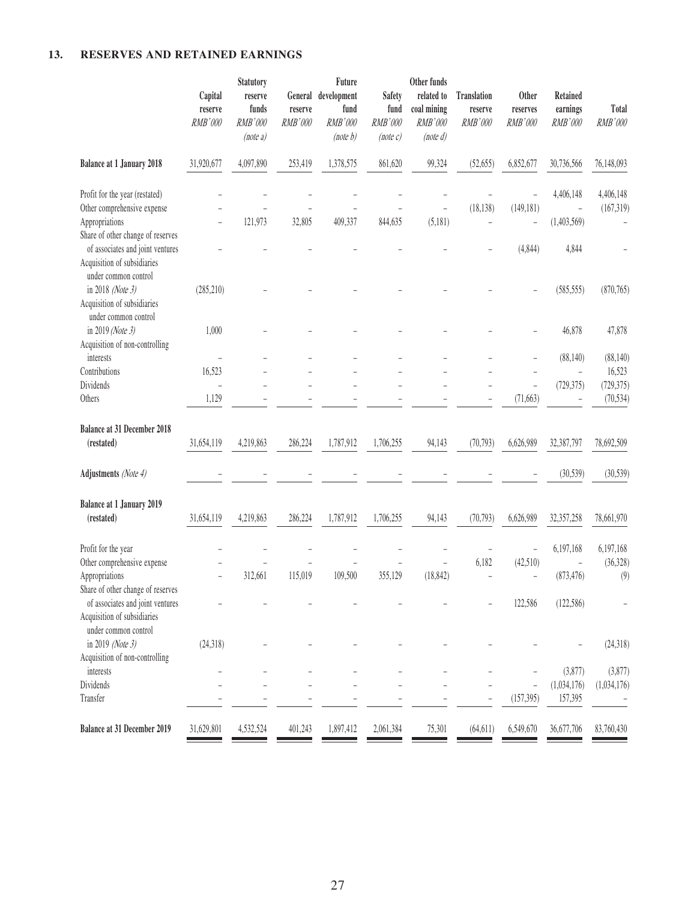## 13. RESERVES AND RETAINED EARNINGS

| | Capital reserve RMB'000 | Statutory reserve funds RMB'000 (note a) | General reserve RMB'000 | Future development fund RMB'000 (note b) | Safety fund RMB'000 (note c) | Other funds related to coal mining RMB'000 (note d) | Translation reserve RMB'000 | Other reserves RMB'000 | Retained earnings RMB'000 | Total RMB'000 |
|---|---|---|---|---|---|---|---|---|---|---|
| **Balance at 1 January 2018** | 31,920,677 | 4,097,890 | 253,419 | 1,378,575 | 861,620 | 99,324 | (52,655) | 6,852,677 | 30,736,566 | 76,148,093 |
| Profit for the year (restated) | – | – | – | – | – | – | – | – | 4,406,148 | 4,406,148 |
| Other comprehensive expense | – | – | – | – | – | – | (18,138) | (149,181) | – | (167,319) |
| Appropriations | – | 121,973 | 32,805 | 409,337 | 844,635 | (5,181) | – | – | (1,403,569) | – |
| Share of other change of reserves of associates and joint ventures | – | – | – | – | – | – | – | (4,844) | 4,844 | – |
| Acquisition of subsidiaries under common control in 2018 *(Note 3)* | (285,210) | – | – | – | – | – | – | – | (585,555) | (870,765) |
| Acquisition of subsidiaries under common control in 2019 *(Note 3)* | 1,000 | – | – | – | – | – | – | – | 46,878 | 47,878 |
| Acquisition of non-controlling interests | – | – | – | – | – | – | – | – | (88,140) | (88,140) |
| Contributions | 16,523 | – | – | – | – | – | – | – | – | 16,523 |
| Dividends | – | – | – | – | – | – | – | – | (729,375) | (729,375) |
| Others | 1,129 | – | – | – | – | – | – | (71,663) | – | (70,534) |
| **Balance at 31 December 2018 (restated)** | 31,654,119 | 4,219,863 | 286,224 | 1,787,912 | 1,706,255 | 94,143 | (70,793) | 6,626,989 | 32,387,797 | 78,692,509 |
| **Adjustments** *(Note 4)* | – | – | – | – | – | – | – | – | (30,539) | (30,539) |
| **Balance at 1 January 2019 (restated)** | 31,654,119 | 4,219,863 | 286,224 | 1,787,912 | 1,706,255 | 94,143 | (70,793) | 6,626,989 | 32,357,258 | 78,661,970 |
| Profit for the year | – | – | – | – | – | – | – | – | 6,197,168 | 6,197,168 |
| Other comprehensive expense | – | – | – | – | – | – | 6,182 | (42,510) | – | (36,328) |
| Appropriations | – | 312,661 | 115,019 | 109,500 | 355,129 | (18,842) | – | – | (873,476) | (9) |
| Share of other change of reserves of associates and joint ventures | – | – | – | – | – | – | – | 122,586 | (122,586) | – |
| Acquisition of subsidiaries under common control in 2019 *(Note 3)* | (24,318) | – | – | – | – | – | – | – | – | (24,318) |
| Acquisition of non-controlling interests | – | – | – | – | – | – | – | – | (3,877) | (3,877) |
| Dividends | – | – | – | – | – | – | – | – | (1,034,176) | (1,034,176) |
| Transfer | – | – | – | – | – | – | – | (157,395) | 157,395 | – |
| **Balance at 31 December 2019** | 31,629,801 | 4,532,524 | 401,243 | 1,897,412 | 2,061,384 | 75,301 | (64,611) | 6,549,670 | 36,677,706 | 83,760,430 |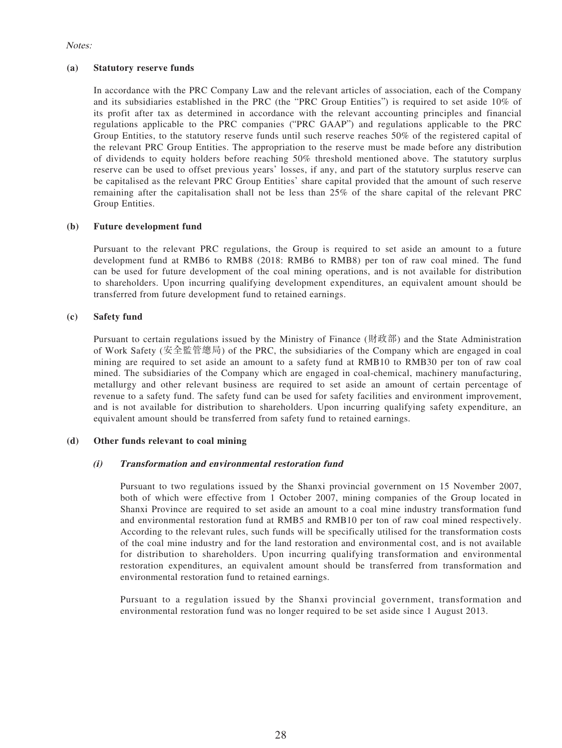*Notes:*

**(a) Statutory reserve funds**

In accordance with the PRC Company Law and the relevant articles of association, each of the Company and its subsidiaries established in the PRC (the "PRC Group Entities") is required to set aside 10% of its profit after tax as determined in accordance with the relevant accounting principles and financial regulations applicable to the PRC companies ("PRC GAAP") and regulations applicable to the PRC Group Entities, to the statutory reserve funds until such reserve reaches 50% of the registered capital of the relevant PRC Group Entities. The appropriation to the reserve must be made before any distribution of dividends to equity holders before reaching 50% threshold mentioned above. The statutory surplus reserve can be used to offset previous years' losses, if any, and part of the statutory surplus reserve can be capitalised as the relevant PRC Group Entities' share capital provided that the amount of such reserve remaining after the capitalisation shall not be less than 25% of the share capital of the relevant PRC Group Entities.

**(b) Future development fund**

Pursuant to the relevant PRC regulations, the Group is required to set aside an amount to a future development fund at RMB6 to RMB8 (2018: RMB6 to RMB8) per ton of raw coal mined. The fund can be used for future development of the coal mining operations, and is not available for distribution to shareholders. Upon incurring qualifying development expenditures, an equivalent amount should be transferred from future development fund to retained earnings.

**(c) Safety fund**

Pursuant to certain regulations issued by the Ministry of Finance (財政部) and the State Administration of Work Safety (安全監管總局) of the PRC, the subsidiaries of the Company which are engaged in coal mining are required to set aside an amount to a safety fund at RMB10 to RMB30 per ton of raw coal mined. The subsidiaries of the Company which are engaged in coal-chemical, machinery manufacturing, metallurgy and other relevant business are required to set aside an amount of certain percentage of revenue to a safety fund. The safety fund can be used for safety facilities and environment improvement, and is not available for distribution to shareholders. Upon incurring qualifying safety expenditure, an equivalent amount should be transferred from safety fund to retained earnings.

**(d) Other funds relevant to coal mining**

***(i) Transformation and environmental restoration fund***

Pursuant to two regulations issued by the Shanxi provincial government on 15 November 2007, both of which were effective from 1 October 2007, mining companies of the Group located in Shanxi Province are required to set aside an amount to a coal mine industry transformation fund and environmental restoration fund at RMB5 and RMB10 per ton of raw coal mined respectively. According to the relevant rules, such funds will be specifically utilised for the transformation costs of the coal mine industry and for the land restoration and environmental cost, and is not available for distribution to shareholders. Upon incurring qualifying transformation and environmental restoration expenditures, an equivalent amount should be transferred from transformation and environmental restoration fund to retained earnings.

Pursuant to a regulation issued by the Shanxi provincial government, transformation and environmental restoration fund was no longer required to be set aside since 1 August 2013.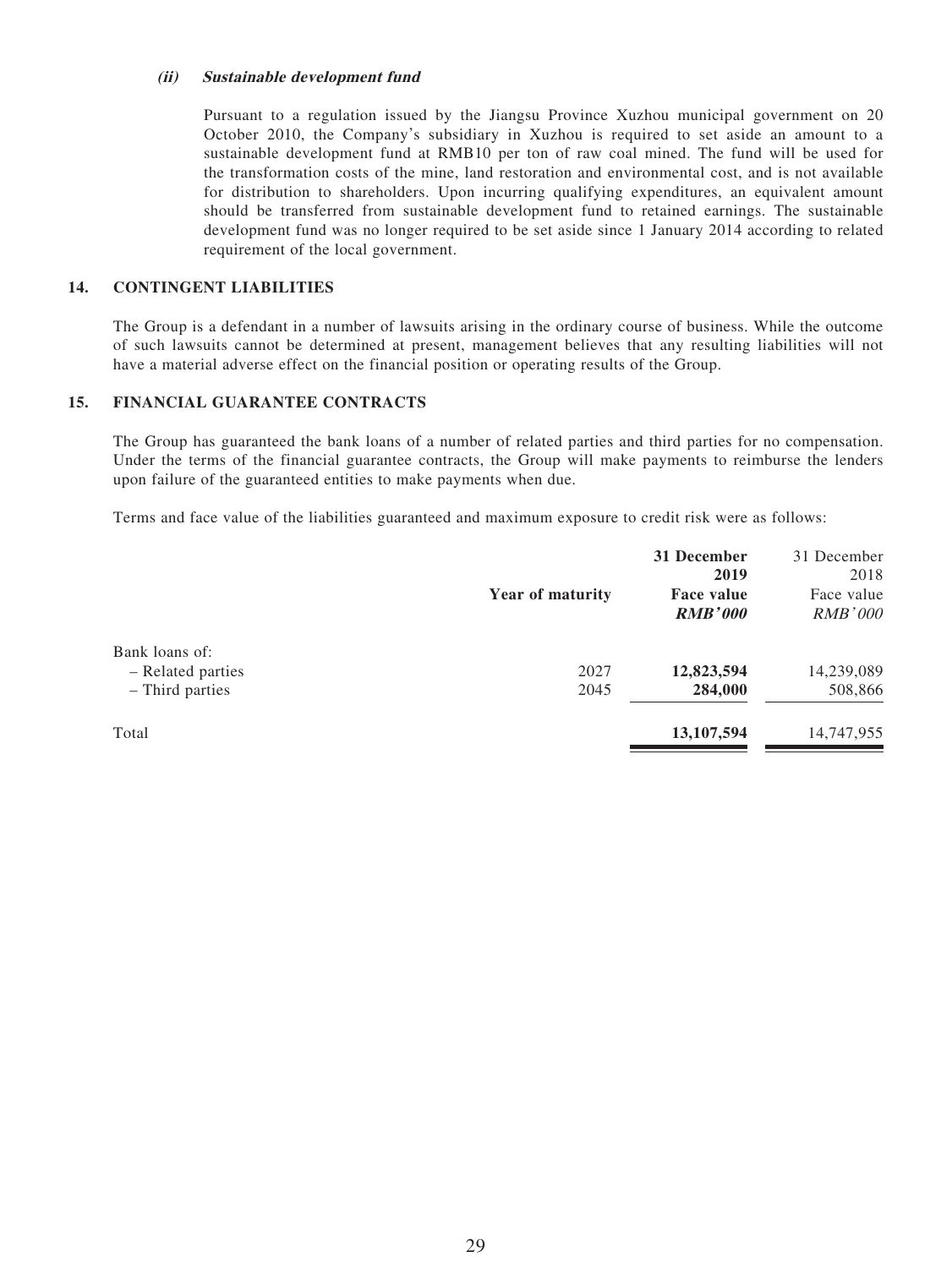#### *(ii)* ***Sustainable development fund***

Pursuant to a regulation issued by the Jiangsu Province Xuzhou municipal government on 20 October 2010, the Company's subsidiary in Xuzhou is required to set aside an amount to a sustainable development fund at RMB10 per ton of raw coal mined. The fund will be used for the transformation costs of the mine, land restoration and environmental cost, and is not available for distribution to shareholders. Upon incurring qualifying expenditures, an equivalent amount should be transferred from sustainable development fund to retained earnings. The sustainable development fund was no longer required to be set aside since 1 January 2014 according to related requirement of the local government.

## 14. CONTINGENT LIABILITIES

The Group is a defendant in a number of lawsuits arising in the ordinary course of business. While the outcome of such lawsuits cannot be determined at present, management believes that any resulting liabilities will not have a material adverse effect on the financial position or operating results of the Group.

## 15. FINANCIAL GUARANTEE CONTRACTS

The Group has guaranteed the bank loans of a number of related parties and third parties for no compensation. Under the terms of the financial guarantee contracts, the Group will make payments to reimburse the lenders upon failure of the guaranteed entities to make payments when due.

Terms and face value of the liabilities guaranteed and maximum exposure to credit risk were as follows:

| | Year of maturity | 31 December 2019 Face value *RMB'000* | 31 December 2018 Face value *RMB'000* |
|---|---|---|---|
| Bank loans of: | | | |
| – Related parties | 2027 | **12,823,594** | 14,239,089 |
| – Third parties | 2045 | **284,000** | 508,866 |
| Total | | **13,107,594** | 14,747,955 |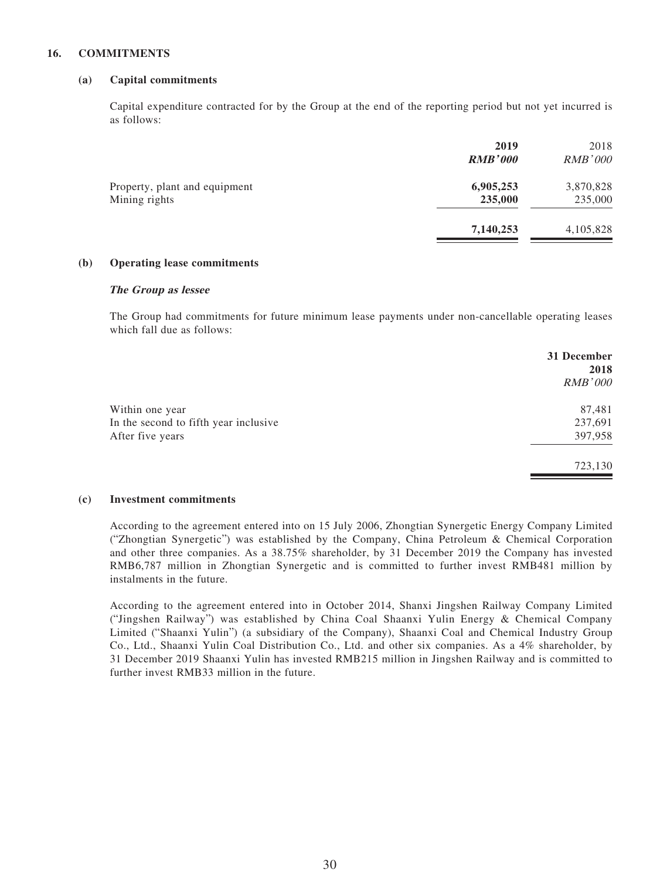## 16. COMMITMENTS

### (a) Capital commitments

Capital expenditure contracted for by the Group at the end of the reporting period but not yet incurred is as follows:

| | 2019 | 2018 |
|---|---|---|
| | ***RMB'000*** | *RMB'000* |
| Property, plant and equipment | **6,905,253** | 3,870,828 |
| Mining rights | **235,000** | 235,000 |
| | **7,140,253** | 4,105,828 |

### (b) Operating lease commitments

***The Group as lessee***

The Group had commitments for future minimum lease payments under non-cancellable operating leases which fall due as follows:

| | 31 December 2018 |
|---|---|
| | *RMB'000* |
| Within one year | 87,481 |
| In the second to fifth year inclusive | 237,691 |
| After five years | 397,958 |
| | 723,130 |

### (c) Investment commitments

According to the agreement entered into on 15 July 2006, Zhongtian Synergetic Energy Company Limited ("Zhongtian Synergetic") was established by the Company, China Petroleum & Chemical Corporation and other three companies. As a 38.75% shareholder, by 31 December 2019 the Company has invested RMB6,787 million in Zhongtian Synergetic and is committed to further invest RMB481 million by instalments in the future.

According to the agreement entered into in October 2014, Shanxi Jingshen Railway Company Limited ("Jingshen Railway") was established by China Coal Shaanxi Yulin Energy & Chemical Company Limited ("Shaanxi Yulin") (a subsidiary of the Company), Shaanxi Coal and Chemical Industry Group Co., Ltd., Shaanxi Yulin Coal Distribution Co., Ltd. and other six companies. As a 4% shareholder, by 31 December 2019 Shaanxi Yulin has invested RMB215 million in Jingshen Railway and is committed to further invest RMB33 million in the future.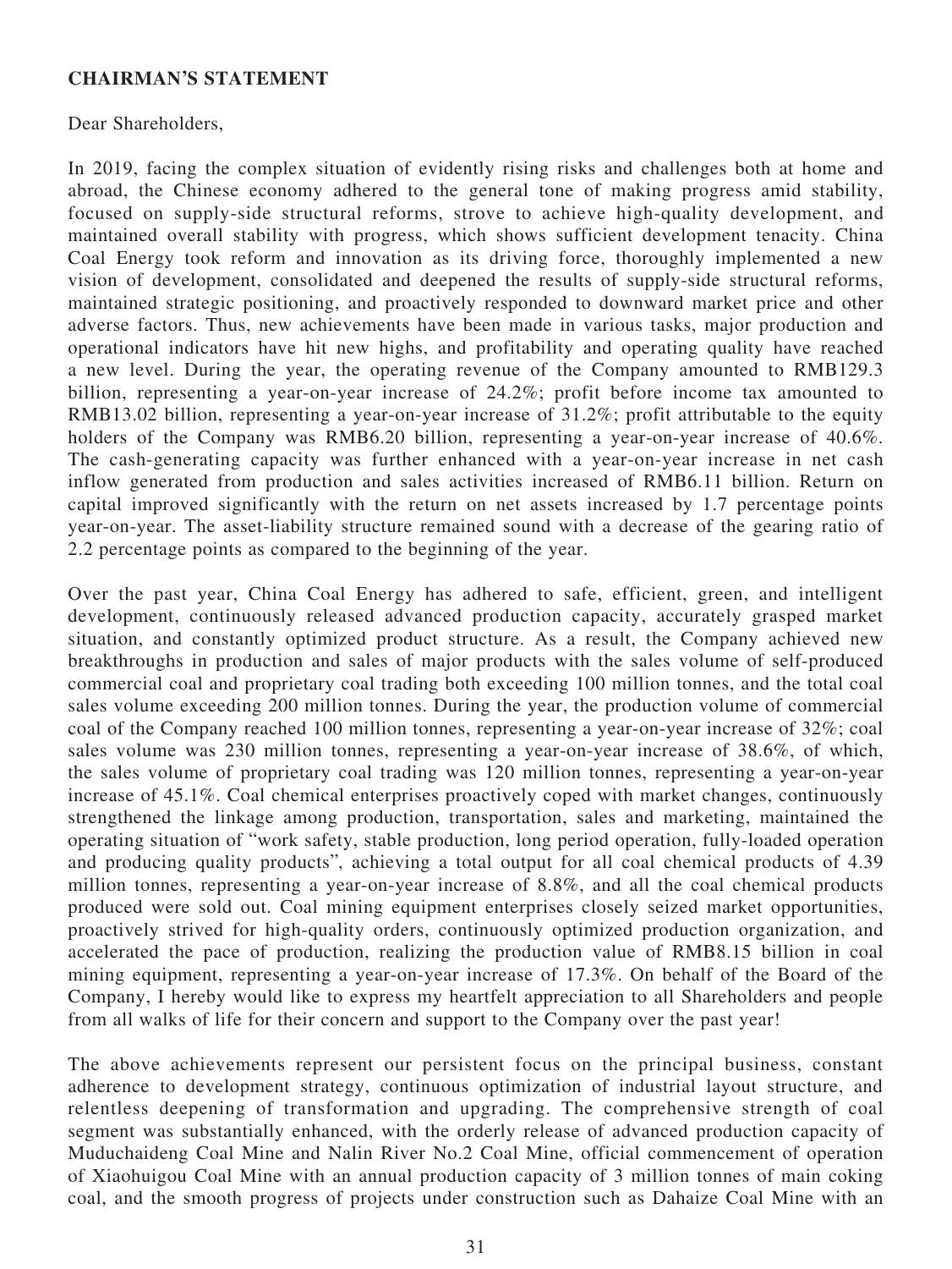**CHAIRMAN'S STATEMENT**

Dear Shareholders,

In 2019, facing the complex situation of evidently rising risks and challenges both at home and abroad, the Chinese economy adhered to the general tone of making progress amid stability, focused on supply-side structural reforms, strove to achieve high-quality development, and maintained overall stability with progress, which shows sufficient development tenacity. China Coal Energy took reform and innovation as its driving force, thoroughly implemented a new vision of development, consolidated and deepened the results of supply-side structural reforms, maintained strategic positioning, and proactively responded to downward market price and other adverse factors. Thus, new achievements have been made in various tasks, major production and operational indicators have hit new highs, and profitability and operating quality have reached a new level. During the year, the operating revenue of the Company amounted to RMB129.3 billion, representing a year-on-year increase of 24.2%; profit before income tax amounted to RMB13.02 billion, representing a year-on-year increase of 31.2%; profit attributable to the equity holders of the Company was RMB6.20 billion, representing a year-on-year increase of 40.6%. The cash-generating capacity was further enhanced with a year-on-year increase in net cash inflow generated from production and sales activities increased of RMB6.11 billion. Return on capital improved significantly with the return on net assets increased by 1.7 percentage points year-on-year. The asset-liability structure remained sound with a decrease of the gearing ratio of 2.2 percentage points as compared to the beginning of the year.

Over the past year, China Coal Energy has adhered to safe, efficient, green, and intelligent development, continuously released advanced production capacity, accurately grasped market situation, and constantly optimized product structure. As a result, the Company achieved new breakthroughs in production and sales of major products with the sales volume of self-produced commercial coal and proprietary coal trading both exceeding 100 million tonnes, and the total coal sales volume exceeding 200 million tonnes. During the year, the production volume of commercial coal of the Company reached 100 million tonnes, representing a year-on-year increase of 32%; coal sales volume was 230 million tonnes, representing a year-on-year increase of 38.6%, of which, the sales volume of proprietary coal trading was 120 million tonnes, representing a year-on-year increase of 45.1%. Coal chemical enterprises proactively coped with market changes, continuously strengthened the linkage among production, transportation, sales and marketing, maintained the operating situation of "work safety, stable production, long period operation, fully-loaded operation and producing quality products", achieving a total output for all coal chemical products of 4.39 million tonnes, representing a year-on-year increase of 8.8%, and all the coal chemical products produced were sold out. Coal mining equipment enterprises closely seized market opportunities, proactively strived for high-quality orders, continuously optimized production organization, and accelerated the pace of production, realizing the production value of RMB8.15 billion in coal mining equipment, representing a year-on-year increase of 17.3%. On behalf of the Board of the Company, I hereby would like to express my heartfelt appreciation to all Shareholders and people from all walks of life for their concern and support to the Company over the past year!

The above achievements represent our persistent focus on the principal business, constant adherence to development strategy, continuous optimization of industrial layout structure, and relentless deepening of transformation and upgrading. The comprehensive strength of coal segment was substantially enhanced, with the orderly release of advanced production capacity of Muduchaideng Coal Mine and Nalin River No.2 Coal Mine, official commencement of operation of Xiaohuigou Coal Mine with an annual production capacity of 3 million tonnes of main coking coal, and the smooth progress of projects under construction such as Dahaize Coal Mine with an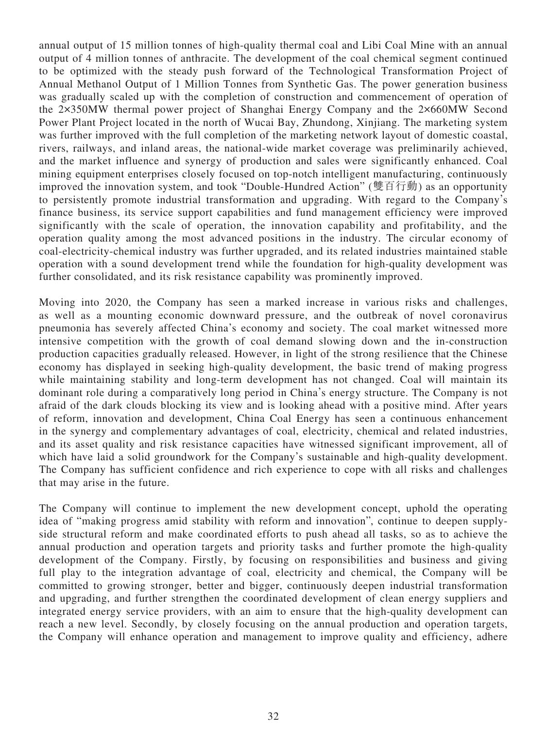annual output of 15 million tonnes of high-quality thermal coal and Libi Coal Mine with an annual output of 4 million tonnes of anthracite. The development of the coal chemical segment continued to be optimized with the steady push forward of the Technological Transformation Project of Annual Methanol Output of 1 Million Tonnes from Synthetic Gas. The power generation business was gradually scaled up with the completion of construction and commencement of operation of the 2×350MW thermal power project of Shanghai Energy Company and the 2×660MW Second Power Plant Project located in the north of Wucai Bay, Zhundong, Xinjiang. The marketing system was further improved with the full completion of the marketing network layout of domestic coastal, rivers, railways, and inland areas, the national-wide market coverage was preliminarily achieved, and the market influence and synergy of production and sales were significantly enhanced. Coal mining equipment enterprises closely focused on top-notch intelligent manufacturing, continuously improved the innovation system, and took "Double-Hundred Action" (雙百行動) as an opportunity to persistently promote industrial transformation and upgrading. With regard to the Company's finance business, its service support capabilities and fund management efficiency were improved significantly with the scale of operation, the innovation capability and profitability, and the operation quality among the most advanced positions in the industry. The circular economy of coal-electricity-chemical industry was further upgraded, and its related industries maintained stable operation with a sound development trend while the foundation for high-quality development was further consolidated, and its risk resistance capability was prominently improved.

Moving into 2020, the Company has seen a marked increase in various risks and challenges, as well as a mounting economic downward pressure, and the outbreak of novel coronavirus pneumonia has severely affected China's economy and society. The coal market witnessed more intensive competition with the growth of coal demand slowing down and the in-construction production capacities gradually released. However, in light of the strong resilience that the Chinese economy has displayed in seeking high-quality development, the basic trend of making progress while maintaining stability and long-term development has not changed. Coal will maintain its dominant role during a comparatively long period in China's energy structure. The Company is not afraid of the dark clouds blocking its view and is looking ahead with a positive mind. After years of reform, innovation and development, China Coal Energy has seen a continuous enhancement in the synergy and complementary advantages of coal, electricity, chemical and related industries, and its asset quality and risk resistance capacities have witnessed significant improvement, all of which have laid a solid groundwork for the Company's sustainable and high-quality development. The Company has sufficient confidence and rich experience to cope with all risks and challenges that may arise in the future.

The Company will continue to implement the new development concept, uphold the operating idea of "making progress amid stability with reform and innovation", continue to deepen supply-side structural reform and make coordinated efforts to push ahead all tasks, so as to achieve the annual production and operation targets and priority tasks and further promote the high-quality development of the Company. Firstly, by focusing on responsibilities and business and giving full play to the integration advantage of coal, electricity and chemical, the Company will be committed to growing stronger, better and bigger, continuously deepen industrial transformation and upgrading, and further strengthen the coordinated development of clean energy suppliers and integrated energy service providers, with an aim to ensure that the high-quality development can reach a new level. Secondly, by closely focusing on the annual production and operation targets, the Company will enhance operation and management to improve quality and efficiency, adhere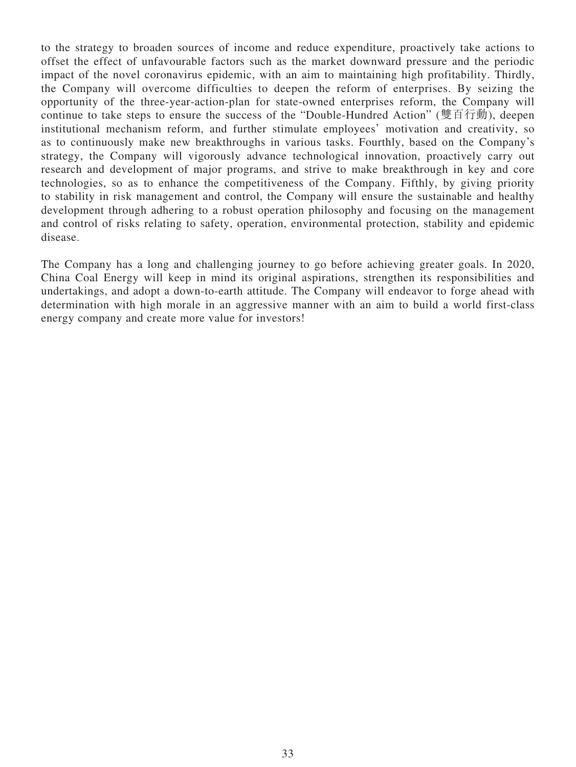to the strategy to broaden sources of income and reduce expenditure, proactively take actions to offset the effect of unfavourable factors such as the market downward pressure and the periodic impact of the novel coronavirus epidemic, with an aim to maintaining high profitability. Thirdly, the Company will overcome difficulties to deepen the reform of enterprises. By seizing the opportunity of the three-year-action-plan for state-owned enterprises reform, the Company will continue to take steps to ensure the success of the "Double-Hundred Action" (雙百行動), deepen institutional mechanism reform, and further stimulate employees' motivation and creativity, so as to continuously make new breakthroughs in various tasks. Fourthly, based on the Company's strategy, the Company will vigorously advance technological innovation, proactively carry out research and development of major programs, and strive to make breakthrough in key and core technologies, so as to enhance the competitiveness of the Company. Fifthly, by giving priority to stability in risk management and control, the Company will ensure the sustainable and healthy development through adhering to a robust operation philosophy and focusing on the management and control of risks relating to safety, operation, environmental protection, stability and epidemic disease.

The Company has a long and challenging journey to go before achieving greater goals. In 2020, China Coal Energy will keep in mind its original aspirations, strengthen its responsibilities and undertakings, and adopt a down-to-earth attitude. The Company will endeavor to forge ahead with determination with high morale in an aggressive manner with an aim to build a world first-class energy company and create more value for investors!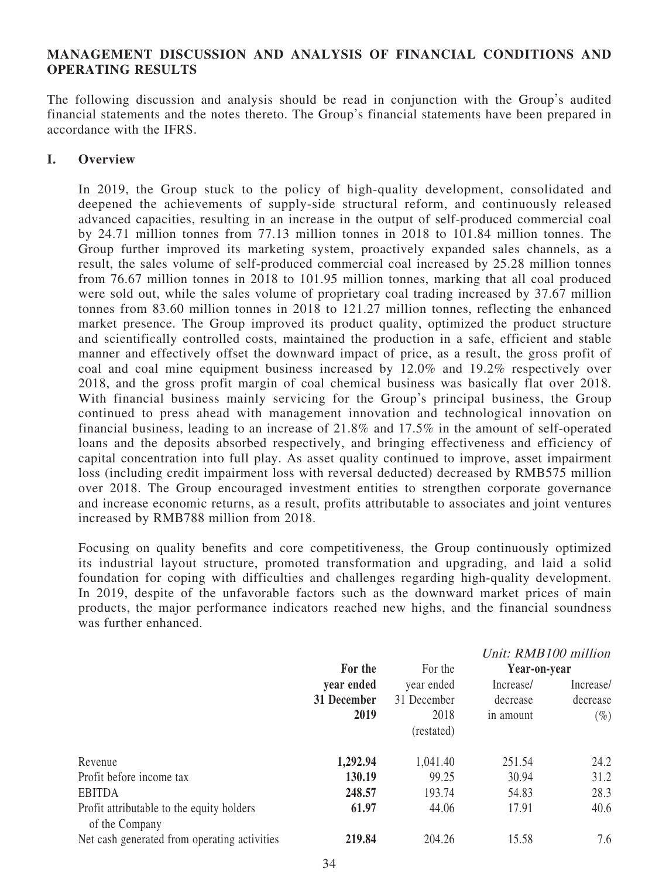## MANAGEMENT DISCUSSION AND ANALYSIS OF FINANCIAL CONDITIONS AND OPERATING RESULTS

The following discussion and analysis should be read in conjunction with the Group's audited financial statements and the notes thereto. The Group's financial statements have been prepared in accordance with the IFRS.

### I. Overview

In 2019, the Group stuck to the policy of high-quality development, consolidated and deepened the achievements of supply-side structural reform, and continuously released advanced capacities, resulting in an increase in the output of self-produced commercial coal by 24.71 million tonnes from 77.13 million tonnes in 2018 to 101.84 million tonnes. The Group further improved its marketing system, proactively expanded sales channels, as a result, the sales volume of self-produced commercial coal increased by 25.28 million tonnes from 76.67 million tonnes in 2018 to 101.95 million tonnes, marking that all coal produced were sold out, while the sales volume of proprietary coal trading increased by 37.67 million tonnes from 83.60 million tonnes in 2018 to 121.27 million tonnes, reflecting the enhanced market presence. The Group improved its product quality, optimized the product structure and scientifically controlled costs, maintained the production in a safe, efficient and stable manner and effectively offset the downward impact of price, as a result, the gross profit of coal and coal mine equipment business increased by 12.0% and 19.2% respectively over 2018, and the gross profit margin of coal chemical business was basically flat over 2018. With financial business mainly servicing for the Group's principal business, the Group continued to press ahead with management innovation and technological innovation on financial business, leading to an increase of 21.8% and 17.5% in the amount of self-operated loans and the deposits absorbed respectively, and bringing effectiveness and efficiency of capital concentration into full play. As asset quality continued to improve, asset impairment loss (including credit impairment loss with reversal deducted) decreased by RMB575 million over 2018. The Group encouraged investment entities to strengthen corporate governance and increase economic returns, as a result, profits attributable to associates and joint ventures increased by RMB788 million from 2018.

Focusing on quality benefits and core competitiveness, the Group continuously optimized its industrial layout structure, promoted transformation and upgrading, and laid a solid foundation for coping with difficulties and challenges regarding high-quality development. In 2019, despite of the unfavorable factors such as the downward market prices of main products, the major performance indicators reached new highs, and the financial soundness was further enhanced.

*Unit: RMB100 million*

| | **For the year ended 31 December 2019** | For the year ended 31 December 2018 (restated) | **Year-on-year** Increase/decrease in amount | Increase/decrease (%) |
|---|---|---|---|---|
| Revenue | **1,292.94** | 1,041.40 | 251.54 | 24.2 |
| Profit before income tax | **130.19** | 99.25 | 30.94 | 31.2 |
| EBITDA | **248.57** | 193.74 | 54.83 | 28.3 |
| Profit attributable to the equity holders of the Company | **61.97** | 44.06 | 17.91 | 40.6 |
| Net cash generated from operating activities | **219.84** | 204.26 | 15.58 | 7.6 |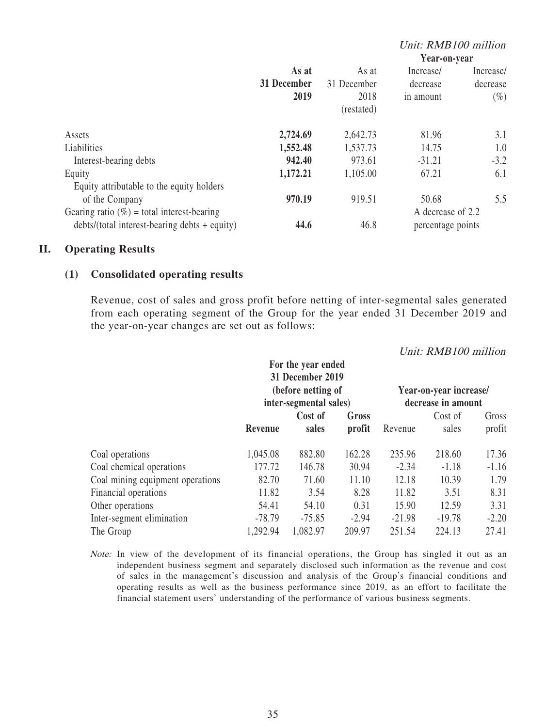*Unit: RMB100 million*

| | As at 31 December 2019 | As at 31 December 2018 (restated) | Year-on-year Increase/ decrease in amount | Year-on-year Increase/ decrease (%) |
|---|---|---|---|---|
| Assets | **2,724.69** | 2,642.73 | 81.96 | 3.1 |
| Liabilities | **1,552.48** | 1,537.73 | 14.75 | 1.0 |
| Interest-bearing debts | **942.40** | 973.61 | -31.21 | -3.2 |
| Equity | **1,172.21** | 1,105.00 | 67.21 | 6.1 |
| Equity attributable to the equity holders of the Company | **970.19** | 919.51 | 50.68 | 5.5 |
| Gearing ratio (%) = total interest-bearing debts/(total interest-bearing debts + equity) | **44.6** | 46.8 | A decrease of 2.2 percentage points | |

## II. Operating Results

### (1) Consolidated operating results

Revenue, cost of sales and gross profit before netting of inter-segmental sales generated from each operating segment of the Group for the year ended 31 December 2019 and the year-on-year changes are set out as follows:

*Unit: RMB100 million*

| | For the year ended 31 December 2019 (before netting of inter-segmental sales) | | | Year-on-year increase/ decrease in amount | | |
|---|---|---|---|---|---|---|
| | **Revenue** | **Cost of sales** | **Gross profit** | Revenue | Cost of sales | Gross profit |
| Coal operations | 1,045.08 | 882.80 | 162.28 | 235.96 | 218.60 | 17.36 |
| Coal chemical operations | 177.72 | 146.78 | 30.94 | -2.34 | -1.18 | -1.16 |
| Coal mining equipment operations | 82.70 | 71.60 | 11.10 | 12.18 | 10.39 | 1.79 |
| Financial operations | 11.82 | 3.54 | 8.28 | 11.82 | 3.51 | 8.31 |
| Other operations | 54.41 | 54.10 | 0.31 | 15.90 | 12.59 | 3.31 |
| Inter-segment elimination | -78.79 | -75.85 | -2.94 | -21.98 | -19.78 | -2.20 |
| The Group | 1,292.94 | 1,082.97 | 209.97 | 251.54 | 224.13 | 27.41 |

*Note:* In view of the development of its financial operations, the Group has singled it out as an independent business segment and separately disclosed such information as the revenue and cost of sales in the management's discussion and analysis of the Group's financial conditions and operating results as well as the business performance since 2019, as an effort to facilitate the financial statement users' understanding of the performance of various business segments.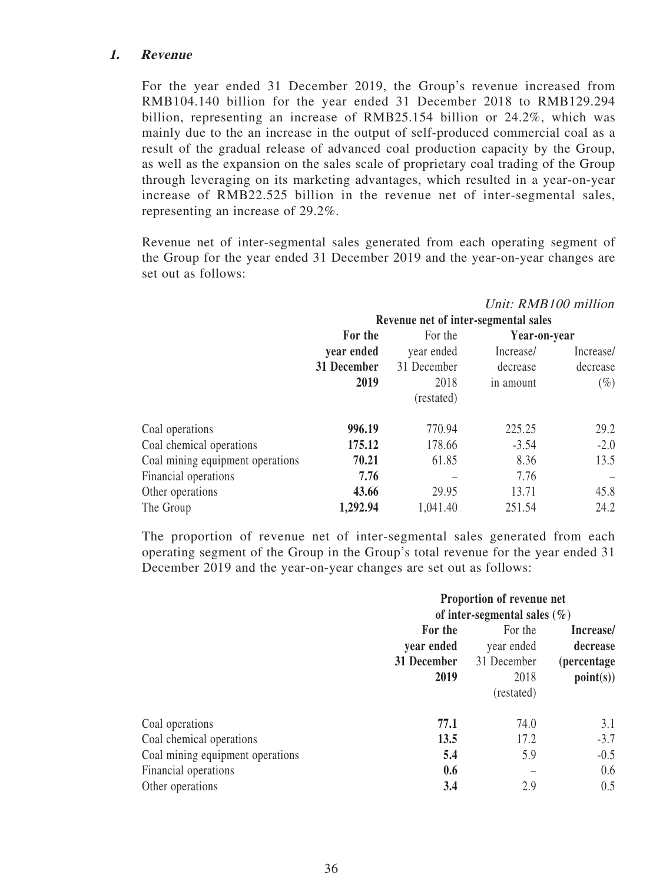### 1. *Revenue*

For the year ended 31 December 2019, the Group's revenue increased from RMB104.140 billion for the year ended 31 December 2018 to RMB129.294 billion, representing an increase of RMB25.154 billion or 24.2%, which was mainly due to the an increase in the output of self-produced commercial coal as a result of the gradual release of advanced coal production capacity by the Group, as well as the expansion on the sales scale of proprietary coal trading of the Group through leveraging on its marketing advantages, which resulted in a year-on-year increase of RMB22.525 billion in the revenue net of inter-segmental sales, representing an increase of 29.2%.

Revenue net of inter-segmental sales generated from each operating segment of the Group for the year ended 31 December 2019 and the year-on-year changes are set out as follows:

*Unit: RMB100 million*

| | Revenue net of inter-segmental sales | | | |
|---|---|---|---|---|
| | | | Year-on-year | |
| | **For the year ended 31 December 2019** | For the year ended 31 December 2018 (restated) | Increase/ decrease in amount | Increase/ decrease (%) |
| Coal operations | **996.19** | 770.94 | 225.25 | 29.2 |
| Coal chemical operations | **175.12** | 178.66 | -3.54 | -2.0 |
| Coal mining equipment operations | **70.21** | 61.85 | 8.36 | 13.5 |
| Financial operations | **7.76** | – | 7.76 | – |
| Other operations | **43.66** | 29.95 | 13.71 | 45.8 |
| The Group | **1,292.94** | 1,041.40 | 251.54 | 24.2 |

The proportion of revenue net of inter-segmental sales generated from each operating segment of the Group in the Group's total revenue for the year ended 31 December 2019 and the year-on-year changes are set out as follows:

| | Proportion of revenue net of inter-segmental sales (%) | | |
|---|---|---|---|
| | **For the year ended 31 December 2019** | For the year ended 31 December 2018 (restated) | **Increase/ decrease (percentage point(s))** |
| Coal operations | **77.1** | 74.0 | 3.1 |
| Coal chemical operations | **13.5** | 17.2 | -3.7 |
| Coal mining equipment operations | **5.4** | 5.9 | -0.5 |
| Financial operations | **0.6** | – | 0.6 |
| Other operations | **3.4** | 2.9 | 0.5 |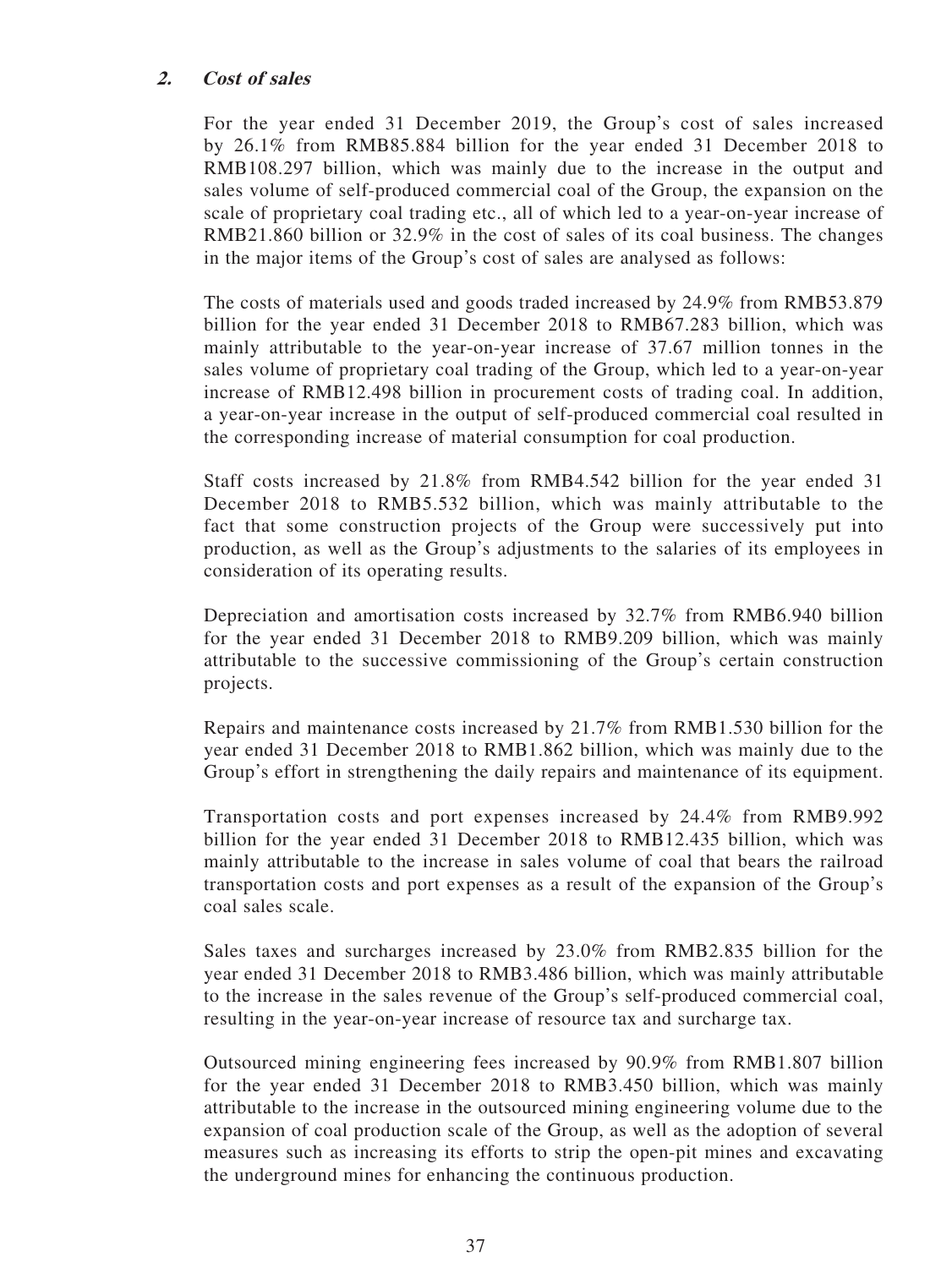## 2. *Cost of sales*

For the year ended 31 December 2019, the Group's cost of sales increased by 26.1% from RMB85.884 billion for the year ended 31 December 2018 to RMB108.297 billion, which was mainly due to the increase in the output and sales volume of self-produced commercial coal of the Group, the expansion on the scale of proprietary coal trading etc., all of which led to a year-on-year increase of RMB21.860 billion or 32.9% in the cost of sales of its coal business. The changes in the major items of the Group's cost of sales are analysed as follows:

The costs of materials used and goods traded increased by 24.9% from RMB53.879 billion for the year ended 31 December 2018 to RMB67.283 billion, which was mainly attributable to the year-on-year increase of 37.67 million tonnes in the sales volume of proprietary coal trading of the Group, which led to a year-on-year increase of RMB12.498 billion in procurement costs of trading coal. In addition, a year-on-year increase in the output of self-produced commercial coal resulted in the corresponding increase of material consumption for coal production.

Staff costs increased by 21.8% from RMB4.542 billion for the year ended 31 December 2018 to RMB5.532 billion, which was mainly attributable to the fact that some construction projects of the Group were successively put into production, as well as the Group's adjustments to the salaries of its employees in consideration of its operating results.

Depreciation and amortisation costs increased by 32.7% from RMB6.940 billion for the year ended 31 December 2018 to RMB9.209 billion, which was mainly attributable to the successive commissioning of the Group's certain construction projects.

Repairs and maintenance costs increased by 21.7% from RMB1.530 billion for the year ended 31 December 2018 to RMB1.862 billion, which was mainly due to the Group's effort in strengthening the daily repairs and maintenance of its equipment.

Transportation costs and port expenses increased by 24.4% from RMB9.992 billion for the year ended 31 December 2018 to RMB12.435 billion, which was mainly attributable to the increase in sales volume of coal that bears the railroad transportation costs and port expenses as a result of the expansion of the Group's coal sales scale.

Sales taxes and surcharges increased by 23.0% from RMB2.835 billion for the year ended 31 December 2018 to RMB3.486 billion, which was mainly attributable to the increase in the sales revenue of the Group's self-produced commercial coal, resulting in the year-on-year increase of resource tax and surcharge tax.

Outsourced mining engineering fees increased by 90.9% from RMB1.807 billion for the year ended 31 December 2018 to RMB3.450 billion, which was mainly attributable to the increase in the outsourced mining engineering volume due to the expansion of coal production scale of the Group, as well as the adoption of several measures such as increasing its efforts to strip the open-pit mines and excavating the underground mines for enhancing the continuous production.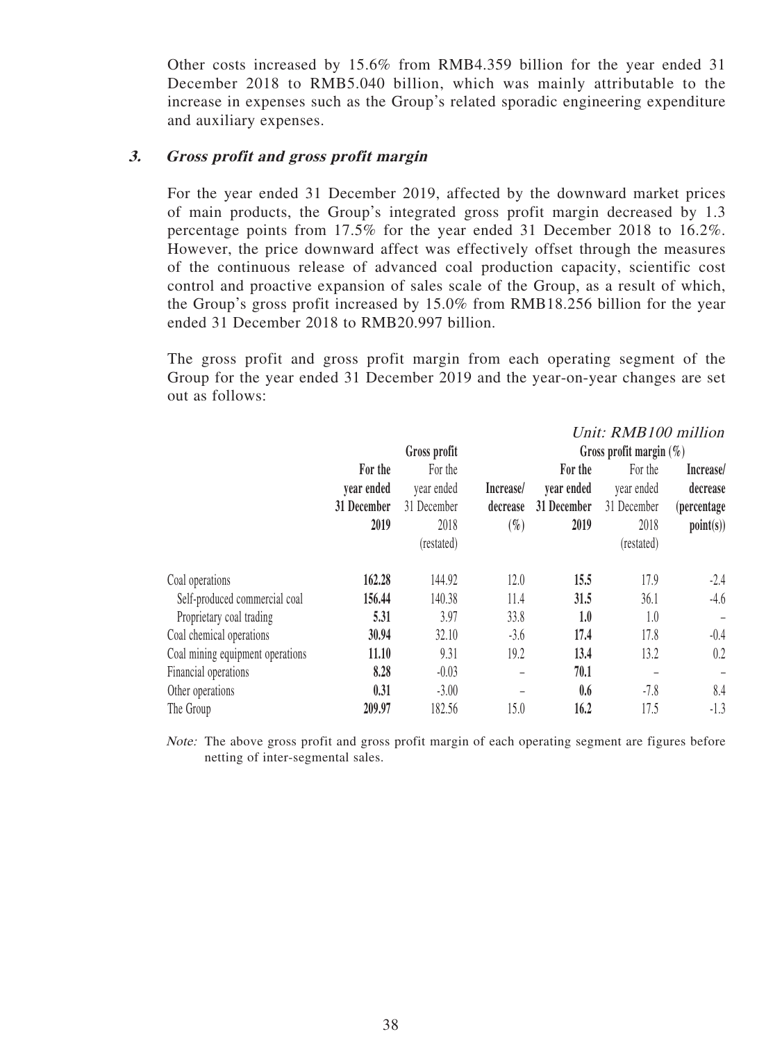Other costs increased by 15.6% from RMB4.359 billion for the year ended 31 December 2018 to RMB5.040 billion, which was mainly attributable to the increase in expenses such as the Group's related sporadic engineering expenditure and auxiliary expenses.

### 3. *Gross profit and gross profit margin*

For the year ended 31 December 2019, affected by the downward market prices of main products, the Group's integrated gross profit margin decreased by 1.3 percentage points from 17.5% for the year ended 31 December 2018 to 16.2%. However, the price downward affect was effectively offset through the measures of the continuous release of advanced coal production capacity, scientific cost control and proactive expansion of sales scale of the Group, as a result of which, the Group's gross profit increased by 15.0% from RMB18.256 billion for the year ended 31 December 2018 to RMB20.997 billion.

The gross profit and gross profit margin from each operating segment of the Group for the year ended 31 December 2019 and the year-on-year changes are set out as follows:

*Unit: RMB100 million*

| | Gross profit | | | Gross profit margin (%) | | |
|---|---|---|---|---|---|---|
| | **For the year ended 31 December 2019** | For the year ended 31 December 2018 (restated) | **Increase/ decrease (%)** | **For the year ended 31 December 2019** | For the year ended 31 December 2018 (restated) | **Increase/ decrease (percentage point(s))** |
| Coal operations | **162.28** | 144.92 | 12.0 | **15.5** | 17.9 | -2.4 |
| Self-produced commercial coal | **156.44** | 140.38 | 11.4 | **31.5** | 36.1 | -4.6 |
| Proprietary coal trading | **5.31** | 3.97 | 33.8 | **1.0** | 1.0 | – |
| Coal chemical operations | **30.94** | 32.10 | -3.6 | **17.4** | 17.8 | -0.4 |
| Coal mining equipment operations | **11.10** | 9.31 | 19.2 | **13.4** | 13.2 | 0.2 |
| Financial operations | **8.28** | -0.03 | – | **70.1** | – | – |
| Other operations | **0.31** | -3.00 | – | **0.6** | -7.8 | 8.4 |
| The Group | **209.97** | 182.56 | 15.0 | **16.2** | 17.5 | -1.3 |

*Note:* The above gross profit and gross profit margin of each operating segment are figures before netting of inter-segmental sales.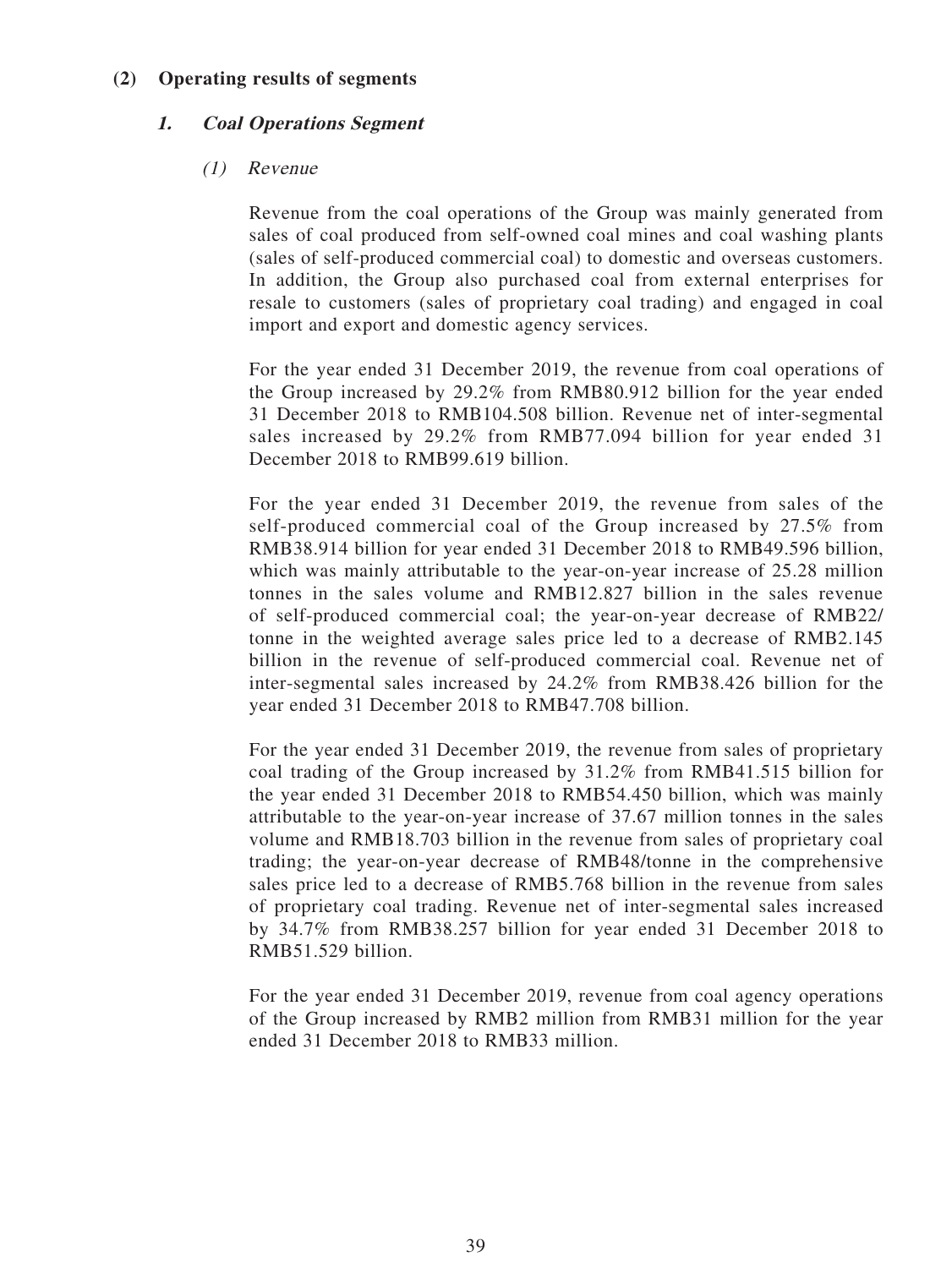## (2) Operating results of segments

### *1. Coal Operations Segment*

#### *(1) Revenue*

Revenue from the coal operations of the Group was mainly generated from sales of coal produced from self-owned coal mines and coal washing plants (sales of self-produced commercial coal) to domestic and overseas customers. In addition, the Group also purchased coal from external enterprises for resale to customers (sales of proprietary coal trading) and engaged in coal import and export and domestic agency services.

For the year ended 31 December 2019, the revenue from coal operations of the Group increased by 29.2% from RMB80.912 billion for the year ended 31 December 2018 to RMB104.508 billion. Revenue net of inter-segmental sales increased by 29.2% from RMB77.094 billion for year ended 31 December 2018 to RMB99.619 billion.

For the year ended 31 December 2019, the revenue from sales of the self-produced commercial coal of the Group increased by 27.5% from RMB38.914 billion for year ended 31 December 2018 to RMB49.596 billion, which was mainly attributable to the year-on-year increase of 25.28 million tonnes in the sales volume and RMB12.827 billion in the sales revenue of self-produced commercial coal; the year-on-year decrease of RMB22/tonne in the weighted average sales price led to a decrease of RMB2.145 billion in the revenue of self-produced commercial coal. Revenue net of inter-segmental sales increased by 24.2% from RMB38.426 billion for the year ended 31 December 2018 to RMB47.708 billion.

For the year ended 31 December 2019, the revenue from sales of proprietary coal trading of the Group increased by 31.2% from RMB41.515 billion for the year ended 31 December 2018 to RMB54.450 billion, which was mainly attributable to the year-on-year increase of 37.67 million tonnes in the sales volume and RMB18.703 billion in the revenue from sales of proprietary coal trading; the year-on-year decrease of RMB48/tonne in the comprehensive sales price led to a decrease of RMB5.768 billion in the revenue from sales of proprietary coal trading. Revenue net of inter-segmental sales increased by 34.7% from RMB38.257 billion for year ended 31 December 2018 to RMB51.529 billion.

For the year ended 31 December 2019, revenue from coal agency operations of the Group increased by RMB2 million from RMB31 million for the year ended 31 December 2018 to RMB33 million.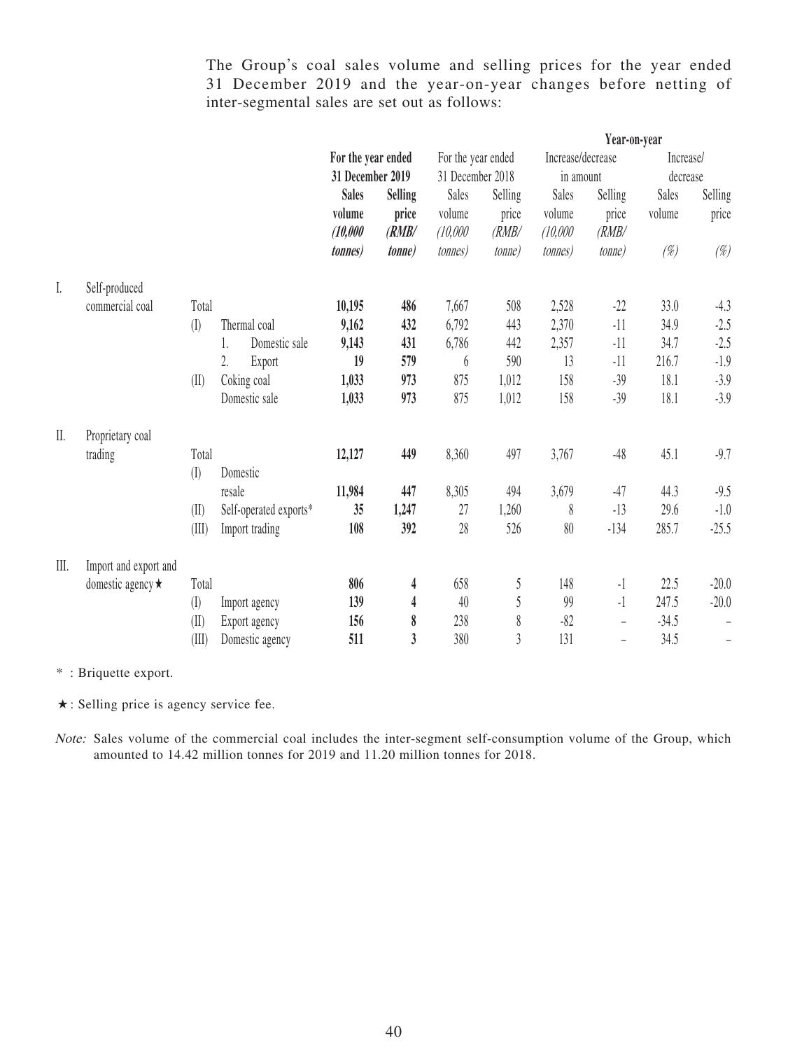The Group's coal sales volume and selling prices for the year ended 31 December 2019 and the year-on-year changes before netting of inter-segmental sales are set out as follows:

| | | | | For the year ended 31 December 2019 | | For the year ended 31 December 2018 | | Year-on-year | | | |
|---|---|---|---|---|---|---|---|---|---|---|---|
| | | | | | | | | Increase/decrease in amount | | Increase/ decrease | |
| | | | | **Sales volume (10,000 tonnes)** | **Selling price (RMB/ tonne)** | Sales volume (10,000 tonnes) | Selling price (RMB/ tonne) | Sales volume (10,000 tonnes) | Selling price (RMB/ tonne) | Sales volume (%) | Selling price (%) |
| I. | Self-produced commercial coal | Total | | **10,195** | **486** | 7,667 | 508 | 2,528 | -22 | 33.0 | -4.3 |
| | | (I) | Thermal coal | **9,162** | **432** | 6,792 | 443 | 2,370 | -11 | 34.9 | -2.5 |
| | | | 1. Domestic sale | **9,143** | **431** | 6,786 | 442 | 2,357 | -11 | 34.7 | -2.5 |
| | | | 2. Export | **19** | **579** | 6 | 590 | 13 | -11 | 216.7 | -1.9 |
| | | (II) | Coking coal | **1,033** | **973** | 875 | 1,012 | 158 | -39 | 18.1 | -3.9 |
| | | | Domestic sale | **1,033** | **973** | 875 | 1,012 | 158 | -39 | 18.1 | -3.9 |
| II. | Proprietary coal trading | Total | | **12,127** | **449** | 8,360 | 497 | 3,767 | -48 | 45.1 | -9.7 |
| | | (I) | Domestic resale | **11,984** | **447** | 8,305 | 494 | 3,679 | -47 | 44.3 | -9.5 |
| | | (II) | Self-operated exports* | **35** | **1,247** | 27 | 1,260 | 8 | -13 | 29.6 | -1.0 |
| | | (III) | Import trading | **108** | **392** | 28 | 526 | 80 | -134 | 285.7 | -25.5 |
| III. | Import and export and domestic agency★ | Total | | **806** | **4** | 658 | 5 | 148 | -1 | 22.5 | -20.0 |
| | | (I) | Import agency | **139** | **4** | 40 | 5 | 99 | -1 | 247.5 | -20.0 |
| | | (II) | Export agency | **156** | **8** | 238 | 8 | -82 | – | -34.5 | – |
| | | (III) | Domestic agency | **511** | **3** | 380 | 3 | 131 | – | 34.5 | – |

* : Briquette export.

★: Selling price is agency service fee.

*Note:* Sales volume of the commercial coal includes the inter-segment self-consumption volume of the Group, which amounted to 14.42 million tonnes for 2019 and 11.20 million tonnes for 2018.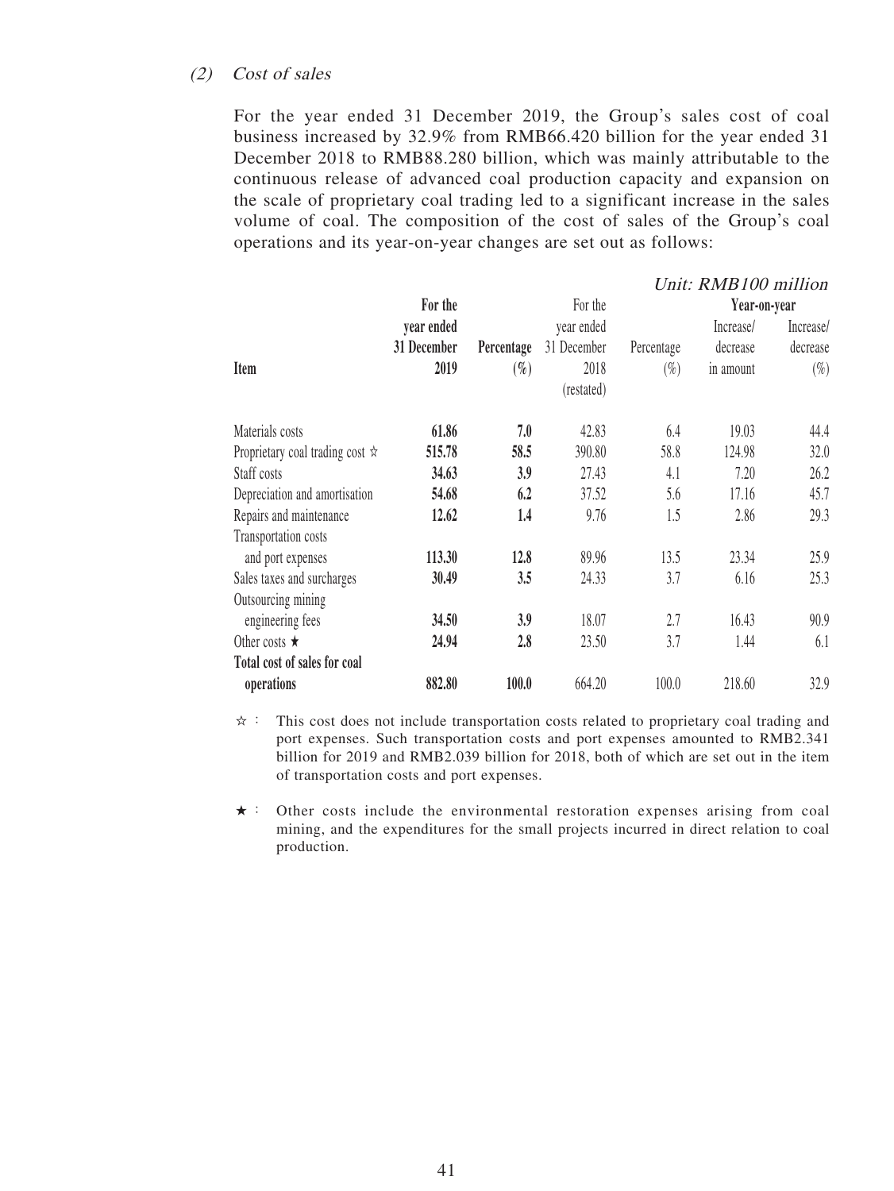*(2) Cost of sales*

For the year ended 31 December 2019, the Group's sales cost of coal business increased by 32.9% from RMB66.420 billion for the year ended 31 December 2018 to RMB88.280 billion, which was mainly attributable to the continuous release of advanced coal production capacity and expansion on the scale of proprietary coal trading led to a significant increase in the sales volume of coal. The composition of the cost of sales of the Group's coal operations and its year-on-year changes are set out as follows:

*Unit: RMB100 million*

| Item | For the year ended 31 December 2019 | Percentage (%) | For the year ended 31 December 2018 (restated) | Percentage (%) | Year-on-year Increase/ decrease in amount | Year-on-year Increase/ decrease (%) |
|---|---|---|---|---|---|---|
| Materials costs | **61.86** | **7.0** | 42.83 | 6.4 | 19.03 | 44.4 |
| Proprietary coal trading cost ☆ | **515.78** | **58.5** | 390.80 | 58.8 | 124.98 | 32.0 |
| Staff costs | **34.63** | **3.9** | 27.43 | 4.1 | 7.20 | 26.2 |
| Depreciation and amortisation | **54.68** | **6.2** | 37.52 | 5.6 | 17.16 | 45.7 |
| Repairs and maintenance | **12.62** | **1.4** | 9.76 | 1.5 | 2.86 | 29.3 |
| Transportation costs and port expenses | **113.30** | **12.8** | 89.96 | 13.5 | 23.34 | 25.9 |
| Sales taxes and surcharges | **30.49** | **3.5** | 24.33 | 3.7 | 6.16 | 25.3 |
| Outsourcing mining engineering fees | **34.50** | **3.9** | 18.07 | 2.7 | 16.43 | 90.9 |
| Other costs ★ | **24.94** | **2.8** | 23.50 | 3.7 | 1.44 | 6.1 |
| **Total cost of sales for coal operations** | **882.80** | **100.0** | 664.20 | 100.0 | 218.60 | 32.9 |

☆ : This cost does not include transportation costs related to proprietary coal trading and port expenses. Such transportation costs and port expenses amounted to RMB2.341 billion for 2019 and RMB2.039 billion for 2018, both of which are set out in the item of transportation costs and port expenses.

★ : Other costs include the environmental restoration expenses arising from coal mining, and the expenditures for the small projects incurred in direct relation to coal production.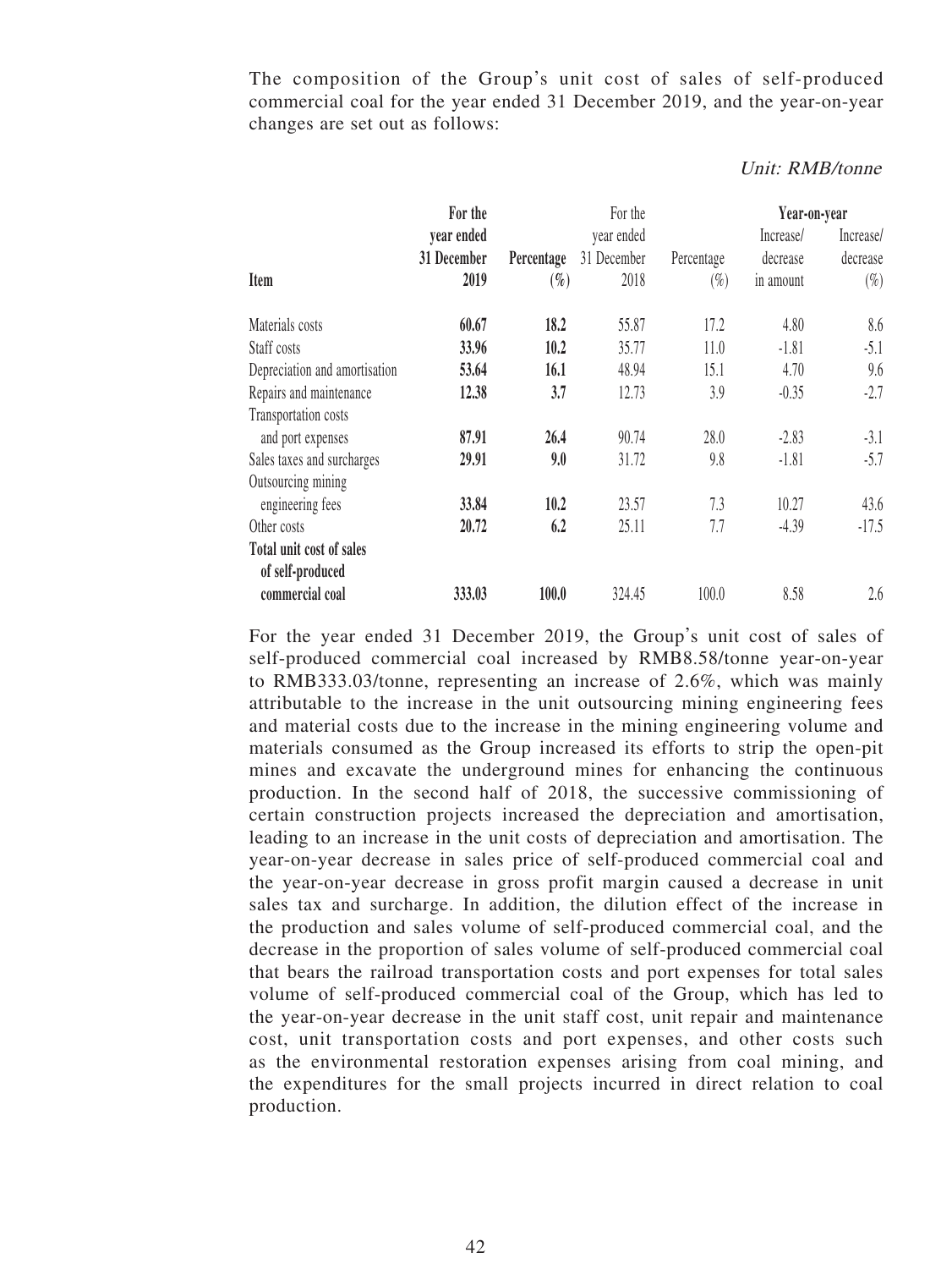The composition of the Group's unit cost of sales of self-produced commercial coal for the year ended 31 December 2019, and the year-on-year changes are set out as follows:

*Unit: RMB/tonne*

| Item | For the year ended 31 December 2019 | Percentage (%) | For the year ended 31 December 2018 | Percentage (%) | Year-on-year Increase/ decrease in amount | Year-on-year Increase/ decrease (%) |
|---|---|---|---|---|---|---|
| Materials costs | **60.67** | **18.2** | 55.87 | 17.2 | 4.80 | 8.6 |
| Staff costs | **33.96** | **10.2** | 35.77 | 11.0 | -1.81 | -5.1 |
| Depreciation and amortisation | **53.64** | **16.1** | 48.94 | 15.1 | 4.70 | 9.6 |
| Repairs and maintenance | **12.38** | **3.7** | 12.73 | 3.9 | -0.35 | -2.7 |
| Transportation costs and port expenses | **87.91** | **26.4** | 90.74 | 28.0 | -2.83 | -3.1 |
| Sales taxes and surcharges | **29.91** | **9.0** | 31.72 | 9.8 | -1.81 | -5.7 |
| Outsourcing mining engineering fees | **33.84** | **10.2** | 23.57 | 7.3 | 10.27 | 43.6 |
| Other costs | **20.72** | **6.2** | 25.11 | 7.7 | -4.39 | -17.5 |
| **Total unit cost of sales of self-produced commercial coal** | **333.03** | **100.0** | 324.45 | 100.0 | 8.58 | 2.6 |

For the year ended 31 December 2019, the Group's unit cost of sales of self-produced commercial coal increased by RMB8.58/tonne year-on-year to RMB333.03/tonne, representing an increase of 2.6%, which was mainly attributable to the increase in the unit outsourcing mining engineering fees and material costs due to the increase in the mining engineering volume and materials consumed as the Group increased its efforts to strip the open-pit mines and excavate the underground mines for enhancing the continuous production. In the second half of 2018, the successive commissioning of certain construction projects increased the depreciation and amortisation, leading to an increase in the unit costs of depreciation and amortisation. The year-on-year decrease in sales price of self-produced commercial coal and the year-on-year decrease in gross profit margin caused a decrease in unit sales tax and surcharge. In addition, the dilution effect of the increase in the production and sales volume of self-produced commercial coal, and the decrease in the proportion of sales volume of self-produced commercial coal that bears the railroad transportation costs and port expenses for total sales volume of self-produced commercial coal of the Group, which has led to the year-on-year decrease in the unit staff cost, unit repair and maintenance cost, unit transportation costs and port expenses, and other costs such as the environmental restoration expenses arising from coal mining, and the expenditures for the small projects incurred in direct relation to coal production.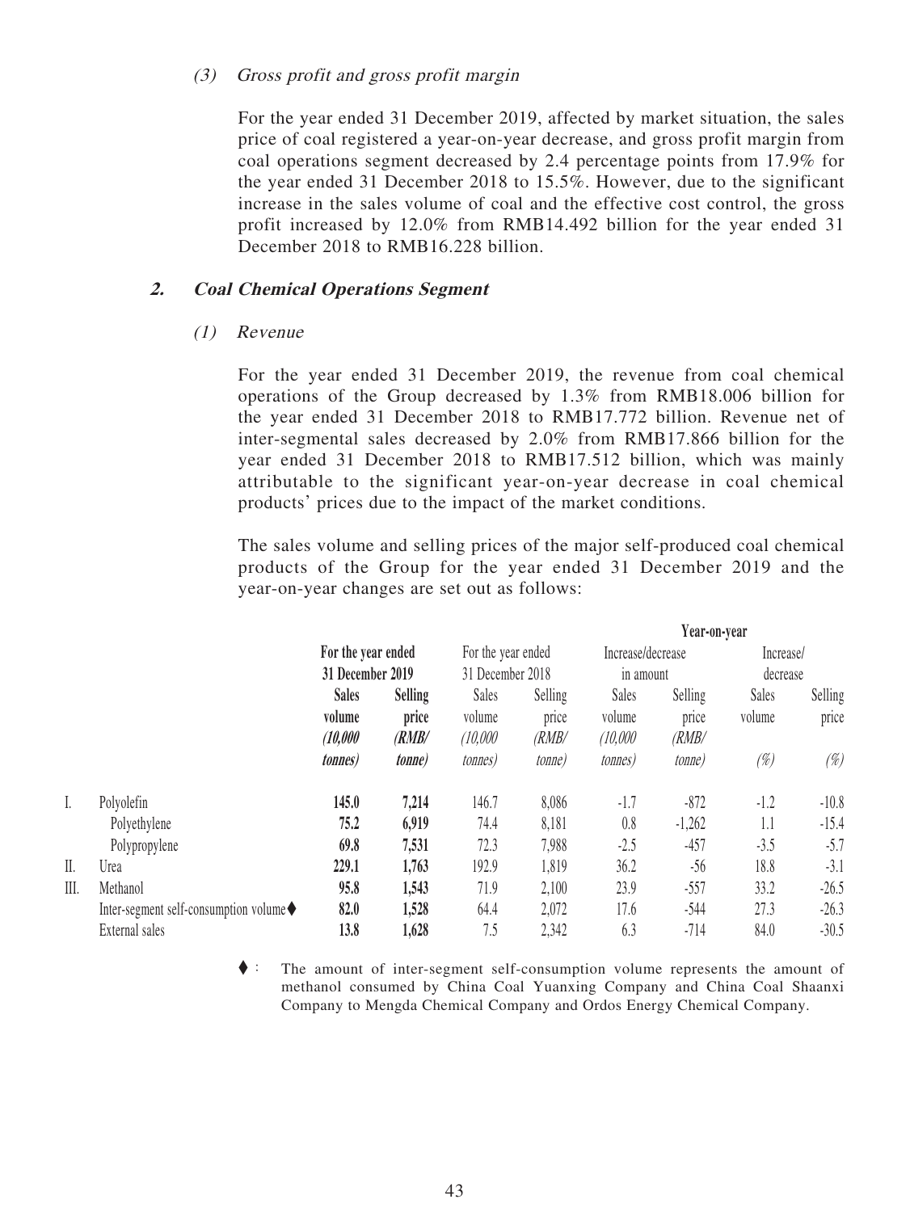*(3) Gross profit and gross profit margin*

For the year ended 31 December 2019, affected by market situation, the sales price of coal registered a year-on-year decrease, and gross profit margin from coal operations segment decreased by 2.4 percentage points from 17.9% for the year ended 31 December 2018 to 15.5%. However, due to the significant increase in the sales volume of coal and the effective cost control, the gross profit increased by 12.0% from RMB14.492 billion for the year ended 31 December 2018 to RMB16.228 billion.

## 2. Coal Chemical Operations Segment

*(1) Revenue*

For the year ended 31 December 2019, the revenue from coal chemical operations of the Group decreased by 1.3% from RMB18.006 billion for the year ended 31 December 2018 to RMB17.772 billion. Revenue net of inter-segmental sales decreased by 2.0% from RMB17.866 billion for the year ended 31 December 2018 to RMB17.512 billion, which was mainly attributable to the significant year-on-year decrease in coal chemical products' prices due to the impact of the market conditions.

The sales volume and selling prices of the major self-produced coal chemical products of the Group for the year ended 31 December 2019 and the year-on-year changes are set out as follows:

| | | **For the year ended 31 December 2019** | | For the year ended 31 December 2018 | | **Year-on-year** Increase/decrease in amount | | Increase/ decrease | |
|---|---|---|---|---|---|---|---|---|---|
| | | **Sales volume (10,000 tonnes)** | **Selling price (RMB/ tonne)** | Sales volume (10,000 tonnes) | Selling price (RMB/ tonne) | Sales volume (10,000 tonnes) | Selling price (RMB/ tonne) | Sales volume (%) | Selling price (%) |
| I. | Polyolefin | **145.0** | **7,214** | 146.7 | 8,086 | -1.7 | -872 | -1.2 | -10.8 |
| | Polyethylene | **75.2** | **6,919** | 74.4 | 8,181 | 0.8 | -1,262 | 1.1 | -15.4 |
| | Polypropylene | **69.8** | **7,531** | 72.3 | 7,988 | -2.5 | -457 | -3.5 | -5.7 |
| II. | Urea | **229.1** | **1,763** | 192.9 | 1,819 | 36.2 | -56 | 18.8 | -3.1 |
| III. | Methanol | **95.8** | **1,543** | 71.9 | 2,100 | 23.9 | -557 | 33.2 | -26.5 |
| | Inter-segment self-consumption volume♦ | **82.0** | **1,528** | 64.4 | 2,072 | 17.6 | -544 | 27.3 | -26.3 |
| | External sales | **13.8** | **1,628** | 7.5 | 2,342 | 6.3 | -714 | 84.0 | -30.5 |

♦ : The amount of inter-segment self-consumption volume represents the amount of methanol consumed by China Coal Yuanxing Company and China Coal Shaanxi Company to Mengda Chemical Company and Ordos Energy Chemical Company.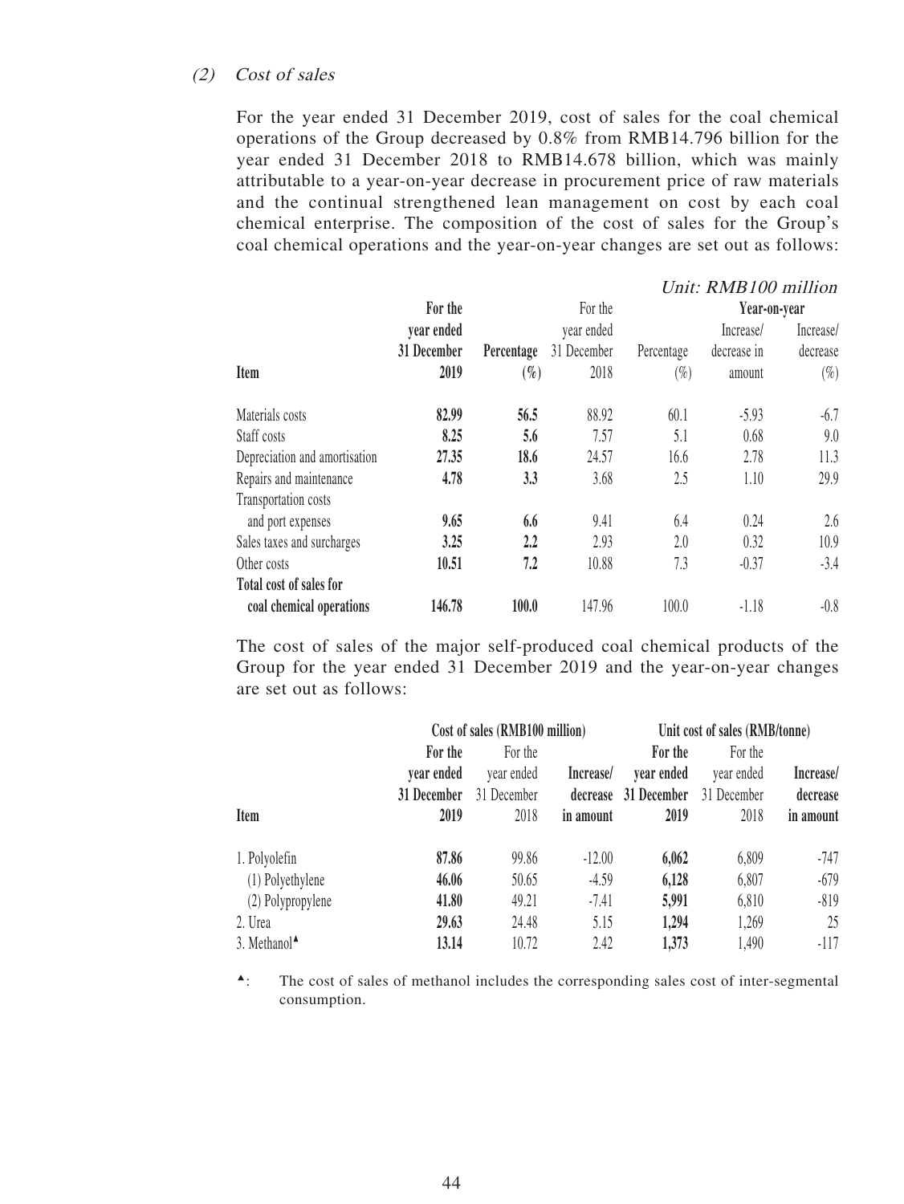### *(2) Cost of sales*

For the year ended 31 December 2019, cost of sales for the coal chemical operations of the Group decreased by 0.8% from RMB14.796 billion for the year ended 31 December 2018 to RMB14.678 billion, which was mainly attributable to a year-on-year decrease in procurement price of raw materials and the continual strengthened lean management on cost by each coal chemical enterprise. The composition of the cost of sales for the Group's coal chemical operations and the year-on-year changes are set out as follows:

*Unit: RMB100 million*

| Item | For the year ended 31 December 2019 | Percentage (%) | For the year ended 31 December 2018 | Percentage (%) | Year-on-year Increase/decrease in amount | Year-on-year Increase/decrease (%) |
|---|---|---|---|---|---|---|
| Materials costs | **82.99** | **56.5** | 88.92 | 60.1 | -5.93 | -6.7 |
| Staff costs | **8.25** | **5.6** | 7.57 | 5.1 | 0.68 | 9.0 |
| Depreciation and amortisation | **27.35** | **18.6** | 24.57 | 16.6 | 2.78 | 11.3 |
| Repairs and maintenance | **4.78** | **3.3** | 3.68 | 2.5 | 1.10 | 29.9 |
| Transportation costs and port expenses | **9.65** | **6.6** | 9.41 | 6.4 | 0.24 | 2.6 |
| Sales taxes and surcharges | **3.25** | **2.2** | 2.93 | 2.0 | 0.32 | 10.9 |
| Other costs | **10.51** | **7.2** | 10.88 | 7.3 | -0.37 | -3.4 |
| **Total cost of sales for coal chemical operations** | **146.78** | **100.0** | 147.96 | 100.0 | -1.18 | -0.8 |

The cost of sales of the major self-produced coal chemical products of the Group for the year ended 31 December 2019 and the year-on-year changes are set out as follows:

| Item | Cost of sales (RMB100 million) | | | Unit cost of sales (RMB/tonne) | | |
|---|---|---|---|---|---|---|
| | **For the year ended 31 December 2019** | For the year ended 31 December 2018 | **Increase/decrease in amount** | **For the year ended 31 December 2019** | For the year ended 31 December 2018 | **Increase/decrease in amount** |
| 1. Polyolefin | **87.86** | 99.86 | -12.00 | **6,062** | 6,809 | -747 |
| (1) Polyethylene | **46.06** | 50.65 | -4.59 | **6,128** | 6,807 | -679 |
| (2) Polypropylene | **41.80** | 49.21 | -7.41 | **5,991** | 6,810 | -819 |
| 2. Urea | **29.63** | 24.48 | 5.15 | **1,294** | 1,269 | 25 |
| 3. Methanol▲ | **13.14** | 10.72 | 2.42 | **1,373** | 1,490 | -117 |

▲: The cost of sales of methanol includes the corresponding sales cost of inter-segmental consumption.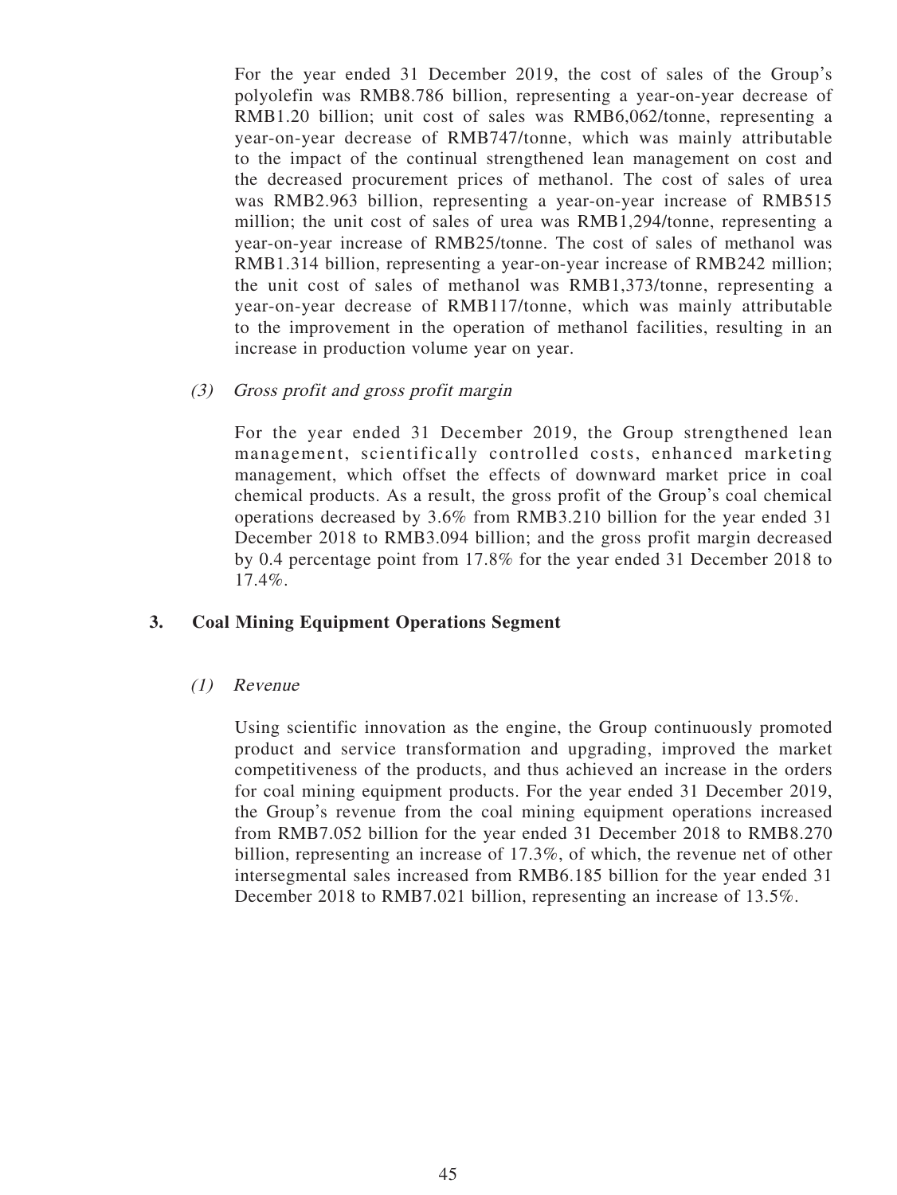For the year ended 31 December 2019, the cost of sales of the Group's polyolefin was RMB8.786 billion, representing a year-on-year decrease of RMB1.20 billion; unit cost of sales was RMB6,062/tonne, representing a year-on-year decrease of RMB747/tonne, which was mainly attributable to the impact of the continual strengthened lean management on cost and the decreased procurement prices of methanol. The cost of sales of urea was RMB2.963 billion, representing a year-on-year increase of RMB515 million; the unit cost of sales of urea was RMB1,294/tonne, representing a year-on-year increase of RMB25/tonne. The cost of sales of methanol was RMB1.314 billion, representing a year-on-year increase of RMB242 million; the unit cost of sales of methanol was RMB1,373/tonne, representing a year-on-year decrease of RMB117/tonne, which was mainly attributable to the improvement in the operation of methanol facilities, resulting in an increase in production volume year on year.

*(3) Gross profit and gross profit margin*

For the year ended 31 December 2019, the Group strengthened lean management, scientifically controlled costs, enhanced marketing management, which offset the effects of downward market price in coal chemical products. As a result, the gross profit of the Group's coal chemical operations decreased by 3.6% from RMB3.210 billion for the year ended 31 December 2018 to RMB3.094 billion; and the gross profit margin decreased by 0.4 percentage point from 17.8% for the year ended 31 December 2018 to 17.4%.

## 3. Coal Mining Equipment Operations Segment

*(1) Revenue*

Using scientific innovation as the engine, the Group continuously promoted product and service transformation and upgrading, improved the market competitiveness of the products, and thus achieved an increase in the orders for coal mining equipment products. For the year ended 31 December 2019, the Group's revenue from the coal mining equipment operations increased from RMB7.052 billion for the year ended 31 December 2018 to RMB8.270 billion, representing an increase of 17.3%, of which, the revenue net of other intersegmental sales increased from RMB6.185 billion for the year ended 31 December 2018 to RMB7.021 billion, representing an increase of 13.5%.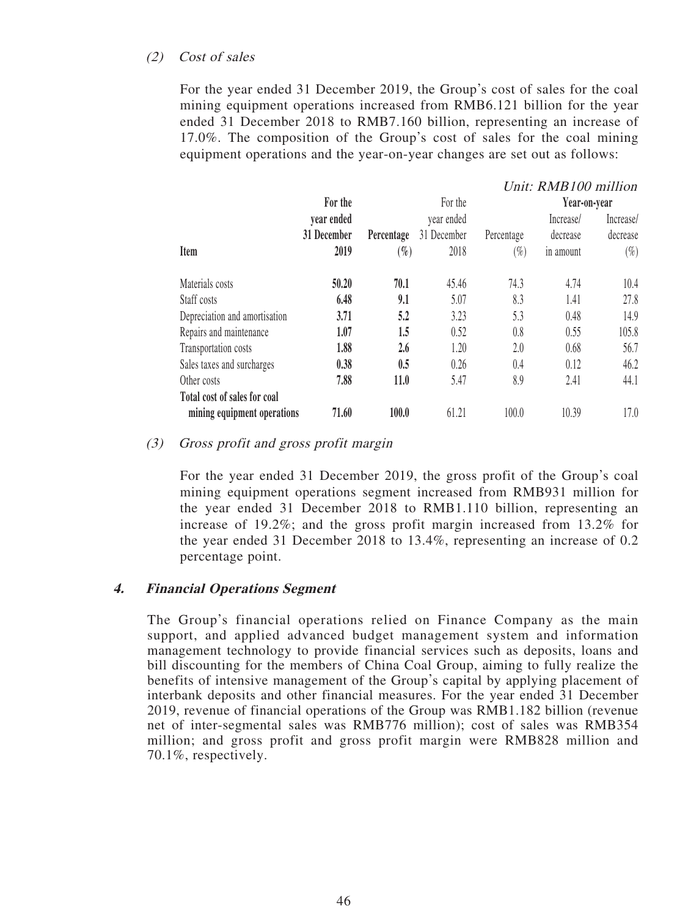*(2) Cost of sales*

For the year ended 31 December 2019, the Group's cost of sales for the coal mining equipment operations increased from RMB6.121 billion for the year ended 31 December 2018 to RMB7.160 billion, representing an increase of 17.0%. The composition of the Group's cost of sales for the coal mining equipment operations and the year-on-year changes are set out as follows:

*Unit: RMB100 million*

| Item | For the year ended 31 December 2019 | Percentage (%) | For the year ended 31 December 2018 | Percentage (%) | Year-on-year | |
|---|---|---|---|---|---|---|
| | | | | | Increase/ decrease in amount | Increase/ decrease (%) |
| Materials costs | **50.20** | **70.1** | 45.46 | 74.3 | 4.74 | 10.4 |
| Staff costs | **6.48** | **9.1** | 5.07 | 8.3 | 1.41 | 27.8 |
| Depreciation and amortisation | **3.71** | **5.2** | 3.23 | 5.3 | 0.48 | 14.9 |
| Repairs and maintenance | **1.07** | **1.5** | 0.52 | 0.8 | 0.55 | 105.8 |
| Transportation costs | **1.88** | **2.6** | 1.20 | 2.0 | 0.68 | 56.7 |
| Sales taxes and surcharges | **0.38** | **0.5** | 0.26 | 0.4 | 0.12 | 46.2 |
| Other costs | **7.88** | **11.0** | 5.47 | 8.9 | 2.41 | 44.1 |
| **Total cost of sales for coal mining equipment operations** | **71.60** | **100.0** | 61.21 | 100.0 | 10.39 | 17.0 |

*(3) Gross profit and gross profit margin*

For the year ended 31 December 2019, the gross profit of the Group's coal mining equipment operations segment increased from RMB931 million for the year ended 31 December 2018 to RMB1.110 billion, representing an increase of 19.2%; and the gross profit margin increased from 13.2% for the year ended 31 December 2018 to 13.4%, representing an increase of 0.2 percentage point.

### *4. Financial Operations Segment*

The Group's financial operations relied on Finance Company as the main support, and applied advanced budget management system and information management technology to provide financial services such as deposits, loans and bill discounting for the members of China Coal Group, aiming to fully realize the benefits of intensive management of the Group's capital by applying placement of interbank deposits and other financial measures. For the year ended 31 December 2019, revenue of financial operations of the Group was RMB1.182 billion (revenue net of inter-segmental sales was RMB776 million); cost of sales was RMB354 million; and gross profit and gross profit margin were RMB828 million and 70.1%, respectively.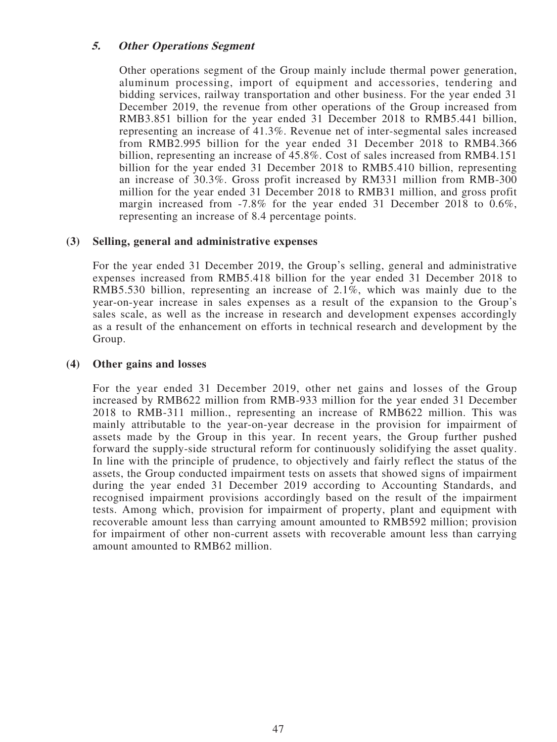#### *5. Other Operations Segment*

Other operations segment of the Group mainly include thermal power generation, aluminum processing, import of equipment and accessories, tendering and bidding services, railway transportation and other business. For the year ended 31 December 2019, the revenue from other operations of the Group increased from RMB3.851 billion for the year ended 31 December 2018 to RMB5.441 billion, representing an increase of 41.3%. Revenue net of inter-segmental sales increased from RMB2.995 billion for the year ended 31 December 2018 to RMB4.366 billion, representing an increase of 45.8%. Cost of sales increased from RMB4.151 billion for the year ended 31 December 2018 to RMB5.410 billion, representing an increase of 30.3%. Gross profit increased by RM331 million from RMB-300 million for the year ended 31 December 2018 to RMB31 million, and gross profit margin increased from -7.8% for the year ended 31 December 2018 to 0.6%, representing an increase of 8.4 percentage points.

### (3) Selling, general and administrative expenses

For the year ended 31 December 2019, the Group's selling, general and administrative expenses increased from RMB5.418 billion for the year ended 31 December 2018 to RMB5.530 billion, representing an increase of 2.1%, which was mainly due to the year-on-year increase in sales expenses as a result of the expansion to the Group's sales scale, as well as the increase in research and development expenses accordingly as a result of the enhancement on efforts in technical research and development by the Group.

### (4) Other gains and losses

For the year ended 31 December 2019, other net gains and losses of the Group increased by RMB622 million from RMB-933 million for the year ended 31 December 2018 to RMB-311 million., representing an increase of RMB622 million. This was mainly attributable to the year-on-year decrease in the provision for impairment of assets made by the Group in this year. In recent years, the Group further pushed forward the supply-side structural reform for continuously solidifying the asset quality. In line with the principle of prudence, to objectively and fairly reflect the status of the assets, the Group conducted impairment tests on assets that showed signs of impairment during the year ended 31 December 2019 according to Accounting Standards, and recognised impairment provisions accordingly based on the result of the impairment tests. Among which, provision for impairment of property, plant and equipment with recoverable amount less than carrying amount amounted to RMB592 million; provision for impairment of other non-current assets with recoverable amount less than carrying amount amounted to RMB62 million.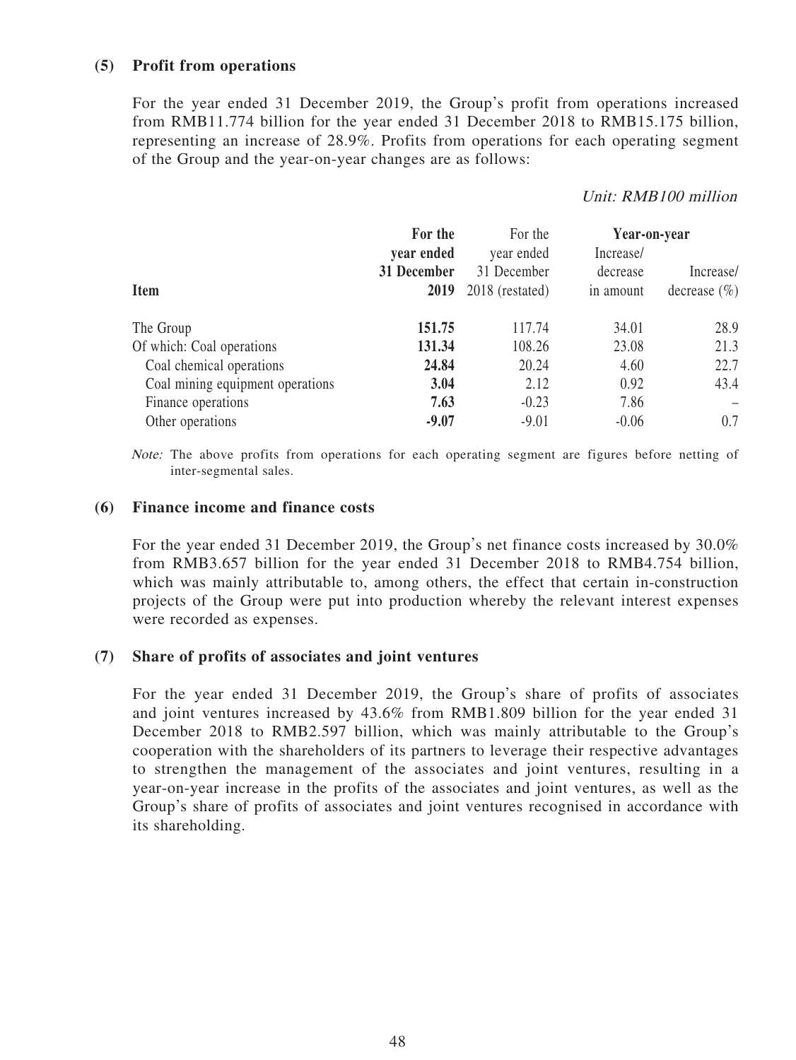### (5) Profit from operations

For the year ended 31 December 2019, the Group's profit from operations increased from RMB11.774 billion for the year ended 31 December 2018 to RMB15.175 billion, representing an increase of 28.9%. Profits from operations for each operating segment of the Group and the year-on-year changes are as follows:

*Unit: RMB100 million*

| Item | **For the year ended 31 December 2019** | For the year ended 31 December 2018 (restated) | **Year-on-year** Increase/ decrease in amount | Increase/ decrease (%) |
|---|---|---|---|---|
| The Group | **151.75** | 117.74 | 34.01 | 28.9 |
| Of which: Coal operations | **131.34** | 108.26 | 23.08 | 21.3 |
| Coal chemical operations | **24.84** | 20.24 | 4.60 | 22.7 |
| Coal mining equipment operations | **3.04** | 2.12 | 0.92 | 43.4 |
| Finance operations | **7.63** | -0.23 | 7.86 | – |
| Other operations | **-9.07** | -9.01 | -0.06 | 0.7 |

*Note:* The above profits from operations for each operating segment are figures before netting of inter-segmental sales.

### (6) Finance income and finance costs

For the year ended 31 December 2019, the Group's net finance costs increased by 30.0% from RMB3.657 billion for the year ended 31 December 2018 to RMB4.754 billion, which was mainly attributable to, among others, the effect that certain in-construction projects of the Group were put into production whereby the relevant interest expenses were recorded as expenses.

### (7) Share of profits of associates and joint ventures

For the year ended 31 December 2019, the Group's share of profits of associates and joint ventures increased by 43.6% from RMB1.809 billion for the year ended 31 December 2018 to RMB2.597 billion, which was mainly attributable to the Group's cooperation with the shareholders of its partners to leverage their respective advantages to strengthen the management of the associates and joint ventures, resulting in a year-on-year increase in the profits of the associates and joint ventures, as well as the Group's share of profits of associates and joint ventures recognised in accordance with its shareholding.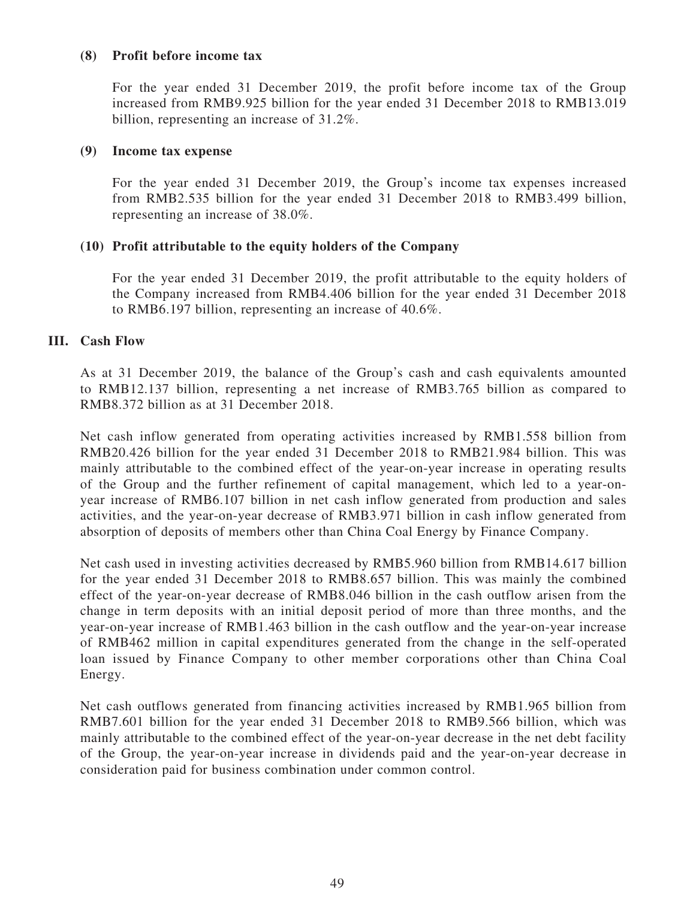#### (8) Profit before income tax

For the year ended 31 December 2019, the profit before income tax of the Group increased from RMB9.925 billion for the year ended 31 December 2018 to RMB13.019 billion, representing an increase of 31.2%.

#### (9) Income tax expense

For the year ended 31 December 2019, the Group's income tax expenses increased from RMB2.535 billion for the year ended 31 December 2018 to RMB3.499 billion, representing an increase of 38.0%.

#### (10) Profit attributable to the equity holders of the Company

For the year ended 31 December 2019, the profit attributable to the equity holders of the Company increased from RMB4.406 billion for the year ended 31 December 2018 to RMB6.197 billion, representing an increase of 40.6%.

### III. Cash Flow

As at 31 December 2019, the balance of the Group's cash and cash equivalents amounted to RMB12.137 billion, representing a net increase of RMB3.765 billion as compared to RMB8.372 billion as at 31 December 2018.

Net cash inflow generated from operating activities increased by RMB1.558 billion from RMB20.426 billion for the year ended 31 December 2018 to RMB21.984 billion. This was mainly attributable to the combined effect of the year-on-year increase in operating results of the Group and the further refinement of capital management, which led to a year-on-year increase of RMB6.107 billion in net cash inflow generated from production and sales activities, and the year-on-year decrease of RMB3.971 billion in cash inflow generated from absorption of deposits of members other than China Coal Energy by Finance Company.

Net cash used in investing activities decreased by RMB5.960 billion from RMB14.617 billion for the year ended 31 December 2018 to RMB8.657 billion. This was mainly the combined effect of the year-on-year decrease of RMB8.046 billion in the cash outflow arisen from the change in term deposits with an initial deposit period of more than three months, and the year-on-year increase of RMB1.463 billion in the cash outflow and the year-on-year increase of RMB462 million in capital expenditures generated from the change in the self-operated loan issued by Finance Company to other member corporations other than China Coal Energy.

Net cash outflows generated from financing activities increased by RMB1.965 billion from RMB7.601 billion for the year ended 31 December 2018 to RMB9.566 billion, which was mainly attributable to the combined effect of the year-on-year decrease in the net debt facility of the Group, the year-on-year increase in dividends paid and the year-on-year decrease in consideration paid for business combination under common control.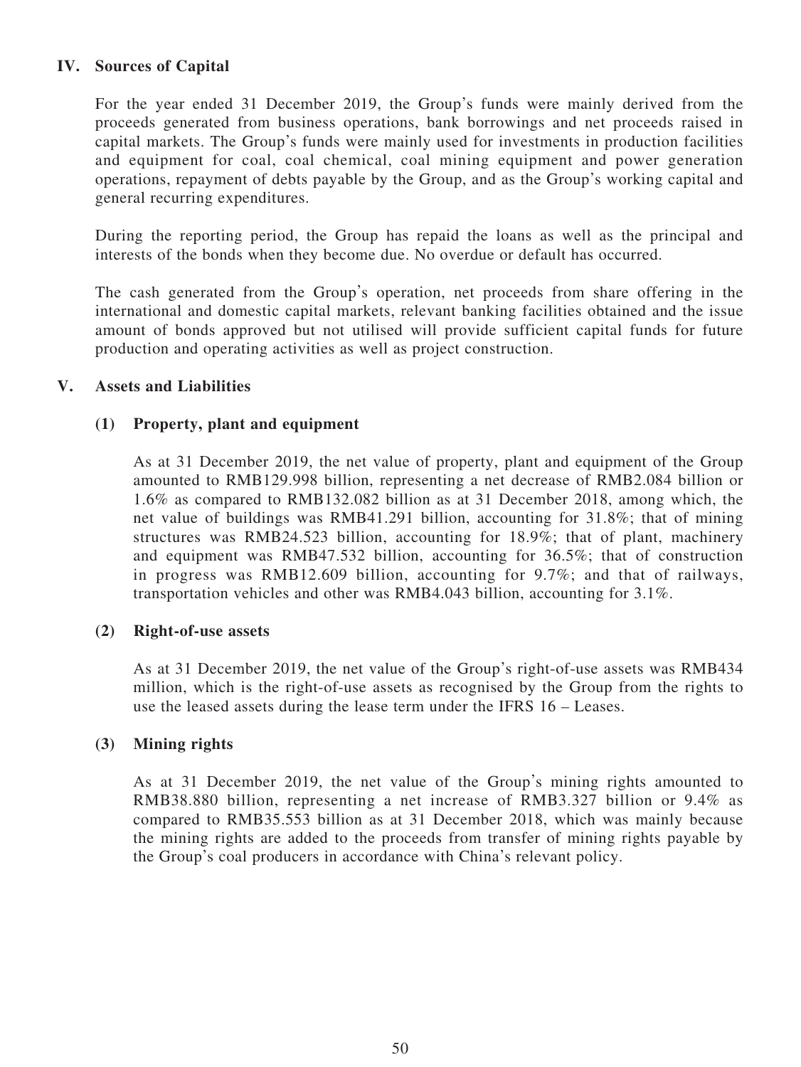## IV. Sources of Capital

For the year ended 31 December 2019, the Group's funds were mainly derived from the proceeds generated from business operations, bank borrowings and net proceeds raised in capital markets. The Group's funds were mainly used for investments in production facilities and equipment for coal, coal chemical, coal mining equipment and power generation operations, repayment of debts payable by the Group, and as the Group's working capital and general recurring expenditures.

During the reporting period, the Group has repaid the loans as well as the principal and interests of the bonds when they become due. No overdue or default has occurred.

The cash generated from the Group's operation, net proceeds from share offering in the international and domestic capital markets, relevant banking facilities obtained and the issue amount of bonds approved but not utilised will provide sufficient capital funds for future production and operating activities as well as project construction.

## V. Assets and Liabilities

### (1) Property, plant and equipment

As at 31 December 2019, the net value of property, plant and equipment of the Group amounted to RMB129.998 billion, representing a net decrease of RMB2.084 billion or 1.6% as compared to RMB132.082 billion as at 31 December 2018, among which, the net value of buildings was RMB41.291 billion, accounting for 31.8%; that of mining structures was RMB24.523 billion, accounting for 18.9%; that of plant, machinery and equipment was RMB47.532 billion, accounting for 36.5%; that of construction in progress was RMB12.609 billion, accounting for 9.7%; and that of railways, transportation vehicles and other was RMB4.043 billion, accounting for 3.1%.

### (2) Right-of-use assets

As at 31 December 2019, the net value of the Group's right-of-use assets was RMB434 million, which is the right-of-use assets as recognised by the Group from the rights to use the leased assets during the lease term under the IFRS 16 – Leases.

### (3) Mining rights

As at 31 December 2019, the net value of the Group's mining rights amounted to RMB38.880 billion, representing a net increase of RMB3.327 billion or 9.4% as compared to RMB35.553 billion as at 31 December 2018, which was mainly because the mining rights are added to the proceeds from transfer of mining rights payable by the Group's coal producers in accordance with China's relevant policy.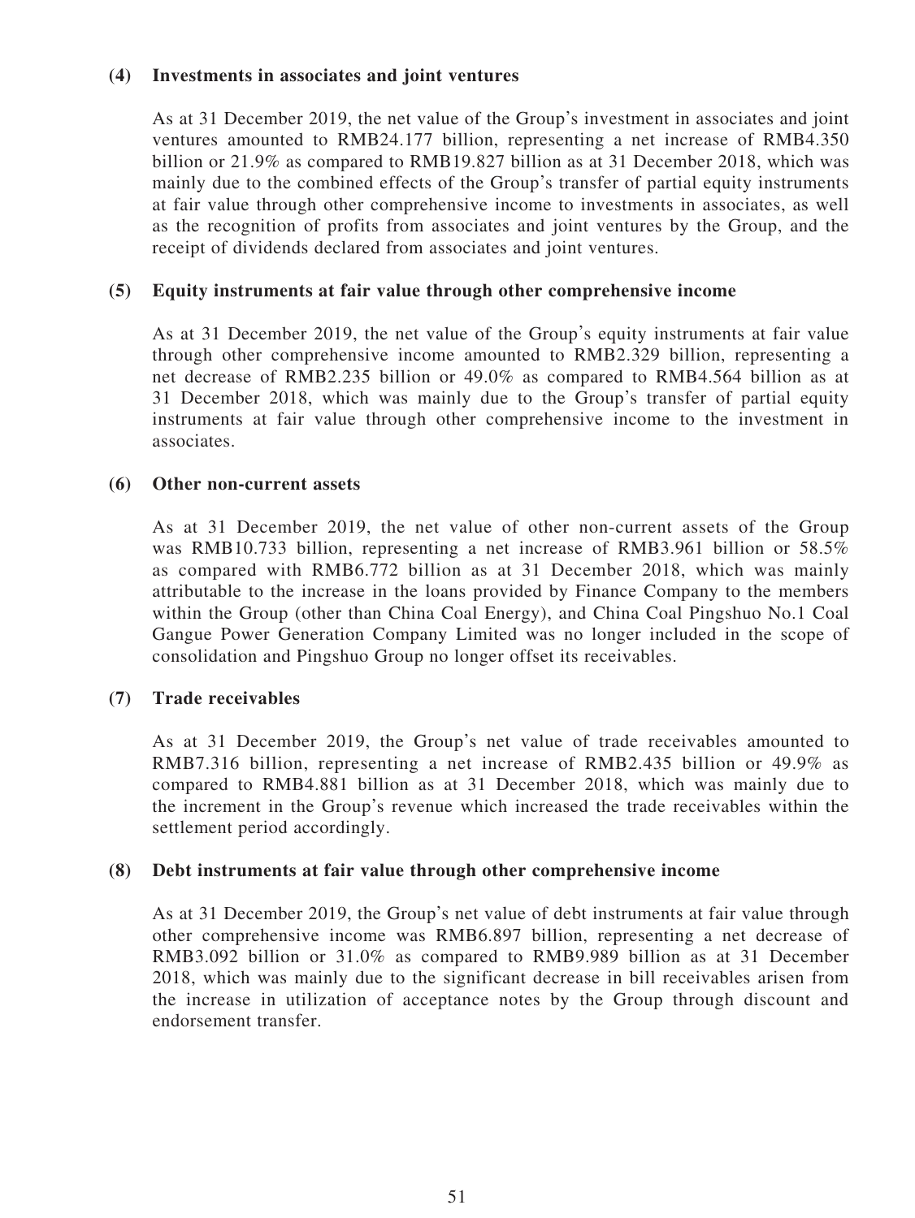#### (4) Investments in associates and joint ventures

As at 31 December 2019, the net value of the Group's investment in associates and joint ventures amounted to RMB24.177 billion, representing a net increase of RMB4.350 billion or 21.9% as compared to RMB19.827 billion as at 31 December 2018, which was mainly due to the combined effects of the Group's transfer of partial equity instruments at fair value through other comprehensive income to investments in associates, as well as the recognition of profits from associates and joint ventures by the Group, and the receipt of dividends declared from associates and joint ventures.

#### (5) Equity instruments at fair value through other comprehensive income

As at 31 December 2019, the net value of the Group's equity instruments at fair value through other comprehensive income amounted to RMB2.329 billion, representing a net decrease of RMB2.235 billion or 49.0% as compared to RMB4.564 billion as at 31 December 2018, which was mainly due to the Group's transfer of partial equity instruments at fair value through other comprehensive income to the investment in associates.

#### (6) Other non-current assets

As at 31 December 2019, the net value of other non-current assets of the Group was RMB10.733 billion, representing a net increase of RMB3.961 billion or 58.5% as compared with RMB6.772 billion as at 31 December 2018, which was mainly attributable to the increase in the loans provided by Finance Company to the members within the Group (other than China Coal Energy), and China Coal Pingshuo No.1 Coal Gangue Power Generation Company Limited was no longer included in the scope of consolidation and Pingshuo Group no longer offset its receivables.

#### (7) Trade receivables

As at 31 December 2019, the Group's net value of trade receivables amounted to RMB7.316 billion, representing a net increase of RMB2.435 billion or 49.9% as compared to RMB4.881 billion as at 31 December 2018, which was mainly due to the increment in the Group's revenue which increased the trade receivables within the settlement period accordingly.

#### (8) Debt instruments at fair value through other comprehensive income

As at 31 December 2019, the Group's net value of debt instruments at fair value through other comprehensive income was RMB6.897 billion, representing a net decrease of RMB3.092 billion or 31.0% as compared to RMB9.989 billion as at 31 December 2018, which was mainly due to the significant decrease in bill receivables arisen from the increase in utilization of acceptance notes by the Group through discount and endorsement transfer.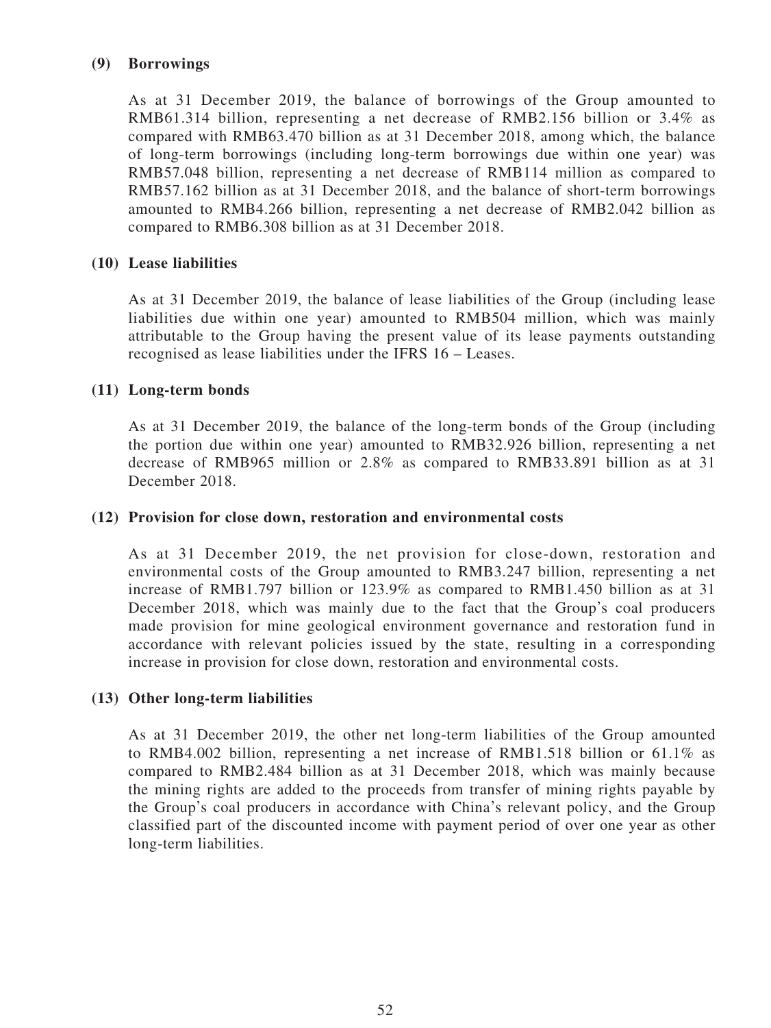### (9) Borrowings

As at 31 December 2019, the balance of borrowings of the Group amounted to RMB61.314 billion, representing a net decrease of RMB2.156 billion or 3.4% as compared with RMB63.470 billion as at 31 December 2018, among which, the balance of long-term borrowings (including long-term borrowings due within one year) was RMB57.048 billion, representing a net decrease of RMB114 million as compared to RMB57.162 billion as at 31 December 2018, and the balance of short-term borrowings amounted to RMB4.266 billion, representing a net decrease of RMB2.042 billion as compared to RMB6.308 billion as at 31 December 2018.

### (10) Lease liabilities

As at 31 December 2019, the balance of lease liabilities of the Group (including lease liabilities due within one year) amounted to RMB504 million, which was mainly attributable to the Group having the present value of its lease payments outstanding recognised as lease liabilities under the IFRS 16 – Leases.

### (11) Long-term bonds

As at 31 December 2019, the balance of the long-term bonds of the Group (including the portion due within one year) amounted to RMB32.926 billion, representing a net decrease of RMB965 million or 2.8% as compared to RMB33.891 billion as at 31 December 2018.

### (12) Provision for close down, restoration and environmental costs

As at 31 December 2019, the net provision for close-down, restoration and environmental costs of the Group amounted to RMB3.247 billion, representing a net increase of RMB1.797 billion or 123.9% as compared to RMB1.450 billion as at 31 December 2018, which was mainly due to the fact that the Group's coal producers made provision for mine geological environment governance and restoration fund in accordance with relevant policies issued by the state, resulting in a corresponding increase in provision for close down, restoration and environmental costs.

### (13) Other long-term liabilities

As at 31 December 2019, the other net long-term liabilities of the Group amounted to RMB4.002 billion, representing a net increase of RMB1.518 billion or 61.1% as compared to RMB2.484 billion as at 31 December 2018, which was mainly because the mining rights are added to the proceeds from transfer of mining rights payable by the Group's coal producers in accordance with China's relevant policy, and the Group classified part of the discounted income with payment period of over one year as other long-term liabilities.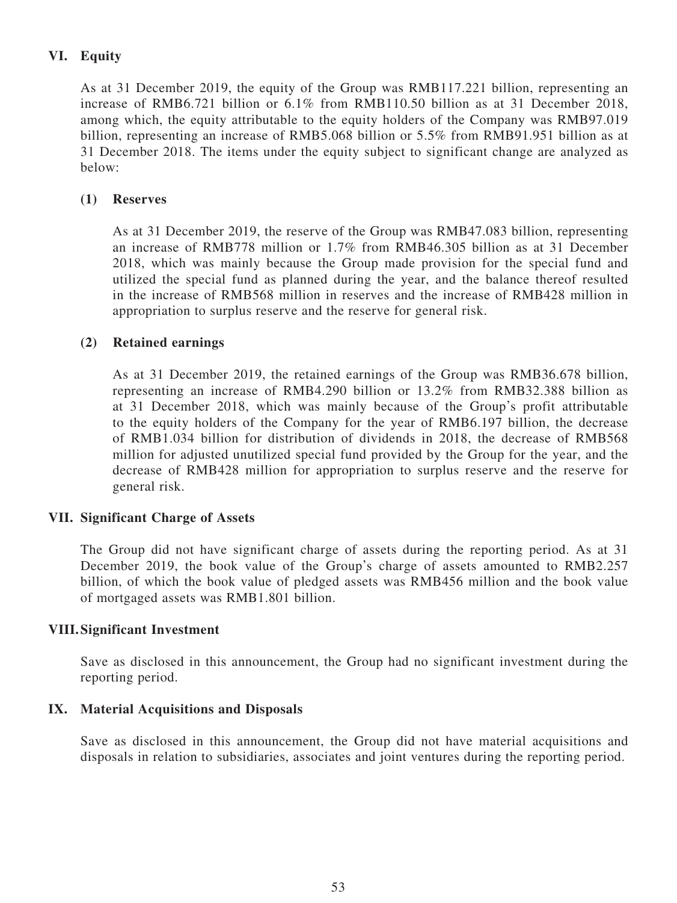## VI. Equity

As at 31 December 2019, the equity of the Group was RMB117.221 billion, representing an increase of RMB6.721 billion or 6.1% from RMB110.50 billion as at 31 December 2018, among which, the equity attributable to the equity holders of the Company was RMB97.019 billion, representing an increase of RMB5.068 billion or 5.5% from RMB91.951 billion as at 31 December 2018. The items under the equity subject to significant change are analyzed as below:

### (1) Reserves

As at 31 December 2019, the reserve of the Group was RMB47.083 billion, representing an increase of RMB778 million or 1.7% from RMB46.305 billion as at 31 December 2018, which was mainly because the Group made provision for the special fund and utilized the special fund as planned during the year, and the balance thereof resulted in the increase of RMB568 million in reserves and the increase of RMB428 million in appropriation to surplus reserve and the reserve for general risk.

### (2) Retained earnings

As at 31 December 2019, the retained earnings of the Group was RMB36.678 billion, representing an increase of RMB4.290 billion or 13.2% from RMB32.388 billion as at 31 December 2018, which was mainly because of the Group's profit attributable to the equity holders of the Company for the year of RMB6.197 billion, the decrease of RMB1.034 billion for distribution of dividends in 2018, the decrease of RMB568 million for adjusted unutilized special fund provided by the Group for the year, and the decrease of RMB428 million for appropriation to surplus reserve and the reserve for general risk.

## VII. Significant Charge of Assets

The Group did not have significant charge of assets during the reporting period. As at 31 December 2019, the book value of the Group's charge of assets amounted to RMB2.257 billion, of which the book value of pledged assets was RMB456 million and the book value of mortgaged assets was RMB1.801 billion.

## VIII. Significant Investment

Save as disclosed in this announcement, the Group had no significant investment during the reporting period.

## IX. Material Acquisitions and Disposals

Save as disclosed in this announcement, the Group did not have material acquisitions and disposals in relation to subsidiaries, associates and joint ventures during the reporting period.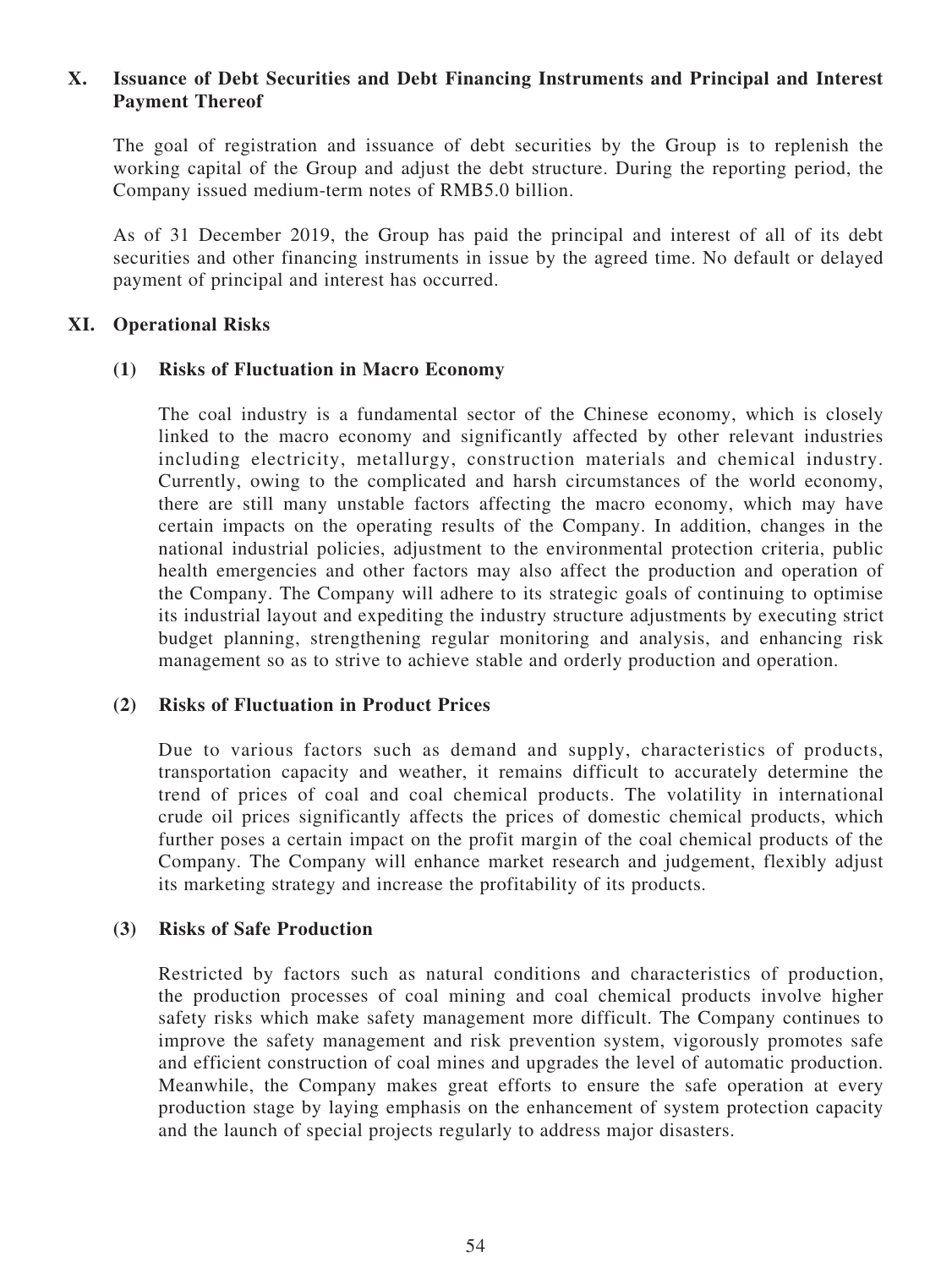## X. Issuance of Debt Securities and Debt Financing Instruments and Principal and Interest Payment Thereof

The goal of registration and issuance of debt securities by the Group is to replenish the working capital of the Group and adjust the debt structure. During the reporting period, the Company issued medium-term notes of RMB5.0 billion.

As of 31 December 2019, the Group has paid the principal and interest of all of its debt securities and other financing instruments in issue by the agreed time. No default or delayed payment of principal and interest has occurred.

## XI. Operational Risks

### (1) Risks of Fluctuation in Macro Economy

The coal industry is a fundamental sector of the Chinese economy, which is closely linked to the macro economy and significantly affected by other relevant industries including electricity, metallurgy, construction materials and chemical industry. Currently, owing to the complicated and harsh circumstances of the world economy, there are still many unstable factors affecting the macro economy, which may have certain impacts on the operating results of the Company. In addition, changes in the national industrial policies, adjustment to the environmental protection criteria, public health emergencies and other factors may also affect the production and operation of the Company. The Company will adhere to its strategic goals of continuing to optimise its industrial layout and expediting the industry structure adjustments by executing strict budget planning, strengthening regular monitoring and analysis, and enhancing risk management so as to strive to achieve stable and orderly production and operation.

### (2) Risks of Fluctuation in Product Prices

Due to various factors such as demand and supply, characteristics of products, transportation capacity and weather, it remains difficult to accurately determine the trend of prices of coal and coal chemical products. The volatility in international crude oil prices significantly affects the prices of domestic chemical products, which further poses a certain impact on the profit margin of the coal chemical products of the Company. The Company will enhance market research and judgement, flexibly adjust its marketing strategy and increase the profitability of its products.

### (3) Risks of Safe Production

Restricted by factors such as natural conditions and characteristics of production, the production processes of coal mining and coal chemical products involve higher safety risks which make safety management more difficult. The Company continues to improve the safety management and risk prevention system, vigorously promotes safe and efficient construction of coal mines and upgrades the level of automatic production. Meanwhile, the Company makes great efforts to ensure the safe operation at every production stage by laying emphasis on the enhancement of system protection capacity and the launch of special projects regularly to address major disasters.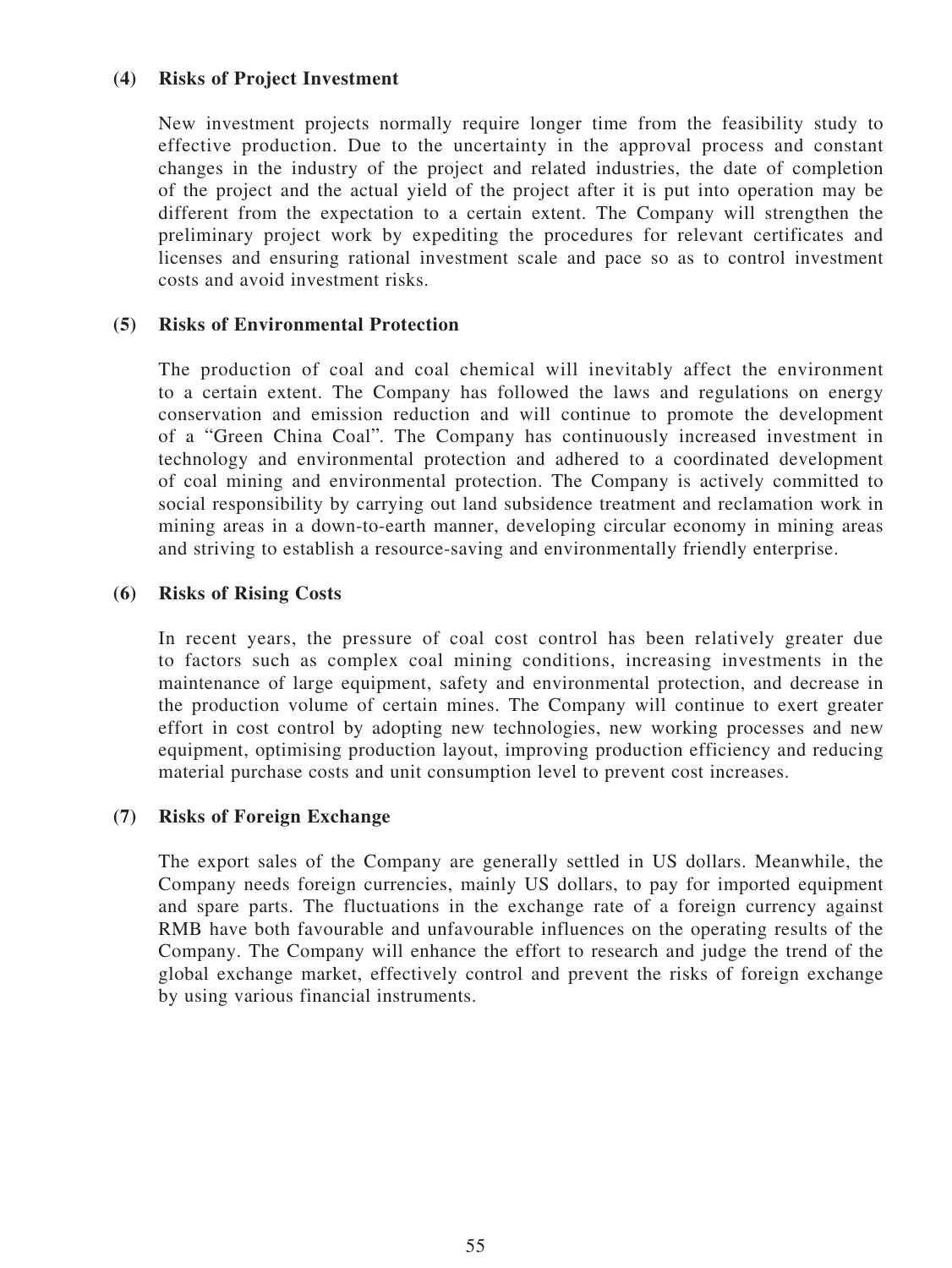#### (4) Risks of Project Investment

New investment projects normally require longer time from the feasibility study to effective production. Due to the uncertainty in the approval process and constant changes in the industry of the project and related industries, the date of completion of the project and the actual yield of the project after it is put into operation may be different from the expectation to a certain extent. The Company will strengthen the preliminary project work by expediting the procedures for relevant certificates and licenses and ensuring rational investment scale and pace so as to control investment costs and avoid investment risks.

#### (5) Risks of Environmental Protection

The production of coal and coal chemical will inevitably affect the environment to a certain extent. The Company has followed the laws and regulations on energy conservation and emission reduction and will continue to promote the development of a "Green China Coal". The Company has continuously increased investment in technology and environmental protection and adhered to a coordinated development of coal mining and environmental protection. The Company is actively committed to social responsibility by carrying out land subsidence treatment and reclamation work in mining areas in a down-to-earth manner, developing circular economy in mining areas and striving to establish a resource-saving and environmentally friendly enterprise.

#### (6) Risks of Rising Costs

In recent years, the pressure of coal cost control has been relatively greater due to factors such as complex coal mining conditions, increasing investments in the maintenance of large equipment, safety and environmental protection, and decrease in the production volume of certain mines. The Company will continue to exert greater effort in cost control by adopting new technologies, new working processes and new equipment, optimising production layout, improving production efficiency and reducing material purchase costs and unit consumption level to prevent cost increases.

#### (7) Risks of Foreign Exchange

The export sales of the Company are generally settled in US dollars. Meanwhile, the Company needs foreign currencies, mainly US dollars, to pay for imported equipment and spare parts. The fluctuations in the exchange rate of a foreign currency against RMB have both favourable and unfavourable influences on the operating results of the Company. The Company will enhance the effort to research and judge the trend of the global exchange market, effectively control and prevent the risks of foreign exchange by using various financial instruments.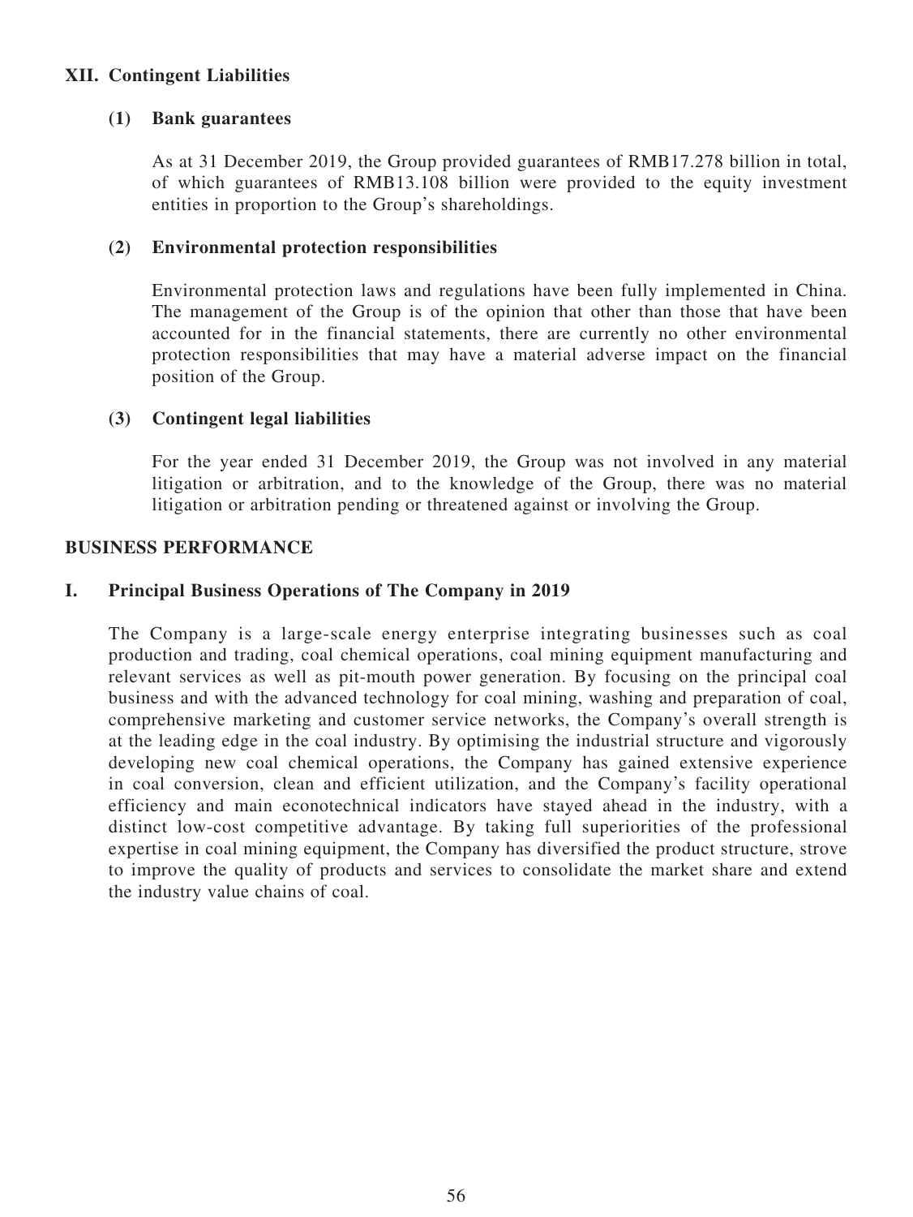## XII. Contingent Liabilities

### (1) Bank guarantees

As at 31 December 2019, the Group provided guarantees of RMB17.278 billion in total, of which guarantees of RMB13.108 billion were provided to the equity investment entities in proportion to the Group's shareholdings.

### (2) Environmental protection responsibilities

Environmental protection laws and regulations have been fully implemented in China. The management of the Group is of the opinion that other than those that have been accounted for in the financial statements, there are currently no other environmental protection responsibilities that may have a material adverse impact on the financial position of the Group.

### (3) Contingent legal liabilities

For the year ended 31 December 2019, the Group was not involved in any material litigation or arbitration, and to the knowledge of the Group, there was no material litigation or arbitration pending or threatened against or involving the Group.

# BUSINESS PERFORMANCE

## I. Principal Business Operations of The Company in 2019

The Company is a large-scale energy enterprise integrating businesses such as coal production and trading, coal chemical operations, coal mining equipment manufacturing and relevant services as well as pit-mouth power generation. By focusing on the principal coal business and with the advanced technology for coal mining, washing and preparation of coal, comprehensive marketing and customer service networks, the Company's overall strength is at the leading edge in the coal industry. By optimising the industrial structure and vigorously developing new coal chemical operations, the Company has gained extensive experience in coal conversion, clean and efficient utilization, and the Company's facility operational efficiency and main econotechnical indicators have stayed ahead in the industry, with a distinct low-cost competitive advantage. By taking full superiorities of the professional expertise in coal mining equipment, the Company has diversified the product structure, strove to improve the quality of products and services to consolidate the market share and extend the industry value chains of coal.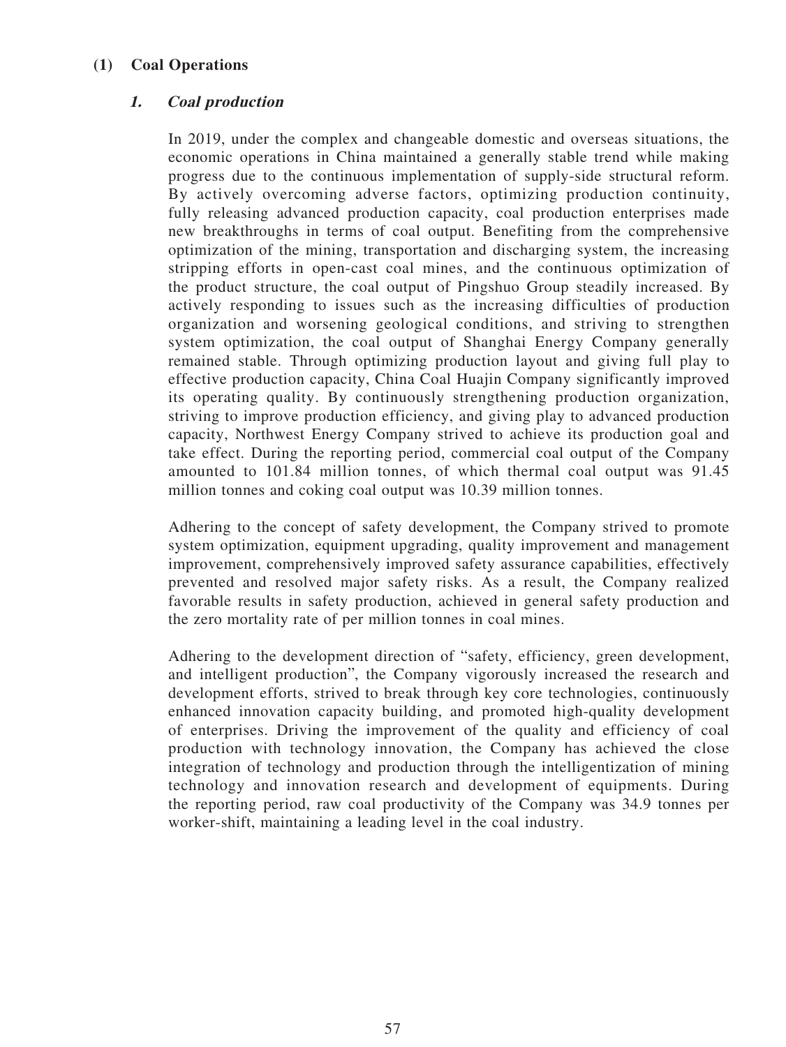## (1) Coal Operations

### *1. Coal production*

In 2019, under the complex and changeable domestic and overseas situations, the economic operations in China maintained a generally stable trend while making progress due to the continuous implementation of supply-side structural reform. By actively overcoming adverse factors, optimizing production continuity, fully releasing advanced production capacity, coal production enterprises made new breakthroughs in terms of coal output. Benefiting from the comprehensive optimization of the mining, transportation and discharging system, the increasing stripping efforts in open-cast coal mines, and the continuous optimization of the product structure, the coal output of Pingshuo Group steadily increased. By actively responding to issues such as the increasing difficulties of production organization and worsening geological conditions, and striving to strengthen system optimization, the coal output of Shanghai Energy Company generally remained stable. Through optimizing production layout and giving full play to effective production capacity, China Coal Huajin Company significantly improved its operating quality. By continuously strengthening production organization, striving to improve production efficiency, and giving play to advanced production capacity, Northwest Energy Company strived to achieve its production goal and take effect. During the reporting period, commercial coal output of the Company amounted to 101.84 million tonnes, of which thermal coal output was 91.45 million tonnes and coking coal output was 10.39 million tonnes.

Adhering to the concept of safety development, the Company strived to promote system optimization, equipment upgrading, quality improvement and management improvement, comprehensively improved safety assurance capabilities, effectively prevented and resolved major safety risks. As a result, the Company realized favorable results in safety production, achieved in general safety production and the zero mortality rate of per million tonnes in coal mines.

Adhering to the development direction of "safety, efficiency, green development, and intelligent production", the Company vigorously increased the research and development efforts, strived to break through key core technologies, continuously enhanced innovation capacity building, and promoted high-quality development of enterprises. Driving the improvement of the quality and efficiency of coal production with technology innovation, the Company has achieved the close integration of technology and production through the intelligentization of mining technology and innovation research and development of equipments. During the reporting period, raw coal productivity of the Company was 34.9 tonnes per worker-shift, maintaining a leading level in the coal industry.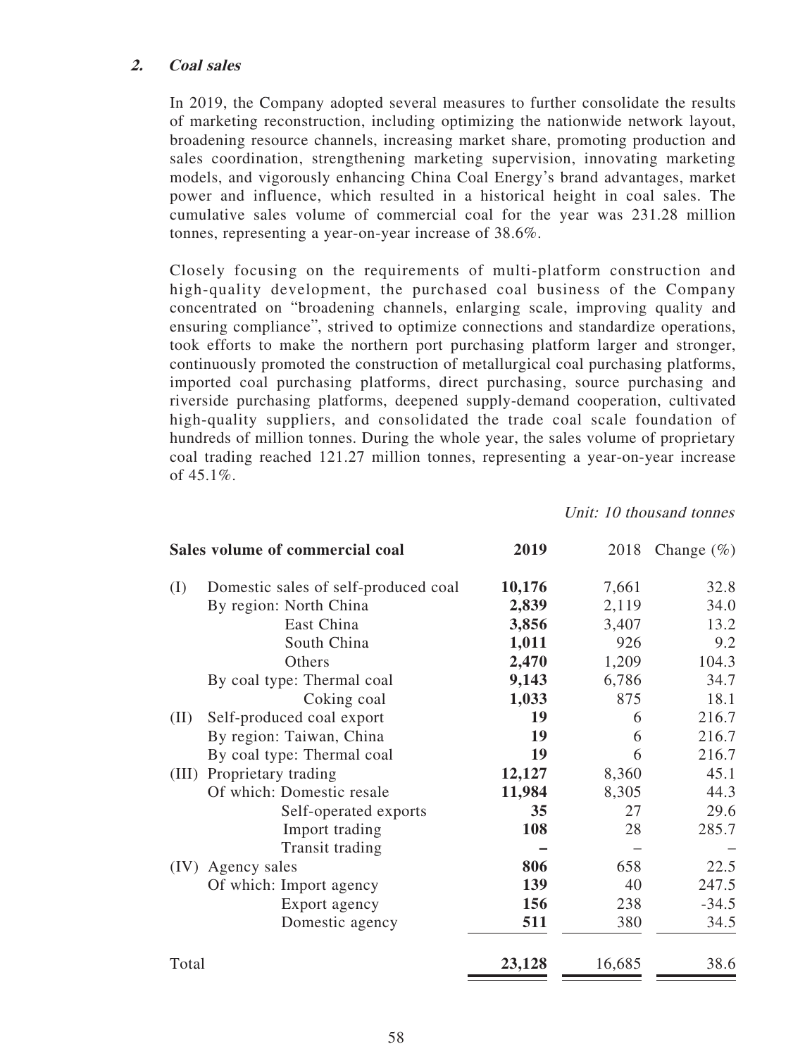### 2. *Coal sales*

In 2019, the Company adopted several measures to further consolidate the results of marketing reconstruction, including optimizing the nationwide network layout, broadening resource channels, increasing market share, promoting production and sales coordination, strengthening marketing supervision, innovating marketing models, and vigorously enhancing China Coal Energy's brand advantages, market power and influence, which resulted in a historical height in coal sales. The cumulative sales volume of commercial coal for the year was 231.28 million tonnes, representing a year-on-year increase of 38.6%.

Closely focusing on the requirements of multi-platform construction and high-quality development, the purchased coal business of the Company concentrated on "broadening channels, enlarging scale, improving quality and ensuring compliance", strived to optimize connections and standardize operations, took efforts to make the northern port purchasing platform larger and stronger, continuously promoted the construction of metallurgical coal purchasing platforms, imported coal purchasing platforms, direct purchasing, source purchasing and riverside purchasing platforms, deepened supply-demand cooperation, cultivated high-quality suppliers, and consolidated the trade coal scale foundation of hundreds of million tonnes. During the whole year, the sales volume of proprietary coal trading reached 121.27 million tonnes, representing a year-on-year increase of 45.1%.

*Unit: 10 thousand tonnes*

| Sales volume of commercial coal | 2019 | 2018 | Change (%) |
|---|---|---|---|
| (I) Domestic sales of self-produced coal | **10,176** | 7,661 | 32.8 |
| By region: North China | **2,839** | 2,119 | 34.0 |
| East China | **3,856** | 3,407 | 13.2 |
| South China | **1,011** | 926 | 9.2 |
| Others | **2,470** | 1,209 | 104.3 |
| By coal type: Thermal coal | **9,143** | 6,786 | 34.7 |
| Coking coal | **1,033** | 875 | 18.1 |
| (II) Self-produced coal export | **19** | 6 | 216.7 |
| By region: Taiwan, China | **19** | 6 | 216.7 |
| By coal type: Thermal coal | **19** | 6 | 216.7 |
| (III) Proprietary trading | **12,127** | 8,360 | 45.1 |
| Of which: Domestic resale | **11,984** | 8,305 | 44.3 |
| Self-operated exports | **35** | 27 | 29.6 |
| Import trading | **108** | 28 | 285.7 |
| Transit trading | **–** | – | – |
| (IV) Agency sales | **806** | 658 | 22.5 |
| Of which: Import agency | **139** | 40 | 247.5 |
| Export agency | **156** | 238 | -34.5 |
| Domestic agency | **511** | 380 | 34.5 |
| Total | **23,128** | 16,685 | 38.6 |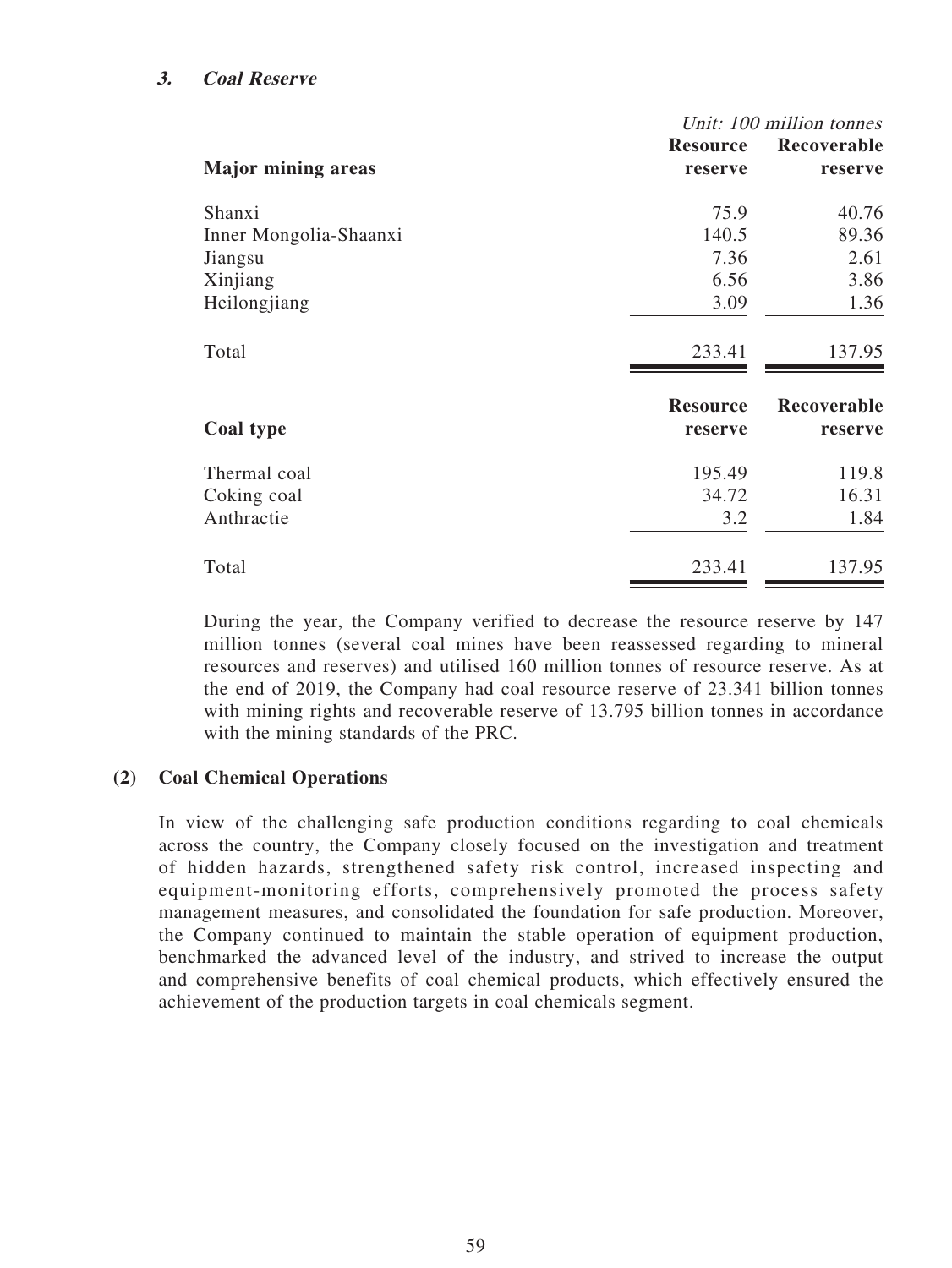### *3. Coal Reserve*

*Unit: 100 million tonnes*

| Major mining areas | Resource reserve | Recoverable reserve |
|---|---|---|
| Shanxi | 75.9 | 40.76 |
| Inner Mongolia-Shaanxi | 140.5 | 89.36 |
| Jiangsu | 7.36 | 2.61 |
| Xinjiang | 6.56 | 3.86 |
| Heilongjiang | 3.09 | 1.36 |
| Total | 233.41 | 137.95 |

| Coal type | Resource reserve | Recoverable reserve |
|---|---|---|
| Thermal coal | 195.49 | 119.8 |
| Coking coal | 34.72 | 16.31 |
| Anthractie | 3.2 | 1.84 |
| Total | 233.41 | 137.95 |

During the year, the Company verified to decrease the resource reserve by 147 million tonnes (several coal mines have been reassessed regarding to mineral resources and reserves) and utilised 160 million tonnes of resource reserve. As at the end of 2019, the Company had coal resource reserve of 23.341 billion tonnes with mining rights and recoverable reserve of 13.795 billion tonnes in accordance with the mining standards of the PRC.

## (2) Coal Chemical Operations

In view of the challenging safe production conditions regarding to coal chemicals across the country, the Company closely focused on the investigation and treatment of hidden hazards, strengthened safety risk control, increased inspecting and equipment-monitoring efforts, comprehensively promoted the process safety management measures, and consolidated the foundation for safe production. Moreover, the Company continued to maintain the stable operation of equipment production, benchmarked the advanced level of the industry, and strived to increase the output and comprehensive benefits of coal chemical products, which effectively ensured the achievement of the production targets in coal chemicals segment.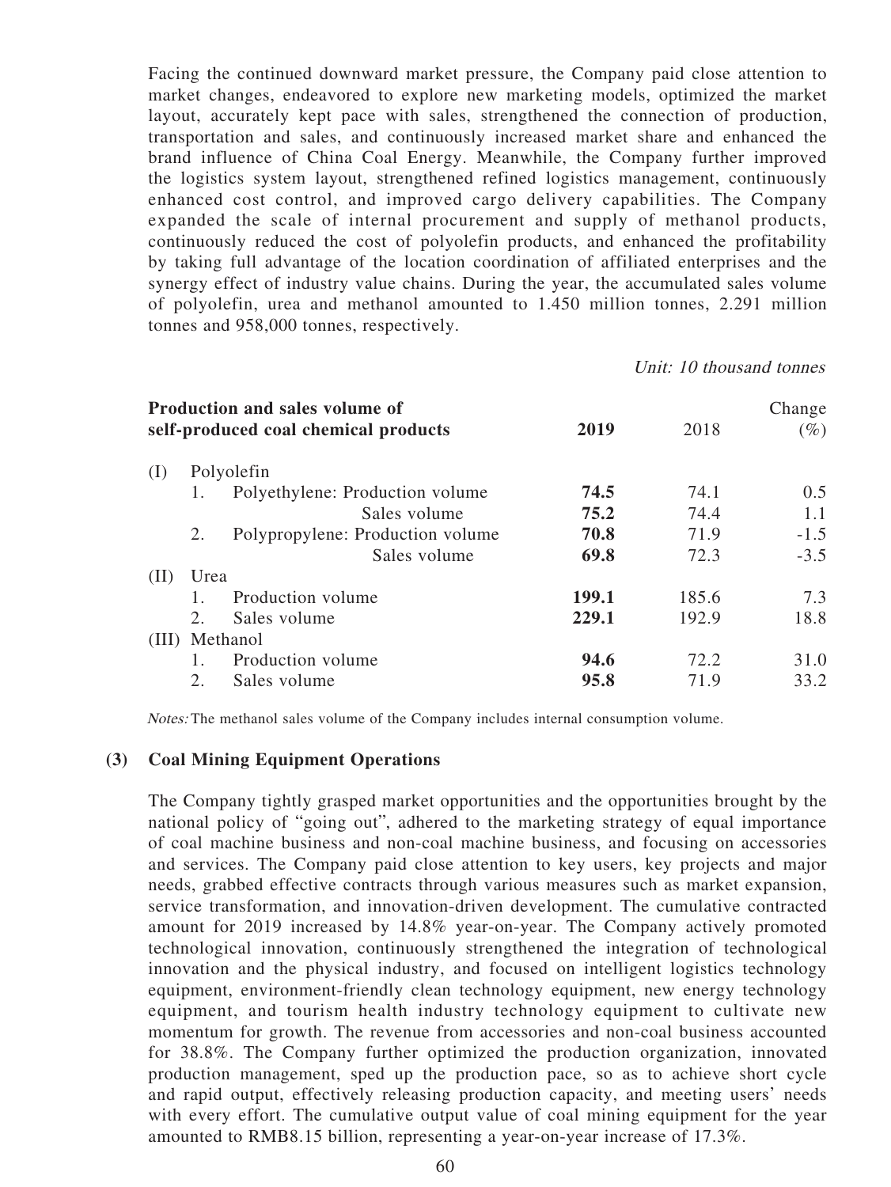Facing the continued downward market pressure, the Company paid close attention to market changes, endeavored to explore new marketing models, optimized the market layout, accurately kept pace with sales, strengthened the connection of production, transportation and sales, and continuously increased market share and enhanced the brand influence of China Coal Energy. Meanwhile, the Company further improved the logistics system layout, strengthened refined logistics management, continuously enhanced cost control, and improved cargo delivery capabilities. The Company expanded the scale of internal procurement and supply of methanol products, continuously reduced the cost of polyolefin products, and enhanced the profitability by taking full advantage of the location coordination of affiliated enterprises and the synergy effect of industry value chains. During the year, the accumulated sales volume of polyolefin, urea and methanol amounted to 1.450 million tonnes, 2.291 million tonnes and 958,000 tonnes, respectively.

*Unit: 10 thousand tonnes*

| Production and sales volume of self-produced coal chemical products | 2019 | 2018 | Change (%) |
|---|---|---|---|
| (I) Polyolefin | | | |
| 1. Polyethylene: Production volume | **74.5** | 74.1 | 0.5 |
| Sales volume | **75.2** | 74.4 | 1.1 |
| 2. Polypropylene: Production volume | **70.8** | 71.9 | -1.5 |
| Sales volume | **69.8** | 72.3 | -3.5 |
| (II) Urea | | | |
| 1. Production volume | **199.1** | 185.6 | 7.3 |
| 2. Sales volume | **229.1** | 192.9 | 18.8 |
| (III) Methanol | | | |
| 1. Production volume | **94.6** | 72.2 | 31.0 |
| 2. Sales volume | **95.8** | 71.9 | 33.2 |

*Notes:* The methanol sales volume of the Company includes internal consumption volume.

**(3) Coal Mining Equipment Operations**

The Company tightly grasped market opportunities and the opportunities brought by the national policy of "going out", adhered to the marketing strategy of equal importance of coal machine business and non-coal machine business, and focusing on accessories and services. The Company paid close attention to key users, key projects and major needs, grabbed effective contracts through various measures such as market expansion, service transformation, and innovation-driven development. The cumulative contracted amount for 2019 increased by 14.8% year-on-year. The Company actively promoted technological innovation, continuously strengthened the integration of technological innovation and the physical industry, and focused on intelligent logistics technology equipment, environment-friendly clean technology equipment, new energy technology equipment, and tourism health industry technology equipment to cultivate new momentum for growth. The revenue from accessories and non-coal business accounted for 38.8%. The Company further optimized the production organization, innovated production management, sped up the production pace, so as to achieve short cycle and rapid output, effectively releasing production capacity, and meeting users' needs with every effort. The cumulative output value of coal mining equipment for the year amounted to RMB8.15 billion, representing a year-on-year increase of 17.3%.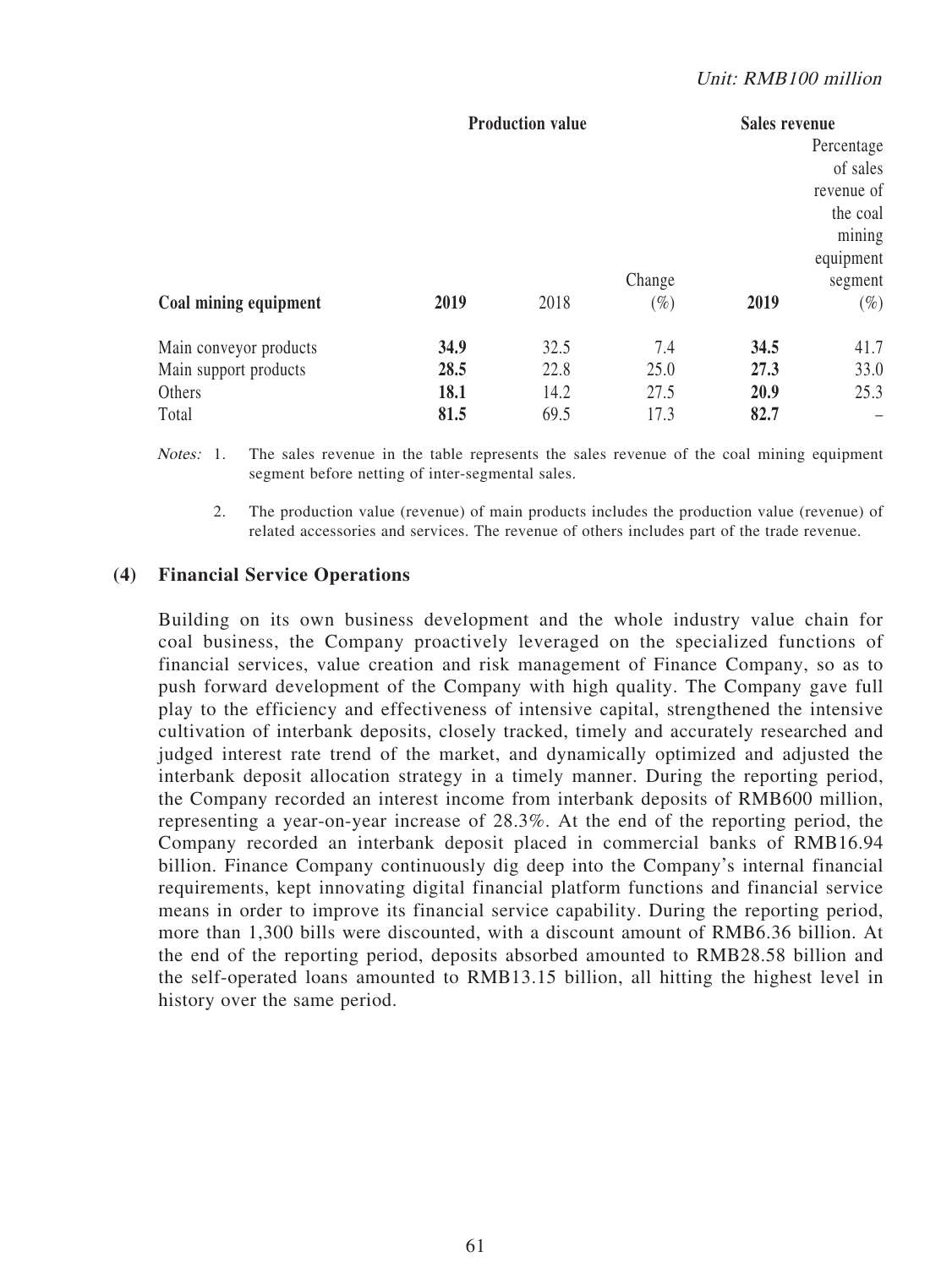*Unit: RMB100 million*

| Coal mining equipment | Production value | | | Sales revenue | |
|---|---|---|---|---|---|
| | **2019** | 2018 | Change (%) | **2019** | Percentage of sales revenue of the coal mining equipment segment (%) |
| Main conveyor products | **34.9** | 32.5 | 7.4 | **34.5** | 41.7 |
| Main support products | **28.5** | 22.8 | 25.0 | **27.3** | 33.0 |
| Others | **18.1** | 14.2 | 27.5 | **20.9** | 25.3 |
| Total | **81.5** | 69.5 | 17.3 | **82.7** | – |

*Notes:* 1. The sales revenue in the table represents the sales revenue of the coal mining equipment segment before netting of inter-segmental sales.

2. The production value (revenue) of main products includes the production value (revenue) of related accessories and services. The revenue of others includes part of the trade revenue.

### (4) Financial Service Operations

Building on its own business development and the whole industry value chain for coal business, the Company proactively leveraged on the specialized functions of financial services, value creation and risk management of Finance Company, so as to push forward development of the Company with high quality. The Company gave full play to the efficiency and effectiveness of intensive capital, strengthened the intensive cultivation of interbank deposits, closely tracked, timely and accurately researched and judged interest rate trend of the market, and dynamically optimized and adjusted the interbank deposit allocation strategy in a timely manner. During the reporting period, the Company recorded an interest income from interbank deposits of RMB600 million, representing a year-on-year increase of 28.3%. At the end of the reporting period, the Company recorded an interbank deposit placed in commercial banks of RMB16.94 billion. Finance Company continuously dig deep into the Company's internal financial requirements, kept innovating digital financial platform functions and financial service means in order to improve its financial service capability. During the reporting period, more than 1,300 bills were discounted, with a discount amount of RMB6.36 billion. At the end of the reporting period, deposits absorbed amounted to RMB28.58 billion and the self-operated loans amounted to RMB13.15 billion, all hitting the highest level in history over the same period.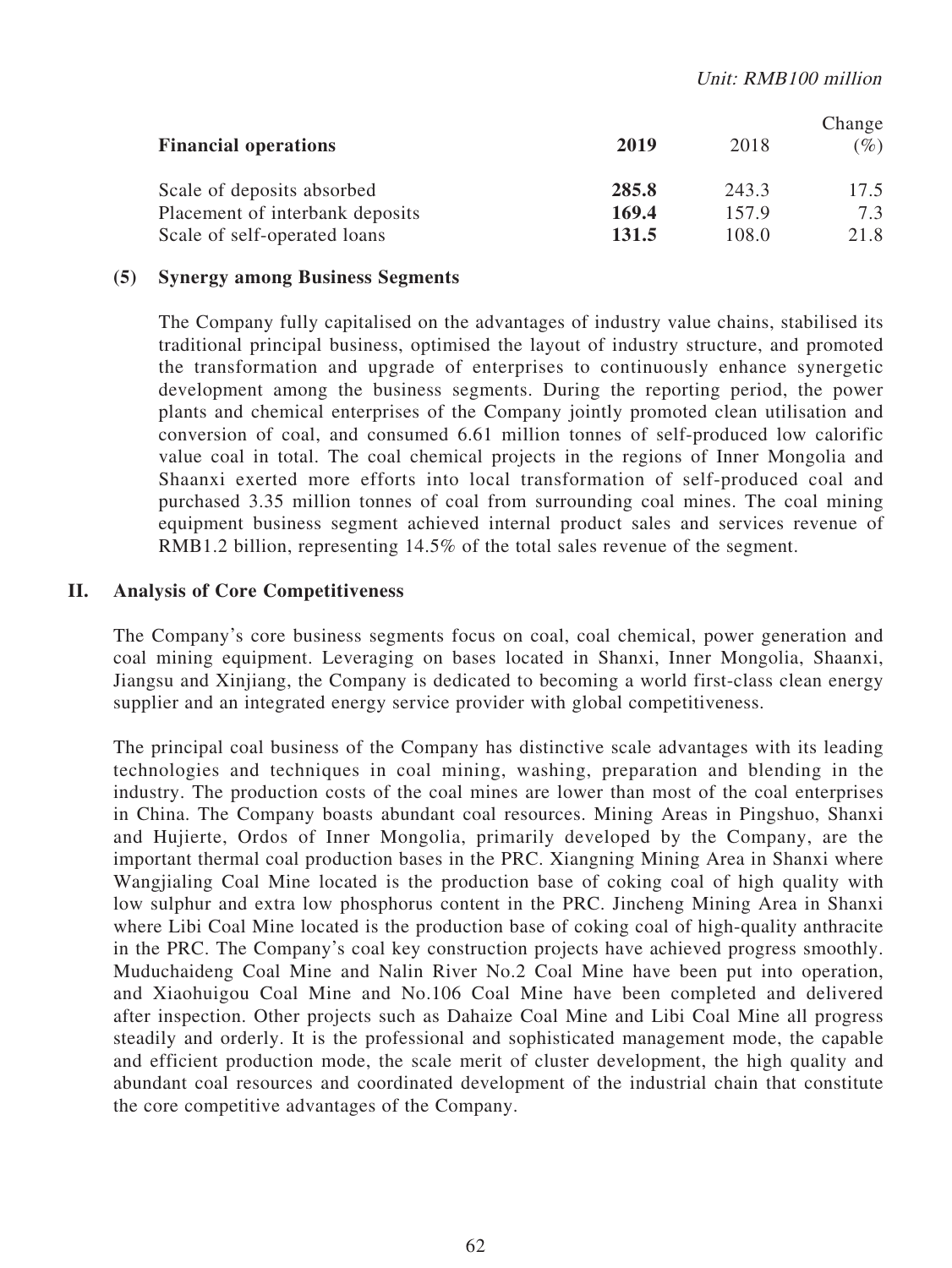*Unit: RMB100 million*

| Financial operations | 2019 | 2018 | Change (%) |
|---|---|---|---|
| Scale of deposits absorbed | **285.8** | 243.3 | 17.5 |
| Placement of interbank deposits | **169.4** | 157.9 | 7.3 |
| Scale of self-operated loans | **131.5** | 108.0 | 21.8 |

### (5) Synergy among Business Segments

The Company fully capitalised on the advantages of industry value chains, stabilised its traditional principal business, optimised the layout of industry structure, and promoted the transformation and upgrade of enterprises to continuously enhance synergetic development among the business segments. During the reporting period, the power plants and chemical enterprises of the Company jointly promoted clean utilisation and conversion of coal, and consumed 6.61 million tonnes of self-produced low calorific value coal in total. The coal chemical projects in the regions of Inner Mongolia and Shaanxi exerted more efforts into local transformation of self-produced coal and purchased 3.35 million tonnes of coal from surrounding coal mines. The coal mining equipment business segment achieved internal product sales and services revenue of RMB1.2 billion, representing 14.5% of the total sales revenue of the segment.

## II. Analysis of Core Competitiveness

The Company's core business segments focus on coal, coal chemical, power generation and coal mining equipment. Leveraging on bases located in Shanxi, Inner Mongolia, Shaanxi, Jiangsu and Xinjiang, the Company is dedicated to becoming a world first-class clean energy supplier and an integrated energy service provider with global competitiveness.

The principal coal business of the Company has distinctive scale advantages with its leading technologies and techniques in coal mining, washing, preparation and blending in the industry. The production costs of the coal mines are lower than most of the coal enterprises in China. The Company boasts abundant coal resources. Mining Areas in Pingshuo, Shanxi and Hujierte, Ordos of Inner Mongolia, primarily developed by the Company, are the important thermal coal production bases in the PRC. Xiangning Mining Area in Shanxi where Wangjialing Coal Mine located is the production base of coking coal of high quality with low sulphur and extra low phosphorus content in the PRC. Jincheng Mining Area in Shanxi where Libi Coal Mine located is the production base of coking coal of high-quality anthracite in the PRC. The Company's coal key construction projects have achieved progress smoothly. Muduchaideng Coal Mine and Nalin River No.2 Coal Mine have been put into operation, and Xiaohuigou Coal Mine and No.106 Coal Mine have been completed and delivered after inspection. Other projects such as Dahaize Coal Mine and Libi Coal Mine all progress steadily and orderly. It is the professional and sophisticated management mode, the capable and efficient production mode, the scale merit of cluster development, the high quality and abundant coal resources and coordinated development of the industrial chain that constitute the core competitive advantages of the Company.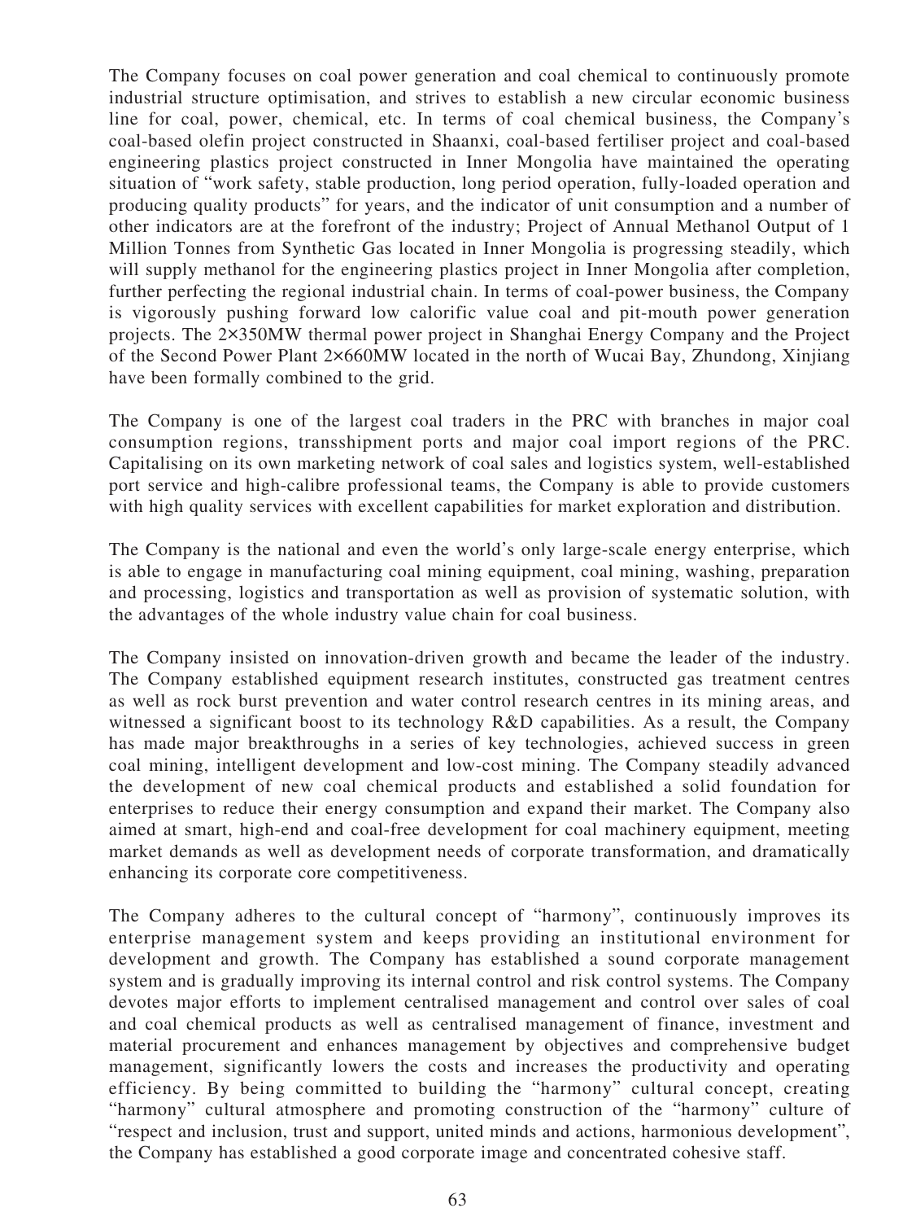The Company focuses on coal power generation and coal chemical to continuously promote industrial structure optimisation, and strives to establish a new circular economic business line for coal, power, chemical, etc. In terms of coal chemical business, the Company's coal-based olefin project constructed in Shaanxi, coal-based fertiliser project and coal-based engineering plastics project constructed in Inner Mongolia have maintained the operating situation of "work safety, stable production, long period operation, fully-loaded operation and producing quality products" for years, and the indicator of unit consumption and a number of other indicators are at the forefront of the industry; Project of Annual Methanol Output of 1 Million Tonnes from Synthetic Gas located in Inner Mongolia is progressing steadily, which will supply methanol for the engineering plastics project in Inner Mongolia after completion, further perfecting the regional industrial chain. In terms of coal-power business, the Company is vigorously pushing forward low calorific value coal and pit-mouth power generation projects. The 2×350MW thermal power project in Shanghai Energy Company and the Project of the Second Power Plant 2×660MW located in the north of Wucai Bay, Zhundong, Xinjiang have been formally combined to the grid.

The Company is one of the largest coal traders in the PRC with branches in major coal consumption regions, transshipment ports and major coal import regions of the PRC. Capitalising on its own marketing network of coal sales and logistics system, well-established port service and high-calibre professional teams, the Company is able to provide customers with high quality services with excellent capabilities for market exploration and distribution.

The Company is the national and even the world's only large-scale energy enterprise, which is able to engage in manufacturing coal mining equipment, coal mining, washing, preparation and processing, logistics and transportation as well as provision of systematic solution, with the advantages of the whole industry value chain for coal business.

The Company insisted on innovation-driven growth and became the leader of the industry. The Company established equipment research institutes, constructed gas treatment centres as well as rock burst prevention and water control research centres in its mining areas, and witnessed a significant boost to its technology R&D capabilities. As a result, the Company has made major breakthroughs in a series of key technologies, achieved success in green coal mining, intelligent development and low-cost mining. The Company steadily advanced the development of new coal chemical products and established a solid foundation for enterprises to reduce their energy consumption and expand their market. The Company also aimed at smart, high-end and coal-free development for coal machinery equipment, meeting market demands as well as development needs of corporate transformation, and dramatically enhancing its corporate core competitiveness.

The Company adheres to the cultural concept of "harmony", continuously improves its enterprise management system and keeps providing an institutional environment for development and growth. The Company has established a sound corporate management system and is gradually improving its internal control and risk control systems. The Company devotes major efforts to implement centralised management and control over sales of coal and coal chemical products as well as centralised management of finance, investment and material procurement and enhances management by objectives and comprehensive budget management, significantly lowers the costs and increases the productivity and operating efficiency. By being committed to building the "harmony" cultural concept, creating "harmony" cultural atmosphere and promoting construction of the "harmony" culture of "respect and inclusion, trust and support, united minds and actions, harmonious development", the Company has established a good corporate image and concentrated cohesive staff.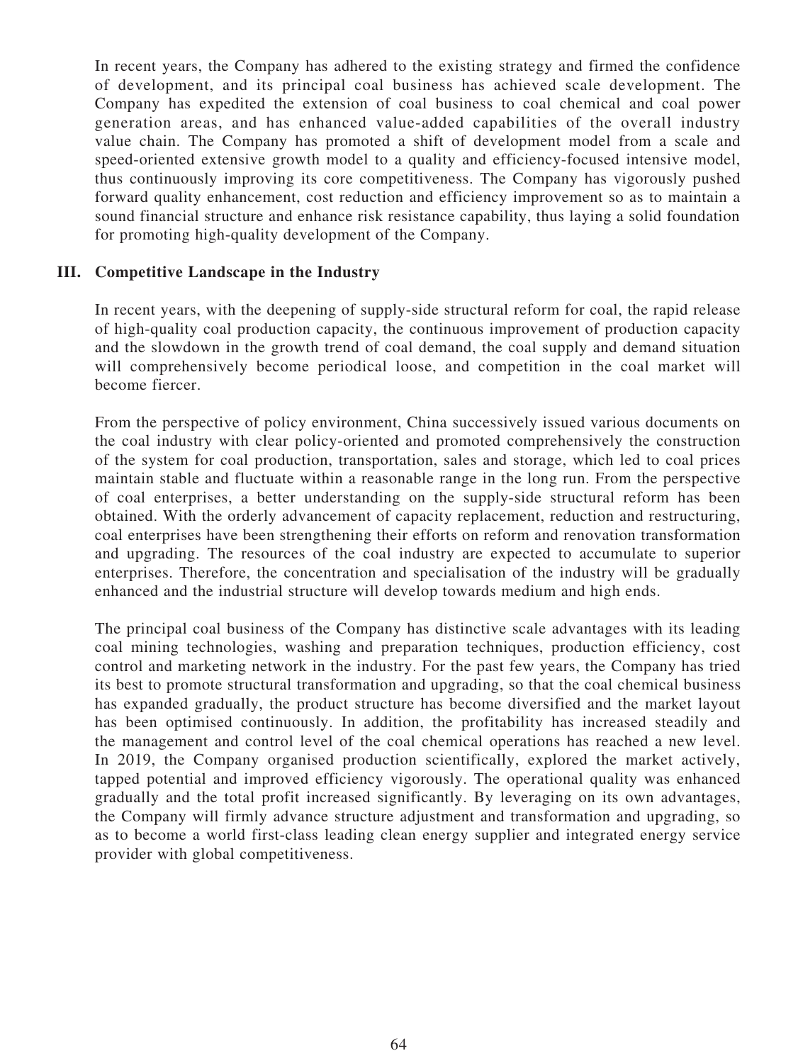In recent years, the Company has adhered to the existing strategy and firmed the confidence of development, and its principal coal business has achieved scale development. The Company has expedited the extension of coal business to coal chemical and coal power generation areas, and has enhanced value-added capabilities of the overall industry value chain. The Company has promoted a shift of development model from a scale and speed-oriented extensive growth model to a quality and efficiency-focused intensive model, thus continuously improving its core competitiveness. The Company has vigorously pushed forward quality enhancement, cost reduction and efficiency improvement so as to maintain a sound financial structure and enhance risk resistance capability, thus laying a solid foundation for promoting high-quality development of the Company.

## III. Competitive Landscape in the Industry

In recent years, with the deepening of supply-side structural reform for coal, the rapid release of high-quality coal production capacity, the continuous improvement of production capacity and the slowdown in the growth trend of coal demand, the coal supply and demand situation will comprehensively become periodical loose, and competition in the coal market will become fiercer.

From the perspective of policy environment, China successively issued various documents on the coal industry with clear policy-oriented and promoted comprehensively the construction of the system for coal production, transportation, sales and storage, which led to coal prices maintain stable and fluctuate within a reasonable range in the long run. From the perspective of coal enterprises, a better understanding on the supply-side structural reform has been obtained. With the orderly advancement of capacity replacement, reduction and restructuring, coal enterprises have been strengthening their efforts on reform and renovation transformation and upgrading. The resources of the coal industry are expected to accumulate to superior enterprises. Therefore, the concentration and specialisation of the industry will be gradually enhanced and the industrial structure will develop towards medium and high ends.

The principal coal business of the Company has distinctive scale advantages with its leading coal mining technologies, washing and preparation techniques, production efficiency, cost control and marketing network in the industry. For the past few years, the Company has tried its best to promote structural transformation and upgrading, so that the coal chemical business has expanded gradually, the product structure has become diversified and the market layout has been optimised continuously. In addition, the profitability has increased steadily and the management and control level of the coal chemical operations has reached a new level. In 2019, the Company organised production scientifically, explored the market actively, tapped potential and improved efficiency vigorously. The operational quality was enhanced gradually and the total profit increased significantly. By leveraging on its own advantages, the Company will firmly advance structure adjustment and transformation and upgrading, so as to become a world first-class leading clean energy supplier and integrated energy service provider with global competitiveness.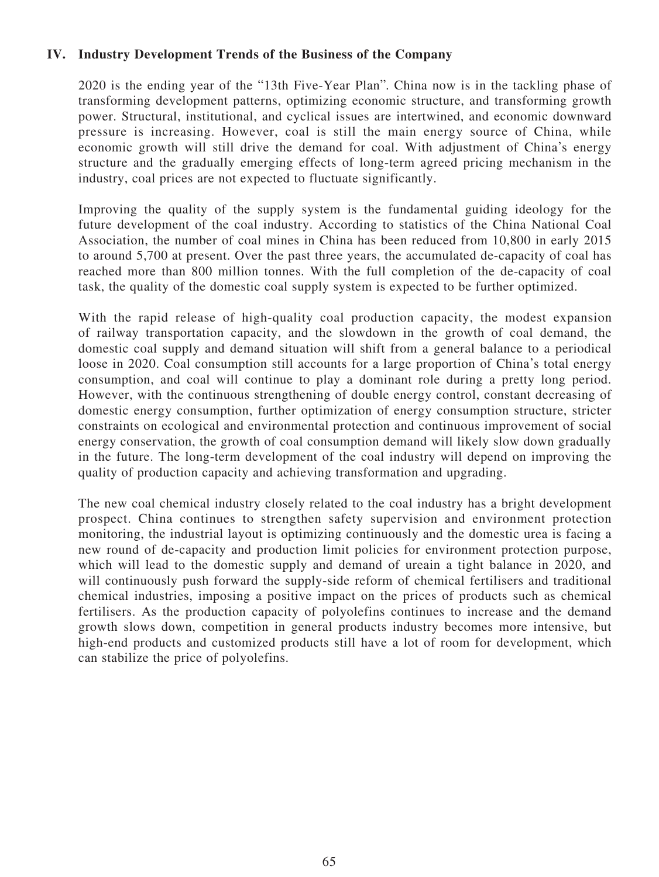## IV. Industry Development Trends of the Business of the Company

2020 is the ending year of the "13th Five-Year Plan". China now is in the tackling phase of transforming development patterns, optimizing economic structure, and transforming growth power. Structural, institutional, and cyclical issues are intertwined, and economic downward pressure is increasing. However, coal is still the main energy source of China, while economic growth will still drive the demand for coal. With adjustment of China's energy structure and the gradually emerging effects of long-term agreed pricing mechanism in the industry, coal prices are not expected to fluctuate significantly.

Improving the quality of the supply system is the fundamental guiding ideology for the future development of the coal industry. According to statistics of the China National Coal Association, the number of coal mines in China has been reduced from 10,800 in early 2015 to around 5,700 at present. Over the past three years, the accumulated de-capacity of coal has reached more than 800 million tonnes. With the full completion of the de-capacity of coal task, the quality of the domestic coal supply system is expected to be further optimized.

With the rapid release of high-quality coal production capacity, the modest expansion of railway transportation capacity, and the slowdown in the growth of coal demand, the domestic coal supply and demand situation will shift from a general balance to a periodical loose in 2020. Coal consumption still accounts for a large proportion of China's total energy consumption, and coal will continue to play a dominant role during a pretty long period. However, with the continuous strengthening of double energy control, constant decreasing of domestic energy consumption, further optimization of energy consumption structure, stricter constraints on ecological and environmental protection and continuous improvement of social energy conservation, the growth of coal consumption demand will likely slow down gradually in the future. The long-term development of the coal industry will depend on improving the quality of production capacity and achieving transformation and upgrading.

The new coal chemical industry closely related to the coal industry has a bright development prospect. China continues to strengthen safety supervision and environment protection monitoring, the industrial layout is optimizing continuously and the domestic urea is facing a new round of de-capacity and production limit policies for environment protection purpose, which will lead to the domestic supply and demand of ureain a tight balance in 2020, and will continuously push forward the supply-side reform of chemical fertilisers and traditional chemical industries, imposing a positive impact on the prices of products such as chemical fertilisers. As the production capacity of polyolefins continues to increase and the demand growth slows down, competition in general products industry becomes more intensive, but high-end products and customized products still have a lot of room for development, which can stabilize the price of polyolefins.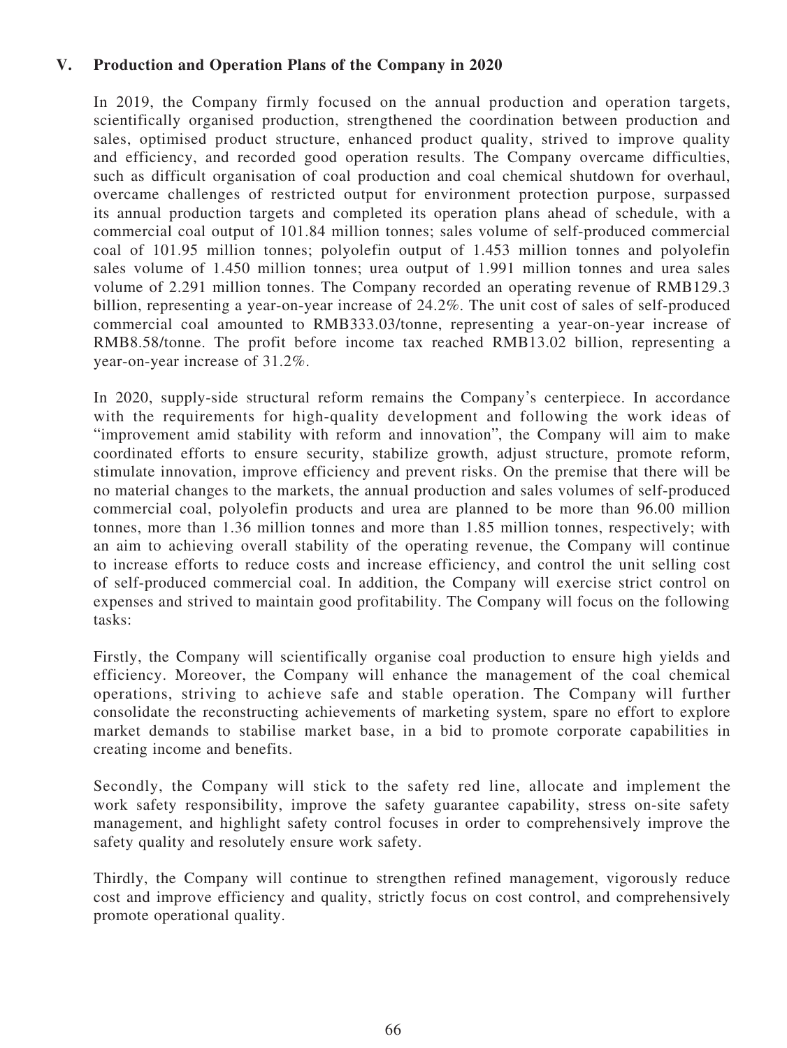## V. Production and Operation Plans of the Company in 2020

In 2019, the Company firmly focused on the annual production and operation targets, scientifically organised production, strengthened the coordination between production and sales, optimised product structure, enhanced product quality, strived to improve quality and efficiency, and recorded good operation results. The Company overcame difficulties, such as difficult organisation of coal production and coal chemical shutdown for overhaul, overcame challenges of restricted output for environment protection purpose, surpassed its annual production targets and completed its operation plans ahead of schedule, with a commercial coal output of 101.84 million tonnes; sales volume of self-produced commercial coal of 101.95 million tonnes; polyolefin output of 1.453 million tonnes and polyolefin sales volume of 1.450 million tonnes; urea output of 1.991 million tonnes and urea sales volume of 2.291 million tonnes. The Company recorded an operating revenue of RMB129.3 billion, representing a year-on-year increase of 24.2%. The unit cost of sales of self-produced commercial coal amounted to RMB333.03/tonne, representing a year-on-year increase of RMB8.58/tonne. The profit before income tax reached RMB13.02 billion, representing a year-on-year increase of 31.2%.

In 2020, supply-side structural reform remains the Company's centerpiece. In accordance with the requirements for high-quality development and following the work ideas of "improvement amid stability with reform and innovation", the Company will aim to make coordinated efforts to ensure security, stabilize growth, adjust structure, promote reform, stimulate innovation, improve efficiency and prevent risks. On the premise that there will be no material changes to the markets, the annual production and sales volumes of self-produced commercial coal, polyolefin products and urea are planned to be more than 96.00 million tonnes, more than 1.36 million tonnes and more than 1.85 million tonnes, respectively; with an aim to achieving overall stability of the operating revenue, the Company will continue to increase efforts to reduce costs and increase efficiency, and control the unit selling cost of self-produced commercial coal. In addition, the Company will exercise strict control on expenses and strived to maintain good profitability. The Company will focus on the following tasks:

Firstly, the Company will scientifically organise coal production to ensure high yields and efficiency. Moreover, the Company will enhance the management of the coal chemical operations, striving to achieve safe and stable operation. The Company will further consolidate the reconstructing achievements of marketing system, spare no effort to explore market demands to stabilise market base, in a bid to promote corporate capabilities in creating income and benefits.

Secondly, the Company will stick to the safety red line, allocate and implement the work safety responsibility, improve the safety guarantee capability, stress on-site safety management, and highlight safety control focuses in order to comprehensively improve the safety quality and resolutely ensure work safety.

Thirdly, the Company will continue to strengthen refined management, vigorously reduce cost and improve efficiency and quality, strictly focus on cost control, and comprehensively promote operational quality.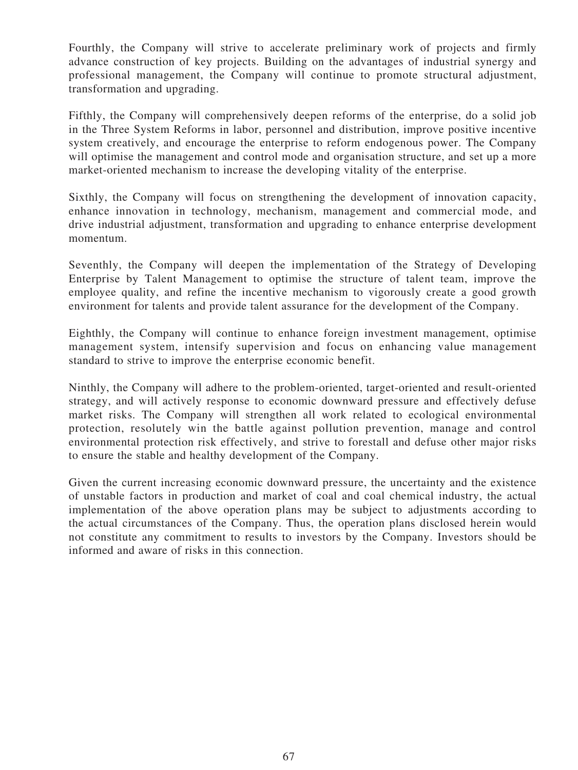Fourthly, the Company will strive to accelerate preliminary work of projects and firmly advance construction of key projects. Building on the advantages of industrial synergy and professional management, the Company will continue to promote structural adjustment, transformation and upgrading.

Fifthly, the Company will comprehensively deepen reforms of the enterprise, do a solid job in the Three System Reforms in labor, personnel and distribution, improve positive incentive system creatively, and encourage the enterprise to reform endogenous power. The Company will optimise the management and control mode and organisation structure, and set up a more market-oriented mechanism to increase the developing vitality of the enterprise.

Sixthly, the Company will focus on strengthening the development of innovation capacity, enhance innovation in technology, mechanism, management and commercial mode, and drive industrial adjustment, transformation and upgrading to enhance enterprise development momentum.

Seventhly, the Company will deepen the implementation of the Strategy of Developing Enterprise by Talent Management to optimise the structure of talent team, improve the employee quality, and refine the incentive mechanism to vigorously create a good growth environment for talents and provide talent assurance for the development of the Company.

Eighthly, the Company will continue to enhance foreign investment management, optimise management system, intensify supervision and focus on enhancing value management standard to strive to improve the enterprise economic benefit.

Ninthly, the Company will adhere to the problem-oriented, target-oriented and result-oriented strategy, and will actively response to economic downward pressure and effectively defuse market risks. The Company will strengthen all work related to ecological environmental protection, resolutely win the battle against pollution prevention, manage and control environmental protection risk effectively, and strive to forestall and defuse other major risks to ensure the stable and healthy development of the Company.

Given the current increasing economic downward pressure, the uncertainty and the existence of unstable factors in production and market of coal and coal chemical industry, the actual implementation of the above operation plans may be subject to adjustments according to the actual circumstances of the Company. Thus, the operation plans disclosed herein would not constitute any commitment to results to investors by the Company. Investors should be informed and aware of risks in this connection.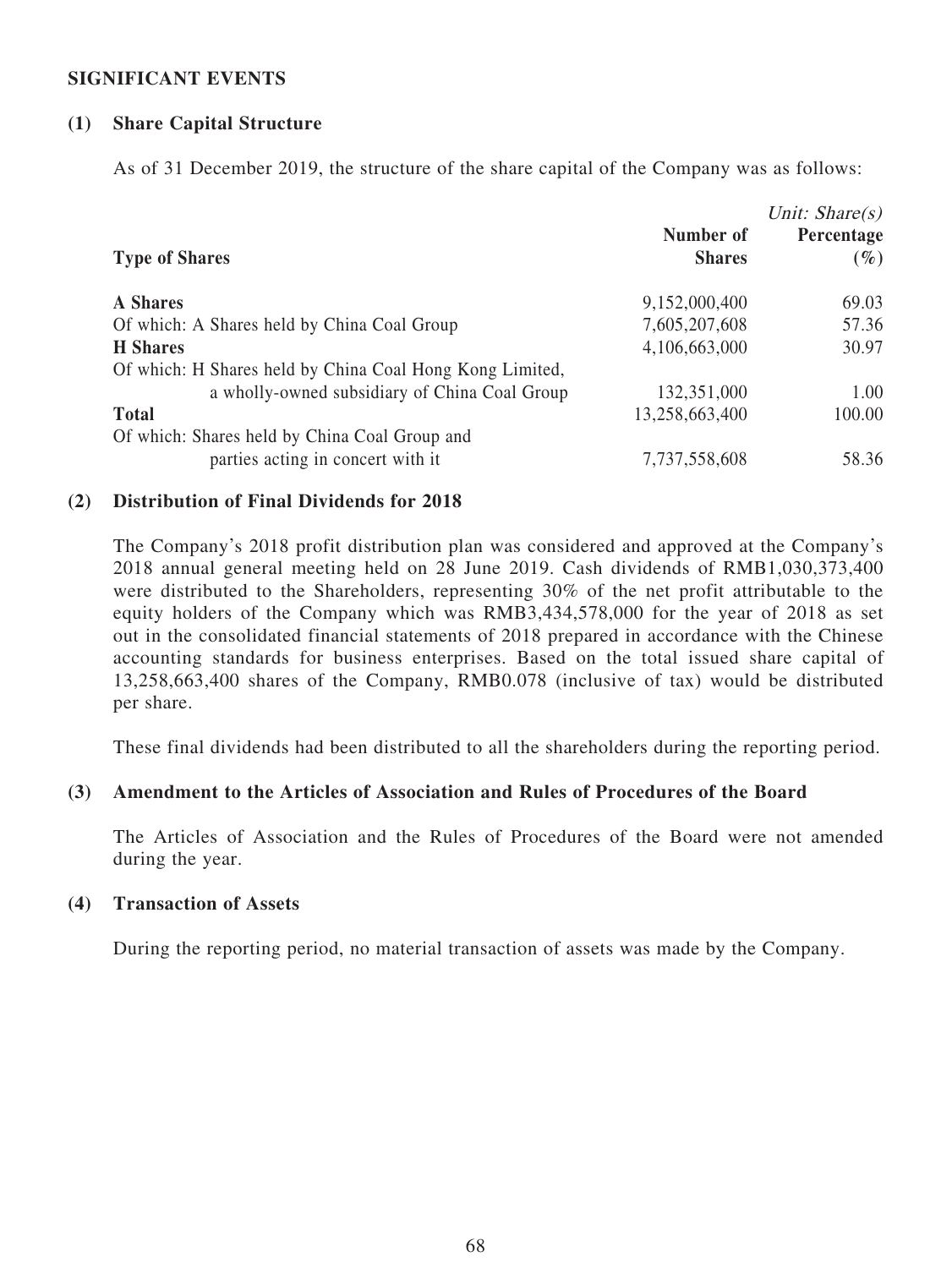## SIGNIFICANT EVENTS

### (1) Share Capital Structure

As of 31 December 2019, the structure of the share capital of the Company was as follows:

*Unit: Share(s)*

| Type of Shares | Number of Shares | Percentage (%) |
|---|---|---|
| **A Shares** | 9,152,000,400 | 69.03 |
| Of which: A Shares held by China Coal Group | 7,605,207,608 | 57.36 |
| **H Shares** | 4,106,663,000 | 30.97 |
| Of which: H Shares held by China Coal Hong Kong Limited, a wholly-owned subsidiary of China Coal Group | 132,351,000 | 1.00 |
| **Total** | 13,258,663,400 | 100.00 |
| Of which: Shares held by China Coal Group and parties acting in concert with it | 7,737,558,608 | 58.36 |

### (2) Distribution of Final Dividends for 2018

The Company's 2018 profit distribution plan was considered and approved at the Company's 2018 annual general meeting held on 28 June 2019. Cash dividends of RMB1,030,373,400 were distributed to the Shareholders, representing 30% of the net profit attributable to the equity holders of the Company which was RMB3,434,578,000 for the year of 2018 as set out in the consolidated financial statements of 2018 prepared in accordance with the Chinese accounting standards for business enterprises. Based on the total issued share capital of 13,258,663,400 shares of the Company, RMB0.078 (inclusive of tax) would be distributed per share.

These final dividends had been distributed to all the shareholders during the reporting period.

### (3) Amendment to the Articles of Association and Rules of Procedures of the Board

The Articles of Association and the Rules of Procedures of the Board were not amended during the year.

### (4) Transaction of Assets

During the reporting period, no material transaction of assets was made by the Company.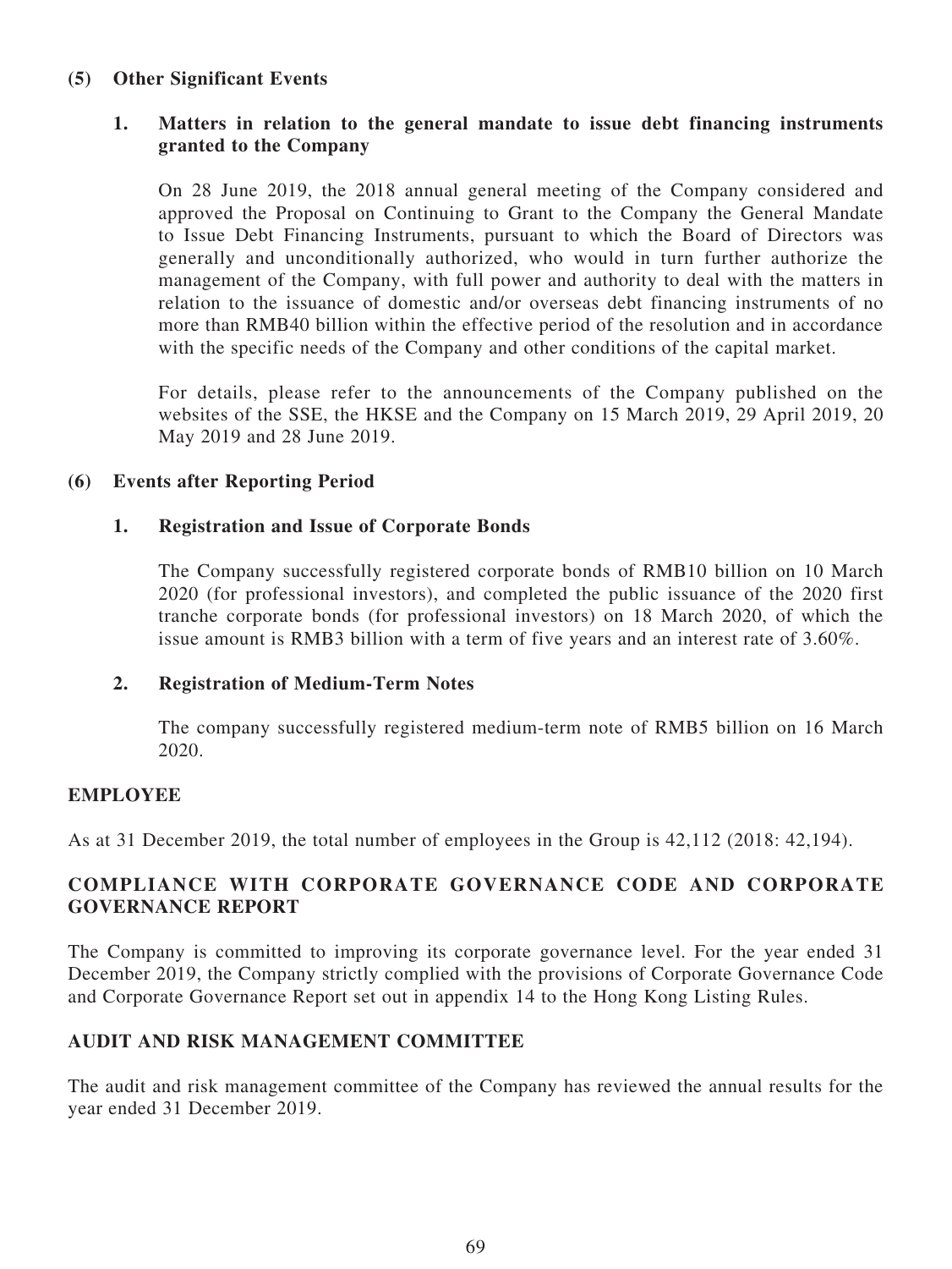### (5) Other Significant Events

#### 1. Matters in relation to the general mandate to issue debt financing instruments granted to the Company

On 28 June 2019, the 2018 annual general meeting of the Company considered and approved the Proposal on Continuing to Grant to the Company the General Mandate to Issue Debt Financing Instruments, pursuant to which the Board of Directors was generally and unconditionally authorized, who would in turn further authorize the management of the Company, with full power and authority to deal with the matters in relation to the issuance of domestic and/or overseas debt financing instruments of no more than RMB40 billion within the effective period of the resolution and in accordance with the specific needs of the Company and other conditions of the capital market.

For details, please refer to the announcements of the Company published on the websites of the SSE, the HKSE and the Company on 15 March 2019, 29 April 2019, 20 May 2019 and 28 June 2019.

### (6) Events after Reporting Period

#### 1. Registration and Issue of Corporate Bonds

The Company successfully registered corporate bonds of RMB10 billion on 10 March 2020 (for professional investors), and completed the public issuance of the 2020 first tranche corporate bonds (for professional investors) on 18 March 2020, of which the issue amount is RMB3 billion with a term of five years and an interest rate of 3.60%.

#### 2. Registration of Medium-Term Notes

The company successfully registered medium-term note of RMB5 billion on 16 March 2020.

## EMPLOYEE

As at 31 December 2019, the total number of employees in the Group is 42,112 (2018: 42,194).

## COMPLIANCE WITH CORPORATE GOVERNANCE CODE AND CORPORATE GOVERNANCE REPORT

The Company is committed to improving its corporate governance level. For the year ended 31 December 2019, the Company strictly complied with the provisions of Corporate Governance Code and Corporate Governance Report set out in appendix 14 to the Hong Kong Listing Rules.

## AUDIT AND RISK MANAGEMENT COMMITTEE

The audit and risk management committee of the Company has reviewed the annual results for the year ended 31 December 2019.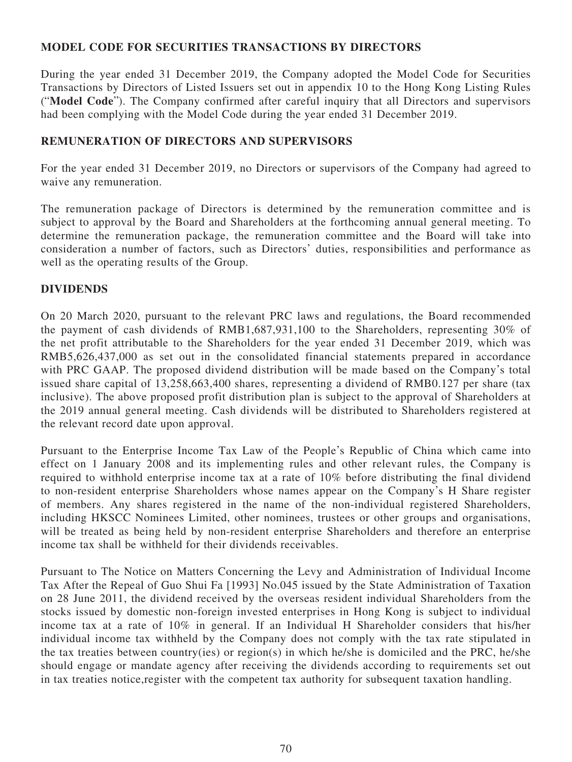## MODEL CODE FOR SECURITIES TRANSACTIONS BY DIRECTORS

During the year ended 31 December 2019, the Company adopted the Model Code for Securities Transactions by Directors of Listed Issuers set out in appendix 10 to the Hong Kong Listing Rules ("**Model Code**"). The Company confirmed after careful inquiry that all Directors and supervisors had been complying with the Model Code during the year ended 31 December 2019.

## REMUNERATION OF DIRECTORS AND SUPERVISORS

For the year ended 31 December 2019, no Directors or supervisors of the Company had agreed to waive any remuneration.

The remuneration package of Directors is determined by the remuneration committee and is subject to approval by the Board and Shareholders at the forthcoming annual general meeting. To determine the remuneration package, the remuneration committee and the Board will take into consideration a number of factors, such as Directors' duties, responsibilities and performance as well as the operating results of the Group.

## DIVIDENDS

On 20 March 2020, pursuant to the relevant PRC laws and regulations, the Board recommended the payment of cash dividends of RMB1,687,931,100 to the Shareholders, representing 30% of the net profit attributable to the Shareholders for the year ended 31 December 2019, which was RMB5,626,437,000 as set out in the consolidated financial statements prepared in accordance with PRC GAAP. The proposed dividend distribution will be made based on the Company's total issued share capital of 13,258,663,400 shares, representing a dividend of RMB0.127 per share (tax inclusive). The above proposed profit distribution plan is subject to the approval of Shareholders at the 2019 annual general meeting. Cash dividends will be distributed to Shareholders registered at the relevant record date upon approval.

Pursuant to the Enterprise Income Tax Law of the People's Republic of China which came into effect on 1 January 2008 and its implementing rules and other relevant rules, the Company is required to withhold enterprise income tax at a rate of 10% before distributing the final dividend to non-resident enterprise Shareholders whose names appear on the Company's H Share register of members. Any shares registered in the name of the non-individual registered Shareholders, including HKSCC Nominees Limited, other nominees, trustees or other groups and organisations, will be treated as being held by non-resident enterprise Shareholders and therefore an enterprise income tax shall be withheld for their dividends receivables.

Pursuant to The Notice on Matters Concerning the Levy and Administration of Individual Income Tax After the Repeal of Guo Shui Fa [1993] No.045 issued by the State Administration of Taxation on 28 June 2011, the dividend received by the overseas resident individual Shareholders from the stocks issued by domestic non-foreign invested enterprises in Hong Kong is subject to individual income tax at a rate of 10% in general. If an Individual H Shareholder considers that his/her individual income tax withheld by the Company does not comply with the tax rate stipulated in the tax treaties between country(ies) or region(s) in which he/she is domiciled and the PRC, he/she should engage or mandate agency after receiving the dividends according to requirements set out in tax treaties notice,register with the competent tax authority for subsequent taxation handling.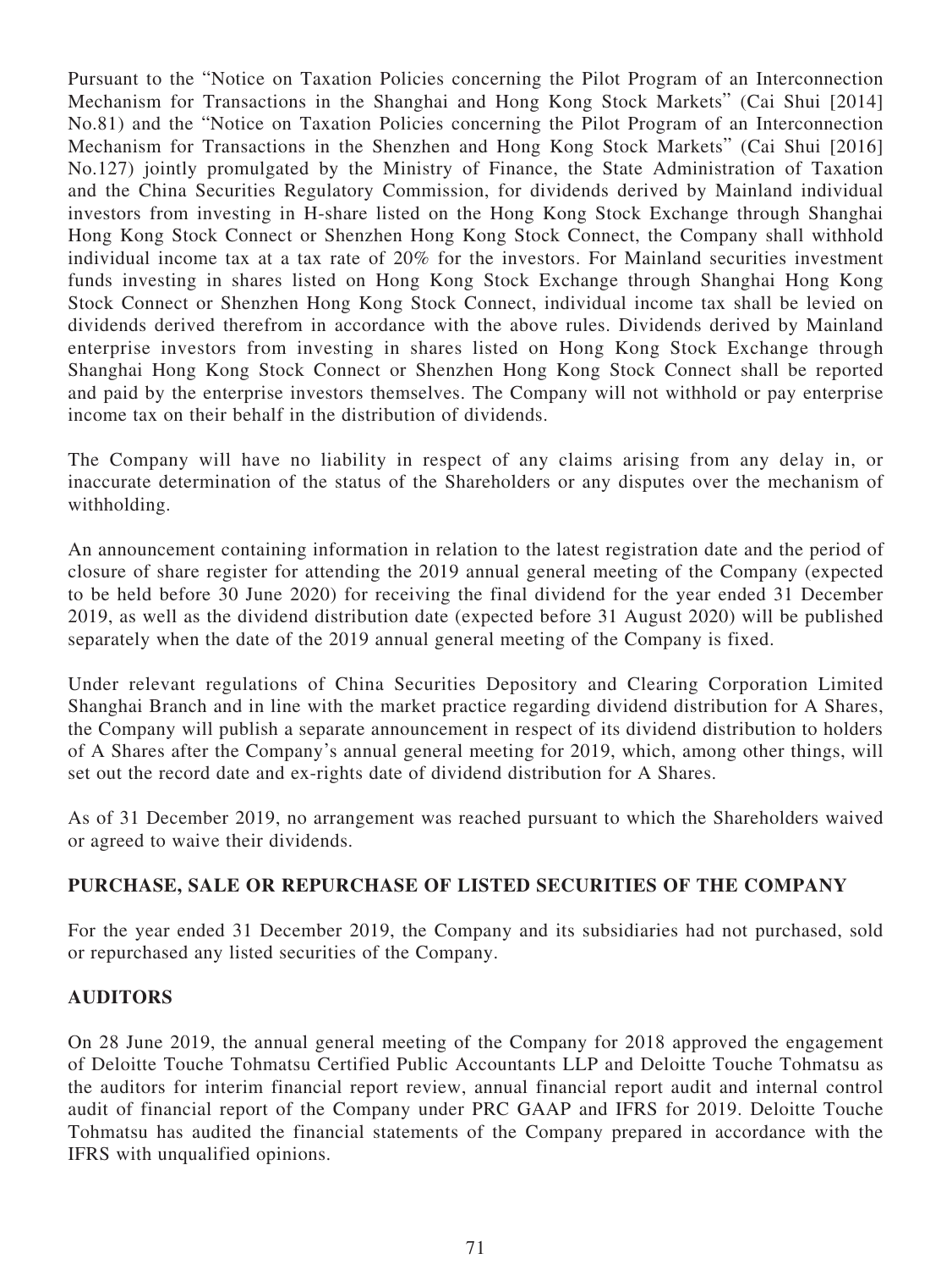Pursuant to the "Notice on Taxation Policies concerning the Pilot Program of an Interconnection Mechanism for Transactions in the Shanghai and Hong Kong Stock Markets" (Cai Shui [2014] No.81) and the "Notice on Taxation Policies concerning the Pilot Program of an Interconnection Mechanism for Transactions in the Shenzhen and Hong Kong Stock Markets" (Cai Shui [2016] No.127) jointly promulgated by the Ministry of Finance, the State Administration of Taxation and the China Securities Regulatory Commission, for dividends derived by Mainland individual investors from investing in H-share listed on the Hong Kong Stock Exchange through Shanghai Hong Kong Stock Connect or Shenzhen Hong Kong Stock Connect, the Company shall withhold individual income tax at a tax rate of 20% for the investors. For Mainland securities investment funds investing in shares listed on Hong Kong Stock Exchange through Shanghai Hong Kong Stock Connect or Shenzhen Hong Kong Stock Connect, individual income tax shall be levied on dividends derived therefrom in accordance with the above rules. Dividends derived by Mainland enterprise investors from investing in shares listed on Hong Kong Stock Exchange through Shanghai Hong Kong Stock Connect or Shenzhen Hong Kong Stock Connect shall be reported and paid by the enterprise investors themselves. The Company will not withhold or pay enterprise income tax on their behalf in the distribution of dividends.

The Company will have no liability in respect of any claims arising from any delay in, or inaccurate determination of the status of the Shareholders or any disputes over the mechanism of withholding.

An announcement containing information in relation to the latest registration date and the period of closure of share register for attending the 2019 annual general meeting of the Company (expected to be held before 30 June 2020) for receiving the final dividend for the year ended 31 December 2019, as well as the dividend distribution date (expected before 31 August 2020) will be published separately when the date of the 2019 annual general meeting of the Company is fixed.

Under relevant regulations of China Securities Depository and Clearing Corporation Limited Shanghai Branch and in line with the market practice regarding dividend distribution for A Shares, the Company will publish a separate announcement in respect of its dividend distribution to holders of A Shares after the Company's annual general meeting for 2019, which, among other things, will set out the record date and ex-rights date of dividend distribution for A Shares.

As of 31 December 2019, no arrangement was reached pursuant to which the Shareholders waived or agreed to waive their dividends.

## PURCHASE, SALE OR REPURCHASE OF LISTED SECURITIES OF THE COMPANY

For the year ended 31 December 2019, the Company and its subsidiaries had not purchased, sold or repurchased any listed securities of the Company.

## AUDITORS

On 28 June 2019, the annual general meeting of the Company for 2018 approved the engagement of Deloitte Touche Tohmatsu Certified Public Accountants LLP and Deloitte Touche Tohmatsu as the auditors for interim financial report review, annual financial report audit and internal control audit of financial report of the Company under PRC GAAP and IFRS for 2019. Deloitte Touche Tohmatsu has audited the financial statements of the Company prepared in accordance with the IFRS with unqualified opinions.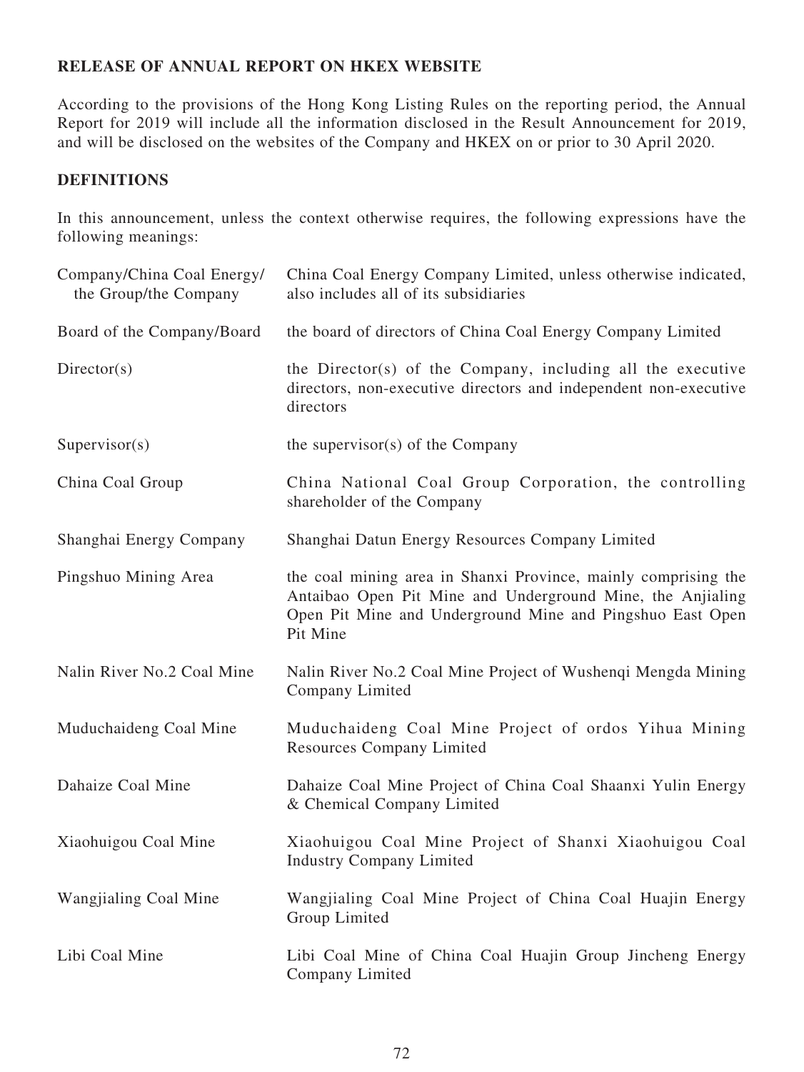## RELEASE OF ANNUAL REPORT ON HKEX WEBSITE

According to the provisions of the Hong Kong Listing Rules on the reporting period, the Annual Report for 2019 will include all the information disclosed in the Result Announcement for 2019, and will be disclosed on the websites of the Company and HKEX on or prior to 30 April 2020.

## DEFINITIONS

In this announcement, unless the context otherwise requires, the following expressions have the following meanings:

| | |
|---|---|
| Company/China Coal Energy/ the Group/the Company | China Coal Energy Company Limited, unless otherwise indicated, also includes all of its subsidiaries |
| Board of the Company/Board | the board of directors of China Coal Energy Company Limited |
| Director(s) | the Director(s) of the Company, including all the executive directors, non-executive directors and independent non-executive directors |
| Supervisor(s) | the supervisor(s) of the Company |
| China Coal Group | China National Coal Group Corporation, the controlling shareholder of the Company |
| Shanghai Energy Company | Shanghai Datun Energy Resources Company Limited |
| Pingshuo Mining Area | the coal mining area in Shanxi Province, mainly comprising the Antaibao Open Pit Mine and Underground Mine, the Anjialing Open Pit Mine and Underground Mine and Pingshuo East Open Pit Mine |
| Nalin River No.2 Coal Mine | Nalin River No.2 Coal Mine Project of Wushenqi Mengda Mining Company Limited |
| Muduchaideng Coal Mine | Muduchaideng Coal Mine Project of ordos Yihua Mining Resources Company Limited |
| Dahaize Coal Mine | Dahaize Coal Mine Project of China Coal Shaanxi Yulin Energy & Chemical Company Limited |
| Xiaohuigou Coal Mine | Xiaohuigou Coal Mine Project of Shanxi Xiaohuigou Coal Industry Company Limited |
| Wangjialing Coal Mine | Wangjialing Coal Mine Project of China Coal Huajin Energy Group Limited |
| Libi Coal Mine | Libi Coal Mine of China Coal Huajin Group Jincheng Energy Company Limited |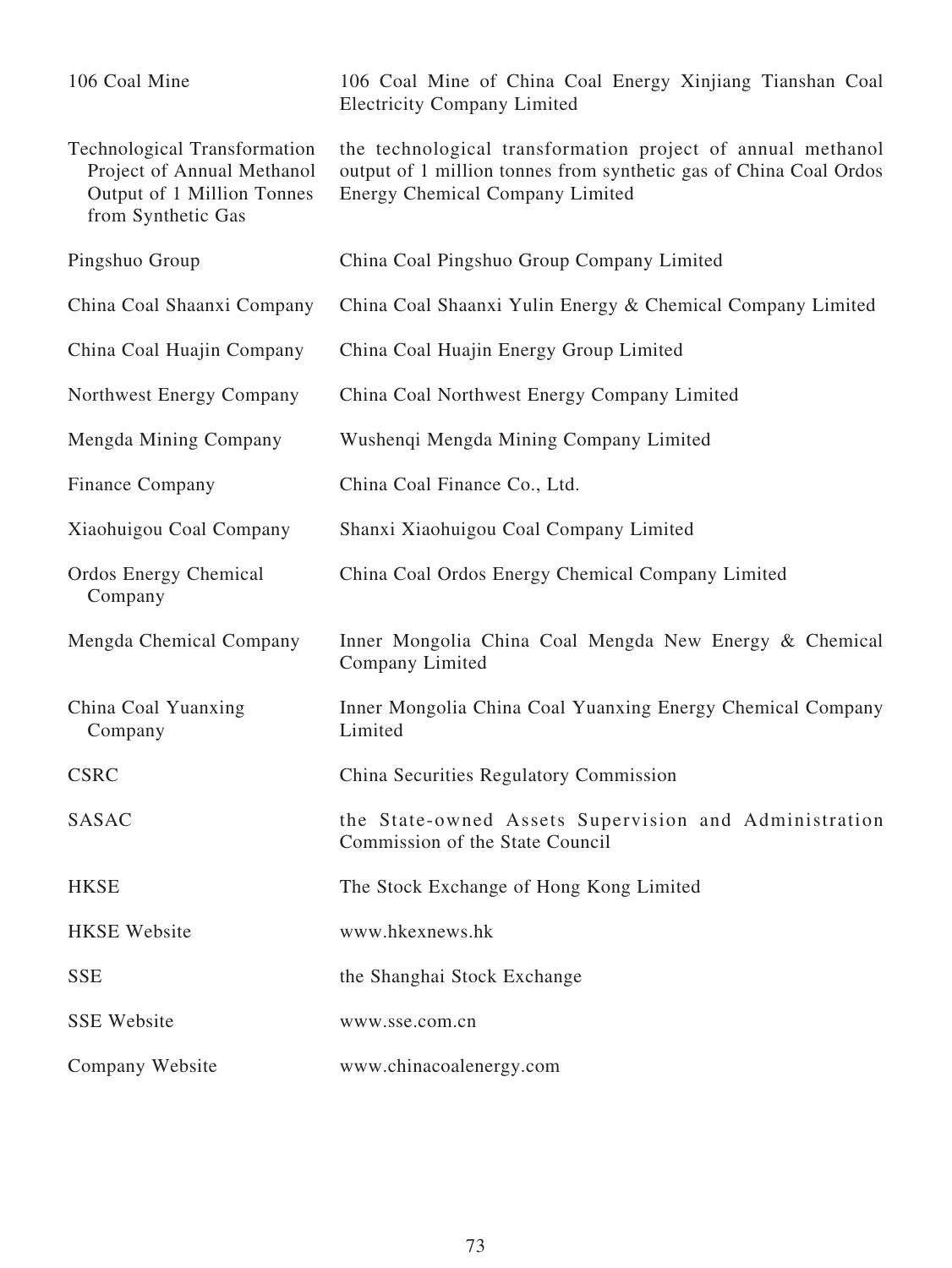| | |
|---|---|
| 106 Coal Mine | 106 Coal Mine of China Coal Energy Xinjiang Tianshan Coal Electricity Company Limited |
| Technological Transformation Project of Annual Methanol Output of 1 Million Tonnes from Synthetic Gas | the technological transformation project of annual methanol output of 1 million tonnes from synthetic gas of China Coal Ordos Energy Chemical Company Limited |
| Pingshuo Group | China Coal Pingshuo Group Company Limited |
| China Coal Shaanxi Company | China Coal Shaanxi Yulin Energy & Chemical Company Limited |
| China Coal Huajin Company | China Coal Huajin Energy Group Limited |
| Northwest Energy Company | China Coal Northwest Energy Company Limited |
| Mengda Mining Company | Wushenqi Mengda Mining Company Limited |
| Finance Company | China Coal Finance Co., Ltd. |
| Xiaohuigou Coal Company | Shanxi Xiaohuigou Coal Company Limited |
| Ordos Energy Chemical Company | China Coal Ordos Energy Chemical Company Limited |
| Mengda Chemical Company | Inner Mongolia China Coal Mengda New Energy & Chemical Company Limited |
| China Coal Yuanxing Company | Inner Mongolia China Coal Yuanxing Energy Chemical Company Limited |
| CSRC | China Securities Regulatory Commission |
| SASAC | the State-owned Assets Supervision and Administration Commission of the State Council |
| HKSE | The Stock Exchange of Hong Kong Limited |
| HKSE Website | www.hkexnews.hk |
| SSE | the Shanghai Stock Exchange |
| SSE Website | www.sse.com.cn |
| Company Website | www.chinacoalenergy.com |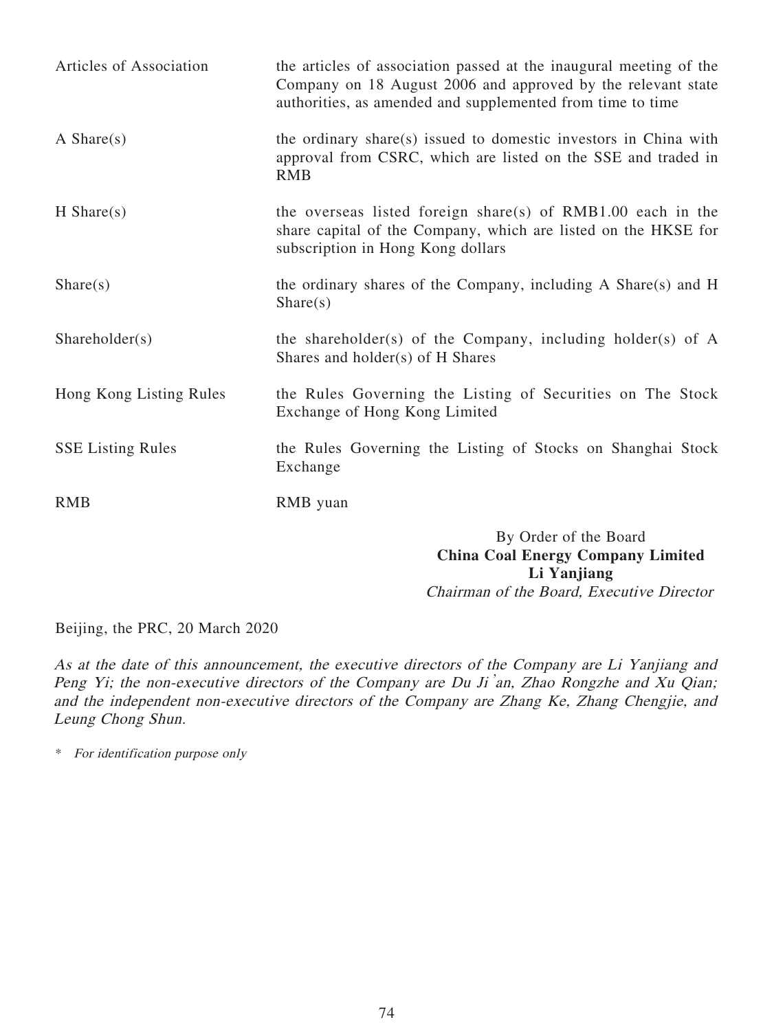| | |
|---|---|
| Articles of Association | the articles of association passed at the inaugural meeting of the Company on 18 August 2006 and approved by the relevant state authorities, as amended and supplemented from time to time |
| A Share(s) | the ordinary share(s) issued to domestic investors in China with approval from CSRC, which are listed on the SSE and traded in RMB |
| H Share(s) | the overseas listed foreign share(s) of RMB1.00 each in the share capital of the Company, which are listed on the HKSE for subscription in Hong Kong dollars |
| Share(s) | the ordinary shares of the Company, including A Share(s) and H Share(s) |
| Shareholder(s) | the shareholder(s) of the Company, including holder(s) of A Shares and holder(s) of H Shares |
| Hong Kong Listing Rules | the Rules Governing the Listing of Securities on The Stock Exchange of Hong Kong Limited |
| SSE Listing Rules | the Rules Governing the Listing of Stocks on Shanghai Stock Exchange |
| RMB | RMB yuan |

By Order of the Board
**China Coal Energy Company Limited**
**Li Yanjiang**
*Chairman of the Board, Executive Director*

Beijing, the PRC, 20 March 2020

*As at the date of this announcement, the executive directors of the Company are Li Yanjiang and Peng Yi; the non-executive directors of the Company are Du Ji'an, Zhao Rongzhe and Xu Qian; and the independent non-executive directors of the Company are Zhang Ke, Zhang Chengjie, and Leung Chong Shun.*

\* *For identification purpose only*